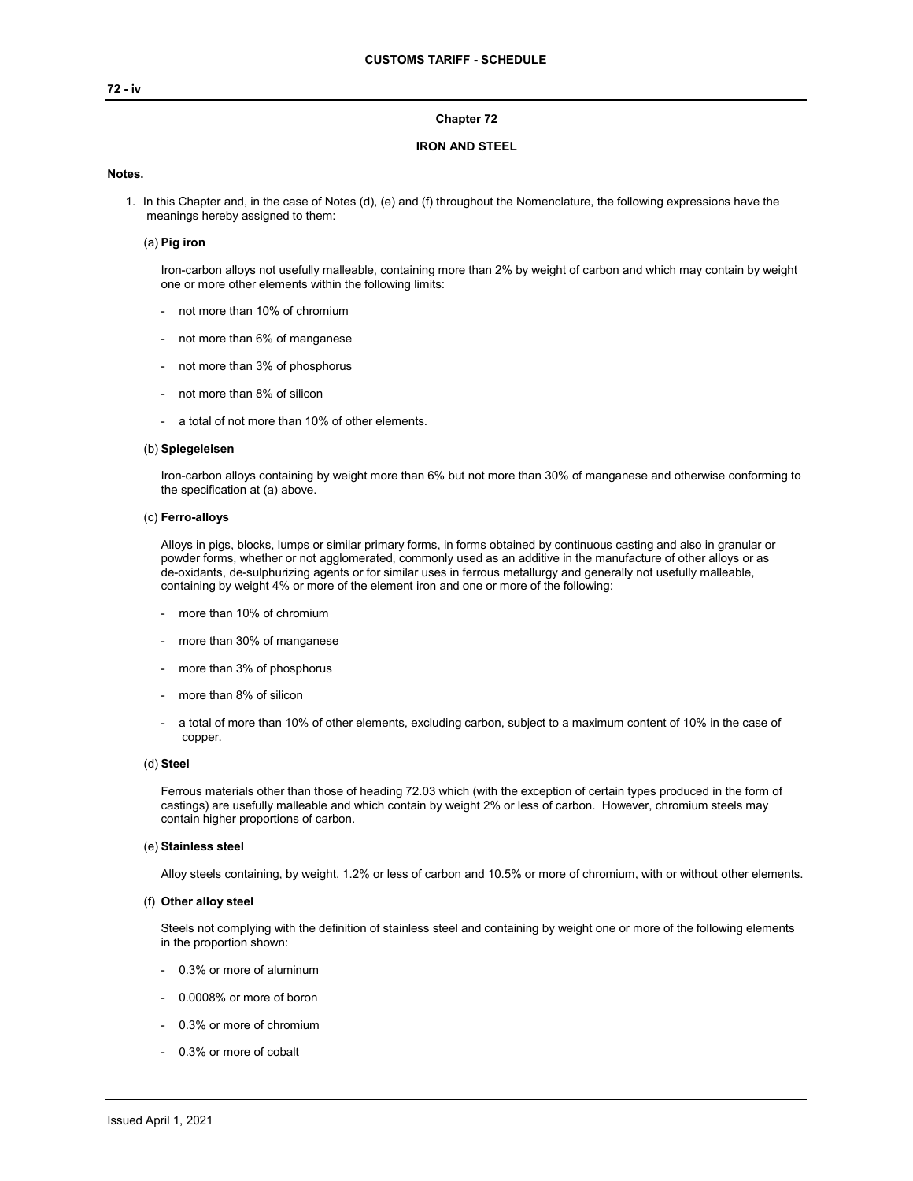## Chapter 72

## IRON AND STEEL

**Notes.**

1. In this Chapter and, in the case of Notes (d), (e) and (f) throughout the Nomenclature, the following expressions have the meanings hereby assigned to them:

   (a) **Pig iron**

   Iron-carbon alloys not usefully malleable, containing more than 2% by weight of carbon and which may contain by weight one or more other elements within the following limits:

   - not more than 10% of chromium
   - not more than 6% of manganese
   - not more than 3% of phosphorus
   - not more than 8% of silicon
   - a total of not more than 10% of other elements.

   (b) **Spiegeleisen**

   Iron-carbon alloys containing by weight more than 6% but not more than 30% of manganese and otherwise conforming to the specification at (a) above.

   (c) **Ferro-alloys**

   Alloys in pigs, blocks, lumps or similar primary forms, in forms obtained by continuous casting and also in granular or powder forms, whether or not agglomerated, commonly used as an additive in the manufacture of other alloys or as de-oxidants, de-sulphurizing agents or for similar uses in ferrous metallurgy and generally not usefully malleable, containing by weight 4% or more of the element iron and one or more of the following:

   - more than 10% of chromium
   - more than 30% of manganese
   - more than 3% of phosphorus
   - more than 8% of silicon
   - a total of more than 10% of other elements, excluding carbon, subject to a maximum content of 10% in the case of copper.

   (d) **Steel**

   Ferrous materials other than those of heading 72.03 which (with the exception of certain types produced in the form of castings) are usefully malleable and which contain by weight 2% or less of carbon. However, chromium steels may contain higher proportions of carbon.

   (e) **Stainless steel**

   Alloy steels containing, by weight, 1.2% or less of carbon and 10.5% or more of chromium, with or without other elements.

   (f) **Other alloy steel**

   Steels not complying with the definition of stainless steel and containing by weight one or more of the following elements in the proportion shown:

   - 0.3% or more of aluminum
   - 0.0008% or more of boron
   - 0.3% or more of chromium
   - 0.3% or more of cobalt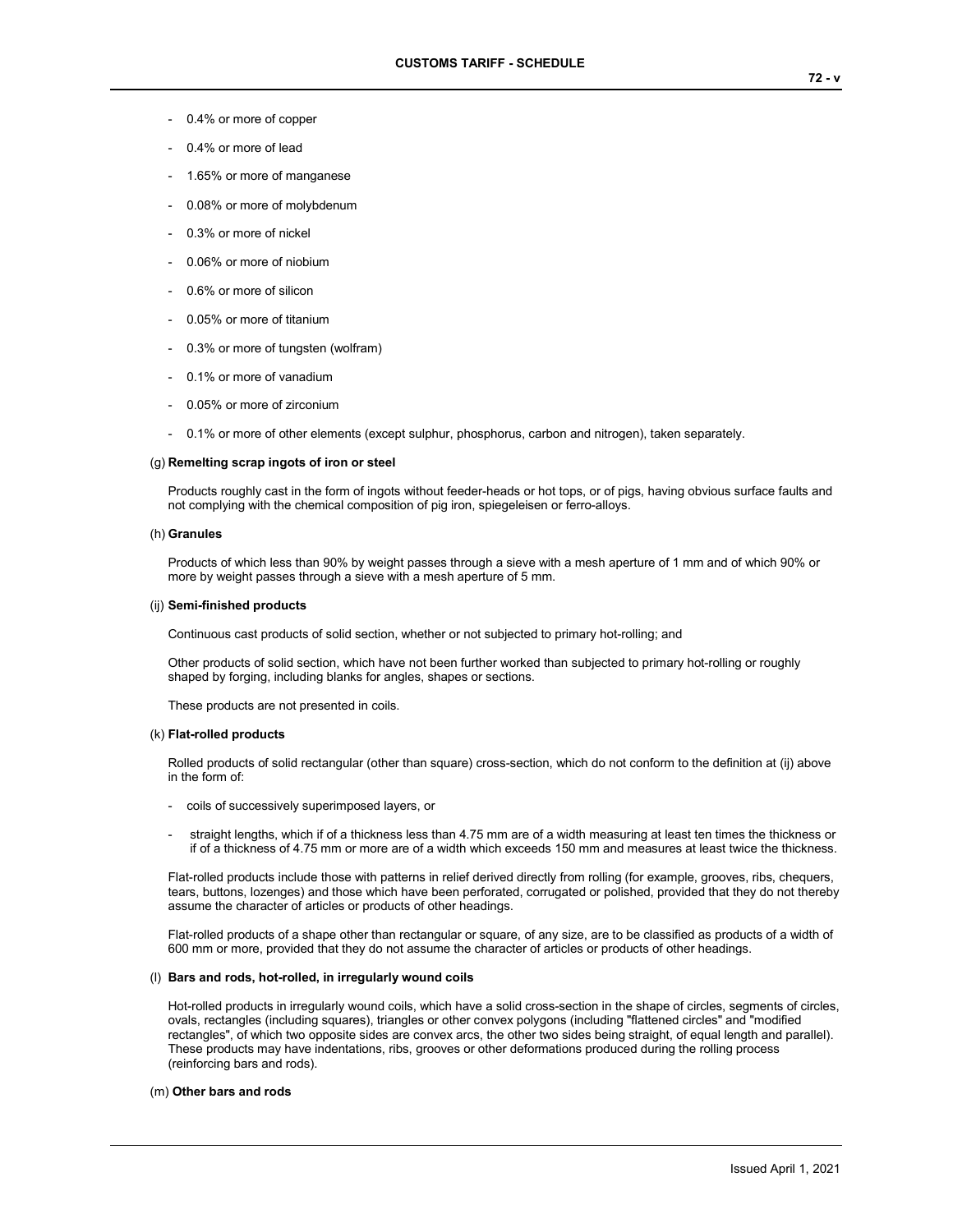- 0.4% or more of copper
- 0.4% or more of lead
- 1.65% or more of manganese
- 0.08% or more of molybdenum
- 0.3% or more of nickel
- 0.06% or more of niobium
- 0.6% or more of silicon
- 0.05% or more of titanium
- 0.3% or more of tungsten (wolfram)
- 0.1% or more of vanadium
- 0.05% or more of zirconium
- 0.1% or more of other elements (except sulphur, phosphorus, carbon and nitrogen), taken separately.

(g) **Remelting scrap ingots of iron or steel**

Products roughly cast in the form of ingots without feeder-heads or hot tops, or of pigs, having obvious surface faults and not complying with the chemical composition of pig iron, spiegeleisen or ferro-alloys.

(h) **Granules**

Products of which less than 90% by weight passes through a sieve with a mesh aperture of 1 mm and of which 90% or more by weight passes through a sieve with a mesh aperture of 5 mm.

(ij) **Semi-finished products**

Continuous cast products of solid section, whether or not subjected to primary hot-rolling; and

Other products of solid section, which have not been further worked than subjected to primary hot-rolling or roughly shaped by forging, including blanks for angles, shapes or sections.

These products are not presented in coils.

(k) **Flat-rolled products**

Rolled products of solid rectangular (other than square) cross-section, which do not conform to the definition at (ij) above in the form of:

- coils of successively superimposed layers, or
- straight lengths, which if of a thickness less than 4.75 mm are of a width measuring at least ten times the thickness or if of a thickness of 4.75 mm or more are of a width which exceeds 150 mm and measures at least twice the thickness.

Flat-rolled products include those with patterns in relief derived directly from rolling (for example, grooves, ribs, chequers, tears, buttons, lozenges) and those which have been perforated, corrugated or polished, provided that they do not thereby assume the character of articles or products of other headings.

Flat-rolled products of a shape other than rectangular or square, of any size, are to be classified as products of a width of 600 mm or more, provided that they do not assume the character of articles or products of other headings.

(l) **Bars and rods, hot-rolled, in irregularly wound coils**

Hot-rolled products in irregularly wound coils, which have a solid cross-section in the shape of circles, segments of circles, ovals, rectangles (including squares), triangles or other convex polygons (including "flattened circles" and "modified rectangles", of which two opposite sides are convex arcs, the other two sides being straight, of equal length and parallel). These products may have indentations, ribs, grooves or other deformations produced during the rolling process (reinforcing bars and rods).

(m) **Other bars and rods**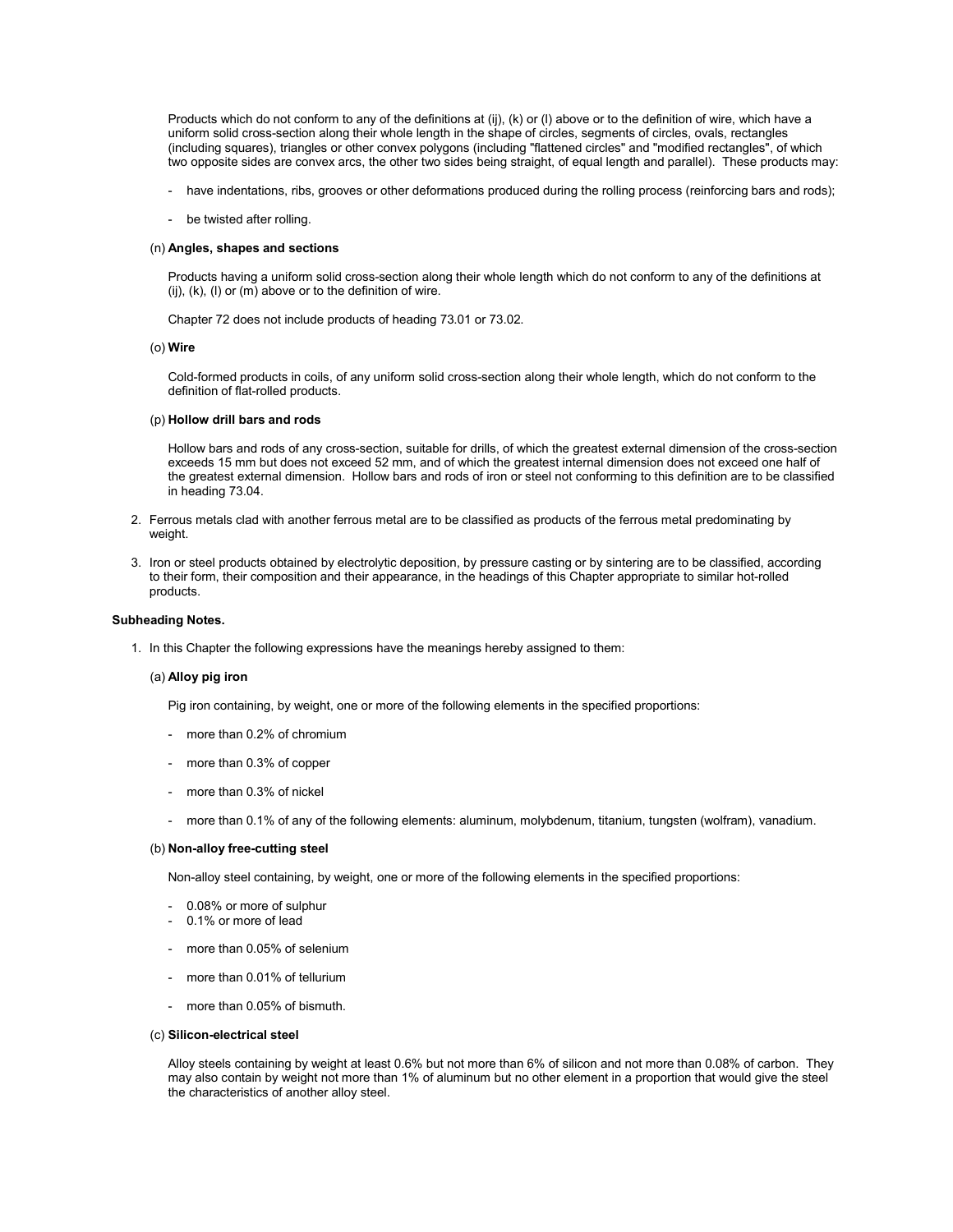Products which do not conform to any of the definitions at (ij), (k) or (l) above or to the definition of wire, which have a uniform solid cross-section along their whole length in the shape of circles, segments of circles, ovals, rectangles (including squares), triangles or other convex polygons (including "flattened circles" and "modified rectangles", of which two opposite sides are convex arcs, the other two sides being straight, of equal length and parallel). These products may:

- have indentations, ribs, grooves or other deformations produced during the rolling process (reinforcing bars and rods);
- be twisted after rolling.

(n) **Angles, shapes and sections**

Products having a uniform solid cross-section along their whole length which do not conform to any of the definitions at (ij), (k), (l) or (m) above or to the definition of wire.

Chapter 72 does not include products of heading 73.01 or 73.02.

(o) **Wire**

Cold-formed products in coils, of any uniform solid cross-section along their whole length, which do not conform to the definition of flat-rolled products.

(p) **Hollow drill bars and rods**

Hollow bars and rods of any cross-section, suitable for drills, of which the greatest external dimension of the cross-section exceeds 15 mm but does not exceed 52 mm, and of which the greatest internal dimension does not exceed one half of the greatest external dimension. Hollow bars and rods of iron or steel not conforming to this definition are to be classified in heading 73.04.

2. Ferrous metals clad with another ferrous metal are to be classified as products of the ferrous metal predominating by weight.

3. Iron or steel products obtained by electrolytic deposition, by pressure casting or by sintering are to be classified, according to their form, their composition and their appearance, in the headings of this Chapter appropriate to similar hot-rolled products.

**Subheading Notes.**

1. In this Chapter the following expressions have the meanings hereby assigned to them:

(a) **Alloy pig iron**

Pig iron containing, by weight, one or more of the following elements in the specified proportions:

- more than 0.2% of chromium
- more than 0.3% of copper
- more than 0.3% of nickel
- more than 0.1% of any of the following elements: aluminum, molybdenum, titanium, tungsten (wolfram), vanadium.

(b) **Non-alloy free-cutting steel**

Non-alloy steel containing, by weight, one or more of the following elements in the specified proportions:

- 0.08% or more of sulphur
- 0.1% or more of lead
- more than 0.05% of selenium
- more than 0.01% of tellurium
- more than 0.05% of bismuth.

(c) **Silicon-electrical steel**

Alloy steels containing by weight at least 0.6% but not more than 6% of silicon and not more than 0.08% of carbon. They may also contain by weight not more than 1% of aluminum but no other element in a proportion that would give the steel the characteristics of another alloy steel.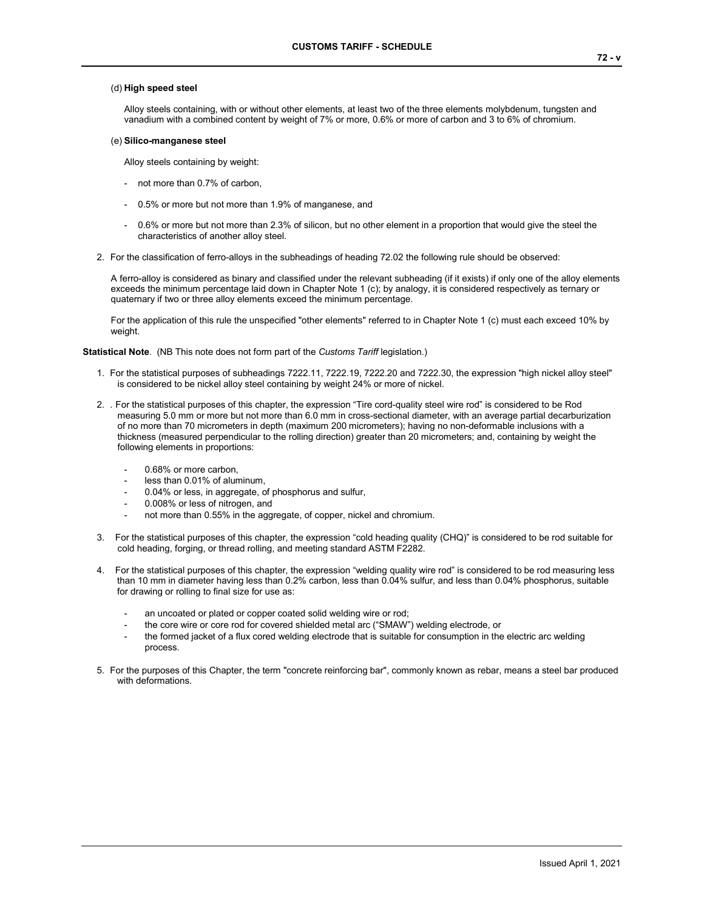(d) **High speed steel**

Alloy steels containing, with or without other elements, at least two of the three elements molybdenum, tungsten and vanadium with a combined content by weight of 7% or more, 0.6% or more of carbon and 3 to 6% of chromium.

(e) **Silico-manganese steel**

Alloy steels containing by weight:

- not more than 0.7% of carbon,
- 0.5% or more but not more than 1.9% of manganese, and
- 0.6% or more but not more than 2.3% of silicon, but no other element in a proportion that would give the steel the characteristics of another alloy steel.

2. For the classification of ferro-alloys in the subheadings of heading 72.02 the following rule should be observed:

   A ferro-alloy is considered as binary and classified under the relevant subheading (if it exists) if only one of the alloy elements exceeds the minimum percentage laid down in Chapter Note 1 (c); by analogy, it is considered respectively as ternary or quaternary if two or three alloy elements exceed the minimum percentage.

   For the application of this rule the unspecified "other elements" referred to in Chapter Note 1 (c) must each exceed 10% by weight.

**Statistical Note**. (NB This note does not form part of the *Customs Tariff* legislation.)

1. For the statistical purposes of subheadings 7222.11, 7222.19, 7222.20 and 7222.30, the expression "high nickel alloy steel" is considered to be nickel alloy steel containing by weight 24% or more of nickel.

2. . For the statistical purposes of this chapter, the expression “Tire cord-quality steel wire rod” is considered to be Rod measuring 5.0 mm or more but not more than 6.0 mm in cross-sectional diameter, with an average partial decarburization of no more than 70 micrometers in depth (maximum 200 micrometers); having no non-deformable inclusions with a thickness (measured perpendicular to the rolling direction) greater than 20 micrometers; and, containing by weight the following elements in proportions:

   - 0.68% or more carbon,
   - less than 0.01% of aluminum,
   - 0.04% or less, in aggregate, of phosphorus and sulfur,
   - 0.008% or less of nitrogen, and
   - not more than 0.55% in the aggregate, of copper, nickel and chromium.

3. For the statistical purposes of this chapter, the expression “cold heading quality (CHQ)” is considered to be rod suitable for cold heading, forging, or thread rolling, and meeting standard ASTM F2282.

4. For the statistical purposes of this chapter, the expression “welding quality wire rod” is considered to be rod measuring less than 10 mm in diameter having less than 0.2% carbon, less than 0.04% sulfur, and less than 0.04% phosphorus, suitable for drawing or rolling to final size for use as:

   - an uncoated or plated or copper coated solid welding wire or rod;
   - the core wire or core rod for covered shielded metal arc (“SMAW”) welding electrode, or
   - the formed jacket of a flux cored welding electrode that is suitable for consumption in the electric arc welding process.

5. For the purposes of this Chapter, the term "concrete reinforcing bar", commonly known as rebar, means a steel bar produced with deformations.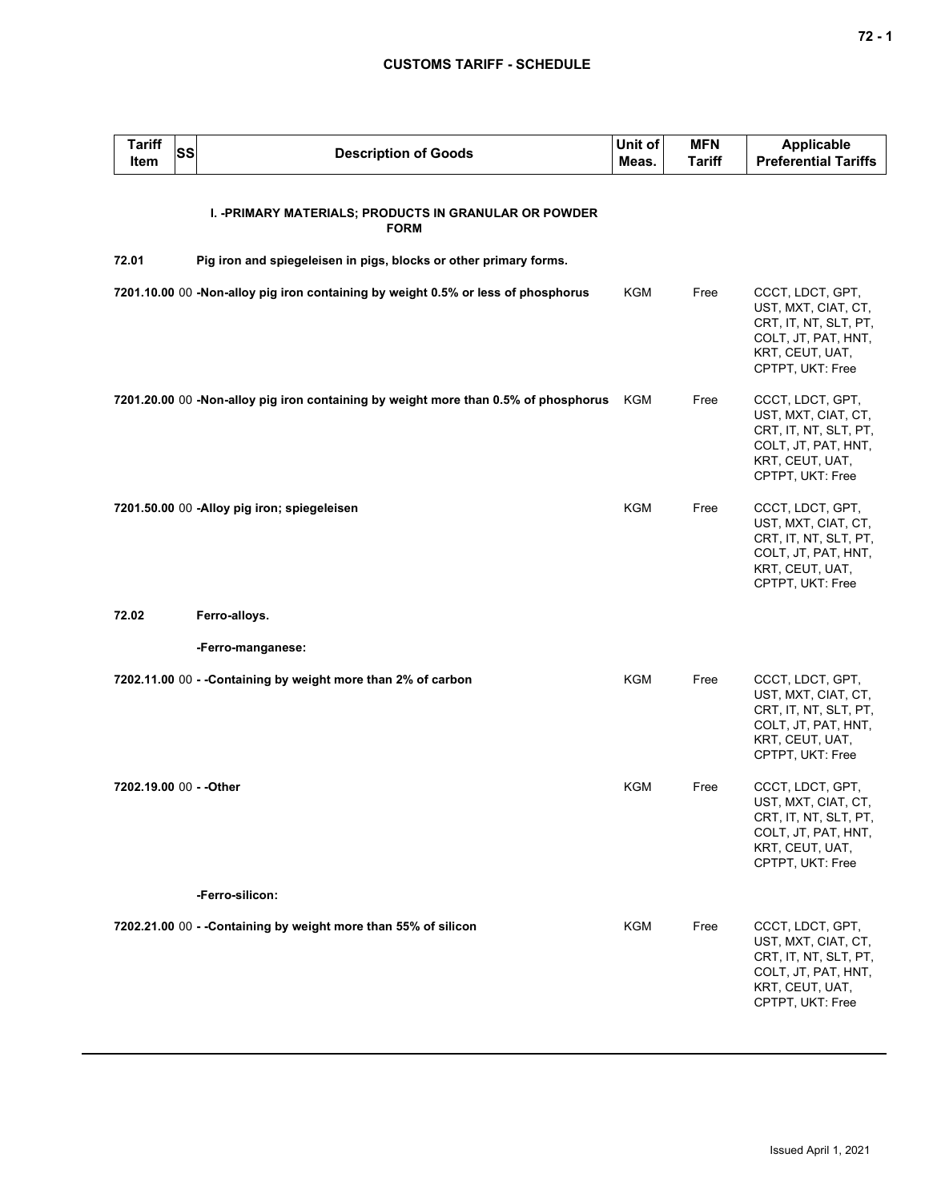| Tariff Item | SS | Description of Goods | Unit of Meas. | MFN Tariff | Applicable Preferential Tariffs |
|---|---|---|---|---|---|
| | | **I. -PRIMARY MATERIALS; PRODUCTS IN GRANULAR OR POWDER FORM** | | | |
| **72.01** | | **Pig iron and spiegeleisen in pigs, blocks or other primary forms.** | | | |
| **7201.10.00** | 00 | **-Non-alloy pig iron containing by weight 0.5% or less of phosphorus** | KGM | Free | CCCT, LDCT, GPT, UST, MXT, CIAT, CT, CRT, IT, NT, SLT, PT, COLT, JT, PAT, HNT, KRT, CEUT, UAT, CPTPT, UKT: Free |
| **7201.20.00** | 00 | **-Non-alloy pig iron containing by weight more than 0.5% of phosphorus** | KGM | Free | CCCT, LDCT, GPT, UST, MXT, CIAT, CT, CRT, IT, NT, SLT, PT, COLT, JT, PAT, HNT, KRT, CEUT, UAT, CPTPT, UKT: Free |
| **7201.50.00** | 00 | **-Alloy pig iron; spiegeleisen** | KGM | Free | CCCT, LDCT, GPT, UST, MXT, CIAT, CT, CRT, IT, NT, SLT, PT, COLT, JT, PAT, HNT, KRT, CEUT, UAT, CPTPT, UKT: Free |
| **72.02** | | **Ferro-alloys.** | | | |
| | | **-Ferro-manganese:** | | | |
| **7202.11.00** | 00 | **- -Containing by weight more than 2% of carbon** | KGM | Free | CCCT, LDCT, GPT, UST, MXT, CIAT, CT, CRT, IT, NT, SLT, PT, COLT, JT, PAT, HNT, KRT, CEUT, UAT, CPTPT, UKT: Free |
| **7202.19.00** | 00 | **- -Other** | KGM | Free | CCCT, LDCT, GPT, UST, MXT, CIAT, CT, CRT, IT, NT, SLT, PT, COLT, JT, PAT, HNT, KRT, CEUT, UAT, CPTPT, UKT: Free |
| | | **-Ferro-silicon:** | | | |
| **7202.21.00** | 00 | **- -Containing by weight more than 55% of silicon** | KGM | Free | CCCT, LDCT, GPT, UST, MXT, CIAT, CT, CRT, IT, NT, SLT, PT, COLT, JT, PAT, HNT, KRT, CEUT, UAT, CPTPT, UKT: Free |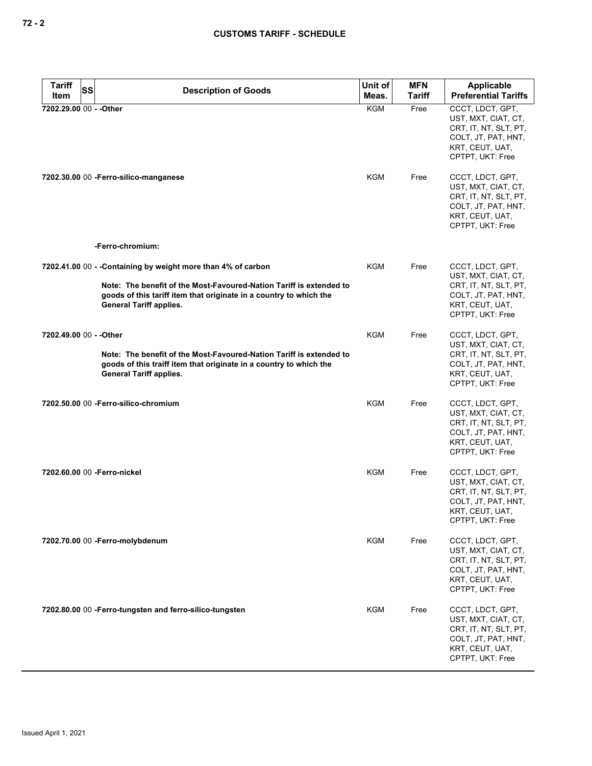| Tariff Item | SS | Description of Goods | Unit of Meas. | MFN Tariff | Applicable Preferential Tariffs |
|---|---|---|---|---|---|
| 7202.29.00 | 00 | - -Other | KGM | Free | CCCT, LDCT, GPT, UST, MXT, CIAT, CT, CRT, IT, NT, SLT, PT, COLT, JT, PAT, HNT, KRT, CEUT, UAT, CPTPT, UKT: Free |
| 7202.30.00 | 00 | -Ferro-silico-manganese | KGM | Free | CCCT, LDCT, GPT, UST, MXT, CIAT, CT, CRT, IT, NT, SLT, PT, COLT, JT, PAT, HNT, KRT, CEUT, UAT, CPTPT, UKT: Free |
| | | -Ferro-chromium: | | | |
| 7202.41.00 | 00 | - -Containing by weight more than 4% of carbon<br><br>Note: The benefit of the Most-Favoured-Nation Tariff is extended to goods of this tariff item that originate in a country to which the General Tariff applies. | KGM | Free | CCCT, LDCT, GPT, UST, MXT, CIAT, CT, CRT, IT, NT, SLT, PT, COLT, JT, PAT, HNT, KRT, CEUT, UAT, CPTPT, UKT: Free |
| 7202.49.00 | 00 | - -Other<br><br>Note: The benefit of the Most-Favoured-Nation Tariff is extended to goods of this traiff item that originate in a country to which the General Tariff applies. | KGM | Free | CCCT, LDCT, GPT, UST, MXT, CIAT, CT, CRT, IT, NT, SLT, PT, COLT, JT, PAT, HNT, KRT, CEUT, UAT, CPTPT, UKT: Free |
| 7202.50.00 | 00 | -Ferro-silico-chromium | KGM | Free | CCCT, LDCT, GPT, UST, MXT, CIAT, CT, CRT, IT, NT, SLT, PT, COLT, JT, PAT, HNT, KRT, CEUT, UAT, CPTPT, UKT: Free |
| 7202.60.00 | 00 | -Ferro-nickel | KGM | Free | CCCT, LDCT, GPT, UST, MXT, CIAT, CT, CRT, IT, NT, SLT, PT, COLT, JT, PAT, HNT, KRT, CEUT, UAT, CPTPT, UKT: Free |
| 7202.70.00 | 00 | -Ferro-molybdenum | KGM | Free | CCCT, LDCT, GPT, UST, MXT, CIAT, CT, CRT, IT, NT, SLT, PT, COLT, JT, PAT, HNT, KRT, CEUT, UAT, CPTPT, UKT: Free |
| 7202.80.00 | 00 | -Ferro-tungsten and ferro-silico-tungsten | KGM | Free | CCCT, LDCT, GPT, UST, MXT, CIAT, CT, CRT, IT, NT, SLT, PT, COLT, JT, PAT, HNT, KRT, CEUT, UAT, CPTPT, UKT: Free |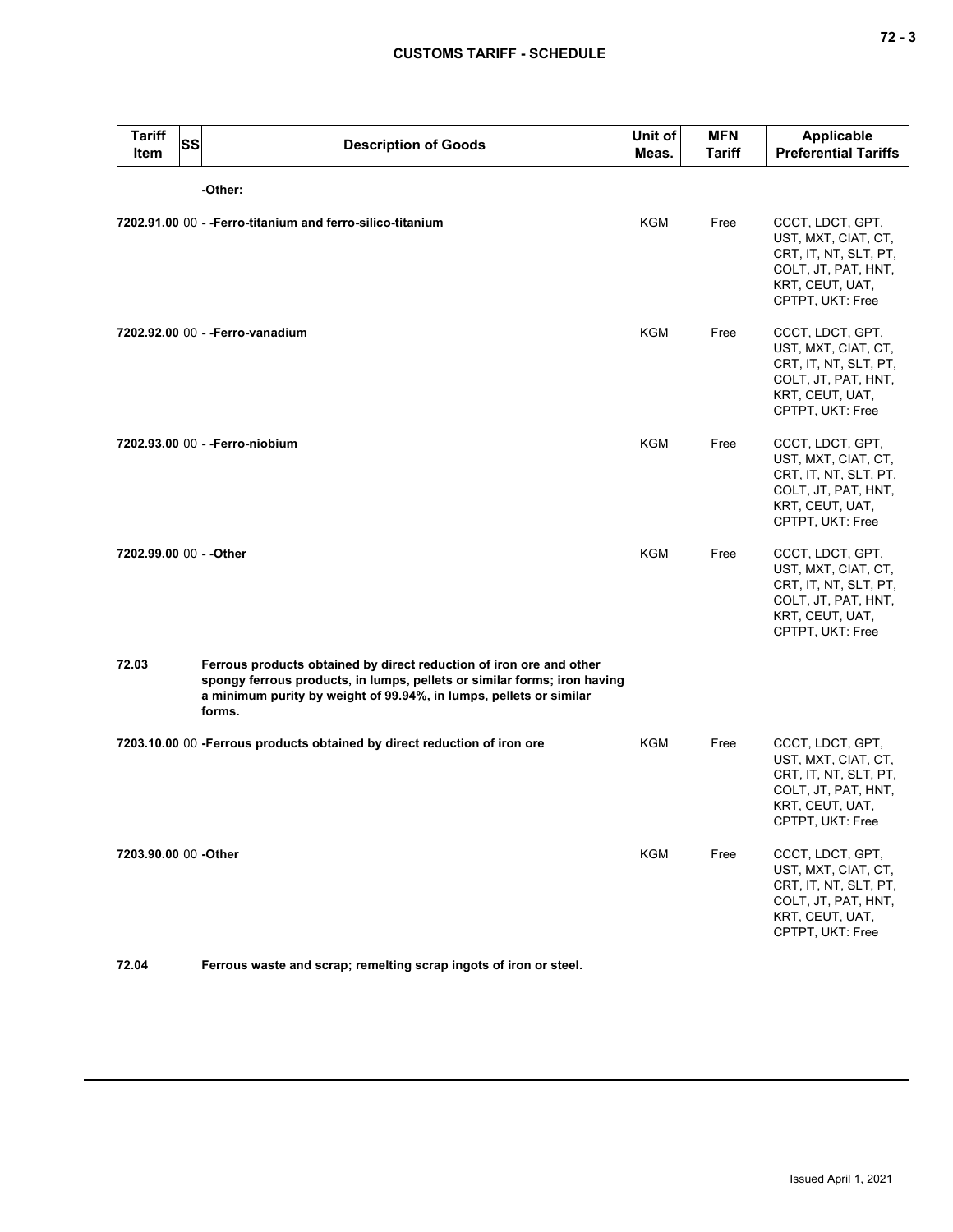| Tariff Item | SS | Description of Goods | Unit of Meas. | MFN Tariff | Applicable Preferential Tariffs |
|---|---|---|---|---|---|
| | | **-Other:** | | | |
| **7202.91.00** | 00 | **- -Ferro-titanium and ferro-silico-titanium** | KGM | Free | CCCT, LDCT, GPT, UST, MXT, CIAT, CT, CRT, IT, NT, SLT, PT, COLT, JT, PAT, HNT, KRT, CEUT, UAT, CPTPT, UKT: Free |
| **7202.92.00** | 00 | **- -Ferro-vanadium** | KGM | Free | CCCT, LDCT, GPT, UST, MXT, CIAT, CT, CRT, IT, NT, SLT, PT, COLT, JT, PAT, HNT, KRT, CEUT, UAT, CPTPT, UKT: Free |
| **7202.93.00** | 00 | **- -Ferro-niobium** | KGM | Free | CCCT, LDCT, GPT, UST, MXT, CIAT, CT, CRT, IT, NT, SLT, PT, COLT, JT, PAT, HNT, KRT, CEUT, UAT, CPTPT, UKT: Free |
| **7202.99.00** | 00 | **- -Other** | KGM | Free | CCCT, LDCT, GPT, UST, MXT, CIAT, CT, CRT, IT, NT, SLT, PT, COLT, JT, PAT, HNT, KRT, CEUT, UAT, CPTPT, UKT: Free |
| **72.03** | | **Ferrous products obtained by direct reduction of iron ore and other spongy ferrous products, in lumps, pellets or similar forms; iron having a minimum purity by weight of 99.94%, in lumps, pellets or similar forms.** | | | |
| **7203.10.00** | 00 | **-Ferrous products obtained by direct reduction of iron ore** | KGM | Free | CCCT, LDCT, GPT, UST, MXT, CIAT, CT, CRT, IT, NT, SLT, PT, COLT, JT, PAT, HNT, KRT, CEUT, UAT, CPTPT, UKT: Free |
| **7203.90.00** | 00 | **-Other** | KGM | Free | CCCT, LDCT, GPT, UST, MXT, CIAT, CT, CRT, IT, NT, SLT, PT, COLT, JT, PAT, HNT, KRT, CEUT, UAT, CPTPT, UKT: Free |
| **72.04** | | **Ferrous waste and scrap; remelting scrap ingots of iron or steel.** | | | |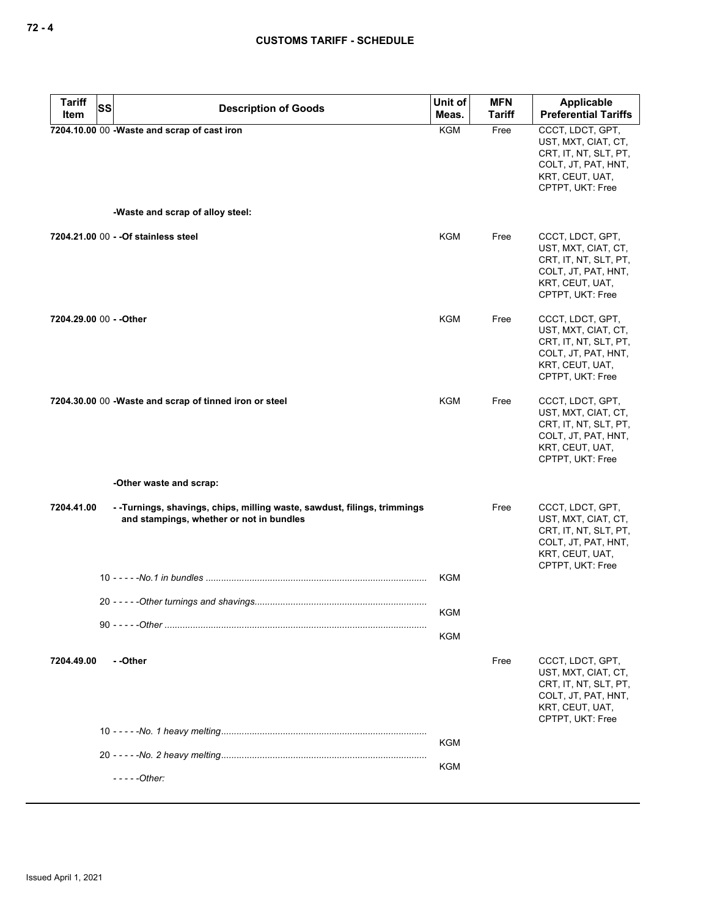## CUSTOMS TARIFF - SCHEDULE

| Tariff Item | SS | Description of Goods | Unit of Meas. | MFN Tariff | Applicable Preferential Tariffs |
|---|---|---|---|---|---|
| 7204.10.00 | 00 | -Waste and scrap of cast iron | KGM | Free | CCCT, LDCT, GPT, UST, MXT, CIAT, CT, CRT, IT, NT, SLT, PT, COLT, JT, PAT, HNT, KRT, CEUT, UAT, CPTPT, UKT: Free |
| | | -Waste and scrap of alloy steel: | | | |
| 7204.21.00 | 00 | - -Of stainless steel | KGM | Free | CCCT, LDCT, GPT, UST, MXT, CIAT, CT, CRT, IT, NT, SLT, PT, COLT, JT, PAT, HNT, KRT, CEUT, UAT, CPTPT, UKT: Free |
| 7204.29.00 | 00 | - -Other | KGM | Free | CCCT, LDCT, GPT, UST, MXT, CIAT, CT, CRT, IT, NT, SLT, PT, COLT, JT, PAT, HNT, KRT, CEUT, UAT, CPTPT, UKT: Free |
| 7204.30.00 | 00 | -Waste and scrap of tinned iron or steel | KGM | Free | CCCT, LDCT, GPT, UST, MXT, CIAT, CT, CRT, IT, NT, SLT, PT, COLT, JT, PAT, HNT, KRT, CEUT, UAT, CPTPT, UKT: Free |
| | | -Other waste and scrap: | | | |
| 7204.41.00 | | - -Turnings, shavings, chips, milling waste, sawdust, filings, trimmings and stampings, whether or not in bundles | | Free | CCCT, LDCT, GPT, UST, MXT, CIAT, CT, CRT, IT, NT, SLT, PT, COLT, JT, PAT, HNT, KRT, CEUT, UAT, CPTPT, UKT: Free |
| | 10 | - - - - -*No.1 in bundles* | KGM | | |
| | 20 | - - - - -*Other turnings and shavings* | KGM | | |
| | 90 | - - - - -*Other* | KGM | | |
| 7204.49.00 | | - -Other | | Free | CCCT, LDCT, GPT, UST, MXT, CIAT, CT, CRT, IT, NT, SLT, PT, COLT, JT, PAT, HNT, KRT, CEUT, UAT, CPTPT, UKT: Free |
| | 10 | - - - - -*No. 1 heavy melting* | KGM | | |
| | 20 | - - - - -*No. 2 heavy melting* | KGM | | |
| | | - - - - -*Other:* | | | |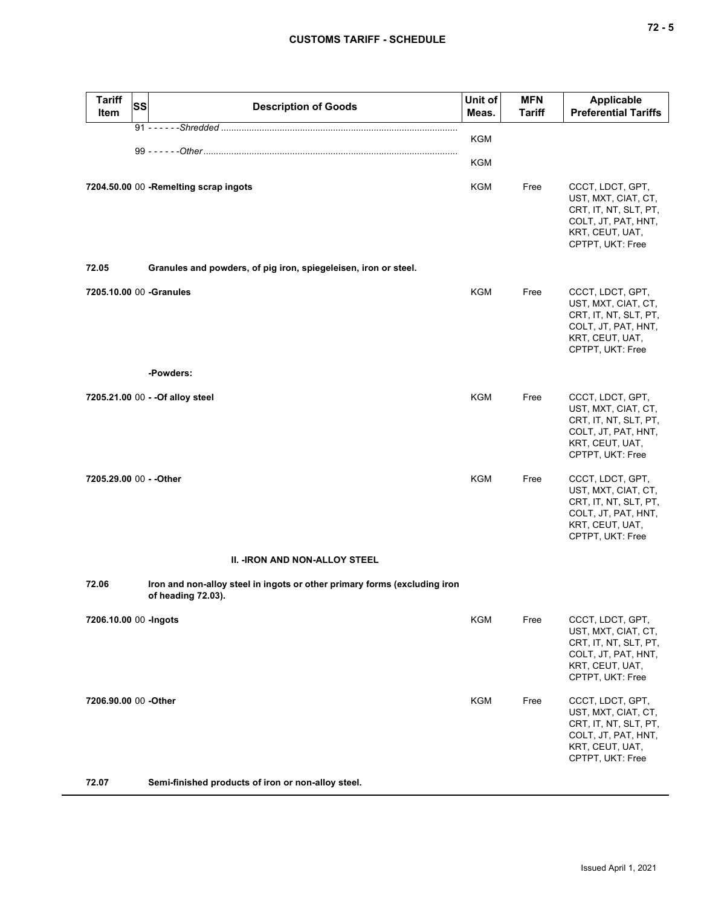| Tariff Item | SS | Description of Goods | Unit of Meas. | MFN Tariff | Applicable Preferential Tariffs |
|---|---|---|---|---|---|
| | 91 | - - - - - -*Shredded* | KGM | | |
| | 99 | - - - - - -*Other* | KGM | | |
| **7204.50.00** | 00 | **-Remelting scrap ingots** | KGM | Free | CCCT, LDCT, GPT, UST, MXT, CIAT, CT, CRT, IT, NT, SLT, PT, COLT, JT, PAT, HNT, KRT, CEUT, UAT, CPTPT, UKT: Free |
| **72.05** | | **Granules and powders, of pig iron, spiegeleisen, iron or steel.** | | | |
| **7205.10.00** | 00 | **-Granules** | KGM | Free | CCCT, LDCT, GPT, UST, MXT, CIAT, CT, CRT, IT, NT, SLT, PT, COLT, JT, PAT, HNT, KRT, CEUT, UAT, CPTPT, UKT: Free |
| | | **-Powders:** | | | |
| **7205.21.00** | 00 | **- -Of alloy steel** | KGM | Free | CCCT, LDCT, GPT, UST, MXT, CIAT, CT, CRT, IT, NT, SLT, PT, COLT, JT, PAT, HNT, KRT, CEUT, UAT, CPTPT, UKT: Free |
| **7205.29.00** | 00 | **- -Other** | KGM | Free | CCCT, LDCT, GPT, UST, MXT, CIAT, CT, CRT, IT, NT, SLT, PT, COLT, JT, PAT, HNT, KRT, CEUT, UAT, CPTPT, UKT: Free |
| | | **II. -IRON AND NON-ALLOY STEEL** | | | |
| **72.06** | | **Iron and non-alloy steel in ingots or other primary forms (excluding iron of heading 72.03).** | | | |
| **7206.10.00** | 00 | **-Ingots** | KGM | Free | CCCT, LDCT, GPT, UST, MXT, CIAT, CT, CRT, IT, NT, SLT, PT, COLT, JT, PAT, HNT, KRT, CEUT, UAT, CPTPT, UKT: Free |
| **7206.90.00** | 00 | **-Other** | KGM | Free | CCCT, LDCT, GPT, UST, MXT, CIAT, CT, CRT, IT, NT, SLT, PT, COLT, JT, PAT, HNT, KRT, CEUT, UAT, CPTPT, UKT: Free |
| **72.07** | | **Semi-finished products of iron or non-alloy steel.** | | | |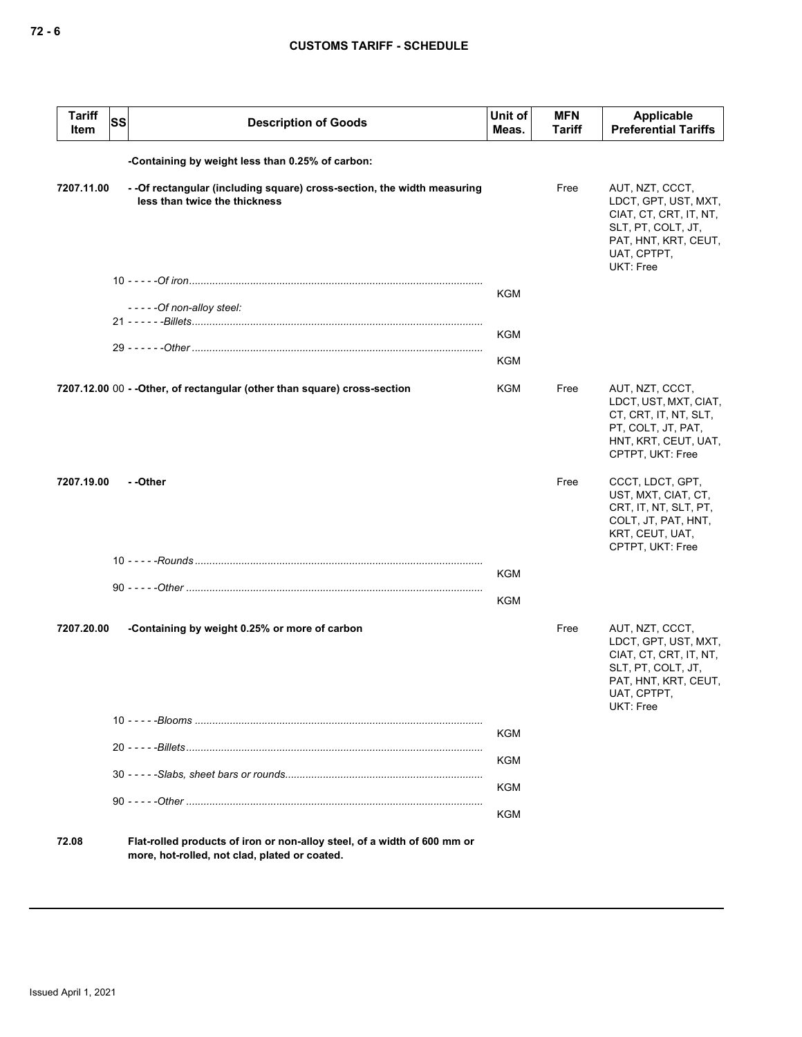| Tariff Item | SS | Description of Goods | Unit of Meas. | MFN Tariff | Applicable Preferential Tariffs |
|---|---|---|---|---|---|
| | | **-Containing by weight less than 0.25% of carbon:** | | | |
| 7207.11.00 | | **- -Of rectangular (including square) cross-section, the width measuring less than twice the thickness** | | Free | AUT, NZT, CCCT, LDCT, GPT, UST, MXT, CIAT, CT, CRT, IT, NT, SLT, PT, COLT, JT, PAT, HNT, KRT, CEUT, UAT, CPTPT, UKT: Free |
| | 10 | - - - - -*Of iron* | KGM | | |
| | | - - - - -*Of non-alloy steel:* | | | |
| | 21 | - - - - - -*Billets* | KGM | | |
| | 29 | - - - - - -*Other* | KGM | | |
| 7207.12.00 | 00 | **- -Other, of rectangular (other than square) cross-section** | KGM | Free | AUT, NZT, CCCT, LDCT, UST, MXT, CIAT, CT, CRT, IT, NT, SLT, PT, COLT, JT, PAT, HNT, KRT, CEUT, UAT, CPTPT, UKT: Free |
| 7207.19.00 | | **- -Other** | | Free | CCCT, LDCT, GPT, UST, MXT, CIAT, CT, CRT, IT, NT, SLT, PT, COLT, JT, PAT, HNT, KRT, CEUT, UAT, CPTPT, UKT: Free |
| | 10 | - - - - -*Rounds* | KGM | | |
| | 90 | - - - - -*Other* | KGM | | |
| 7207.20.00 | | **-Containing by weight 0.25% or more of carbon** | | Free | AUT, NZT, CCCT, LDCT, GPT, UST, MXT, CIAT, CT, CRT, IT, NT, SLT, PT, COLT, JT, PAT, HNT, KRT, CEUT, UAT, CPTPT, UKT: Free |
| | 10 | - - - - -*Blooms* | KGM | | |
| | 20 | - - - - -*Billets* | KGM | | |
| | 30 | - - - - -*Slabs, sheet bars or rounds* | KGM | | |
| | 90 | - - - - -*Other* | KGM | | |
| 72.08 | | **Flat-rolled products of iron or non-alloy steel, of a width of 600 mm or more, hot-rolled, not clad, plated or coated.** | | | |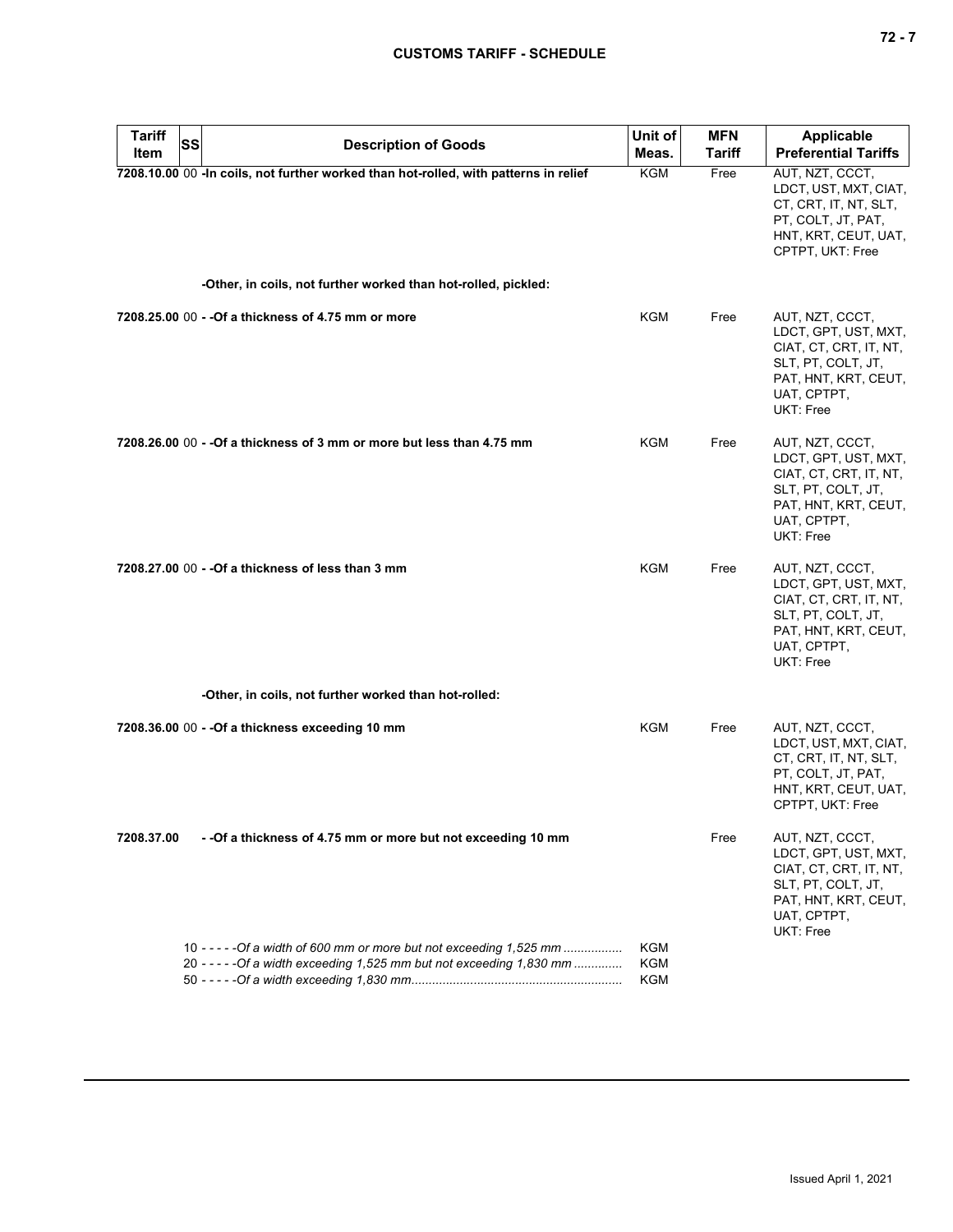| Tariff Item | SS | Description of Goods | Unit of Meas. | MFN Tariff | Applicable Preferential Tariffs |
|---|---|---|---|---|---|
| 7208.10.00 | 00 | **-In coils, not further worked than hot-rolled, with patterns in relief** | KGM | Free | AUT, NZT, CCCT, LDCT, UST, MXT, CIAT, CT, CRT, IT, NT, SLT, PT, COLT, JT, PAT, HNT, KRT, CEUT, UAT, CPTPT, UKT: Free |
| | | **-Other, in coils, not further worked than hot-rolled, pickled:** | | | |
| 7208.25.00 | 00 | **- -Of a thickness of 4.75 mm or more** | KGM | Free | AUT, NZT, CCCT, LDCT, GPT, UST, MXT, CIAT, CT, CRT, IT, NT, SLT, PT, COLT, JT, PAT, HNT, KRT, CEUT, UAT, CPTPT, UKT: Free |
| 7208.26.00 | 00 | **- -Of a thickness of 3 mm or more but less than 4.75 mm** | KGM | Free | AUT, NZT, CCCT, LDCT, GPT, UST, MXT, CIAT, CT, CRT, IT, NT, SLT, PT, COLT, JT, PAT, HNT, KRT, CEUT, UAT, CPTPT, UKT: Free |
| 7208.27.00 | 00 | **- -Of a thickness of less than 3 mm** | KGM | Free | AUT, NZT, CCCT, LDCT, GPT, UST, MXT, CIAT, CT, CRT, IT, NT, SLT, PT, COLT, JT, PAT, HNT, KRT, CEUT, UAT, CPTPT, UKT: Free |
| | | **-Other, in coils, not further worked than hot-rolled:** | | | |
| 7208.36.00 | 00 | **- -Of a thickness exceeding 10 mm** | KGM | Free | AUT, NZT, CCCT, LDCT, UST, MXT, CIAT, CT, CRT, IT, NT, SLT, PT, COLT, JT, PAT, HNT, KRT, CEUT, UAT, CPTPT, UKT: Free |
| 7208.37.00 | | **- -Of a thickness of 4.75 mm or more but not exceeding 10 mm** | | Free | AUT, NZT, CCCT, LDCT, GPT, UST, MXT, CIAT, CT, CRT, IT, NT, SLT, PT, COLT, JT, PAT, HNT, KRT, CEUT, UAT, CPTPT, UKT: Free |
| | 10 | *- - - - -Of a width of 600 mm or more but not exceeding 1,525 mm* | KGM | | |
| | 20 | *- - - - -Of a width exceeding 1,525 mm but not exceeding 1,830 mm* | KGM | | |
| | 50 | *- - - - -Of a width exceeding 1,830 mm* | KGM | | |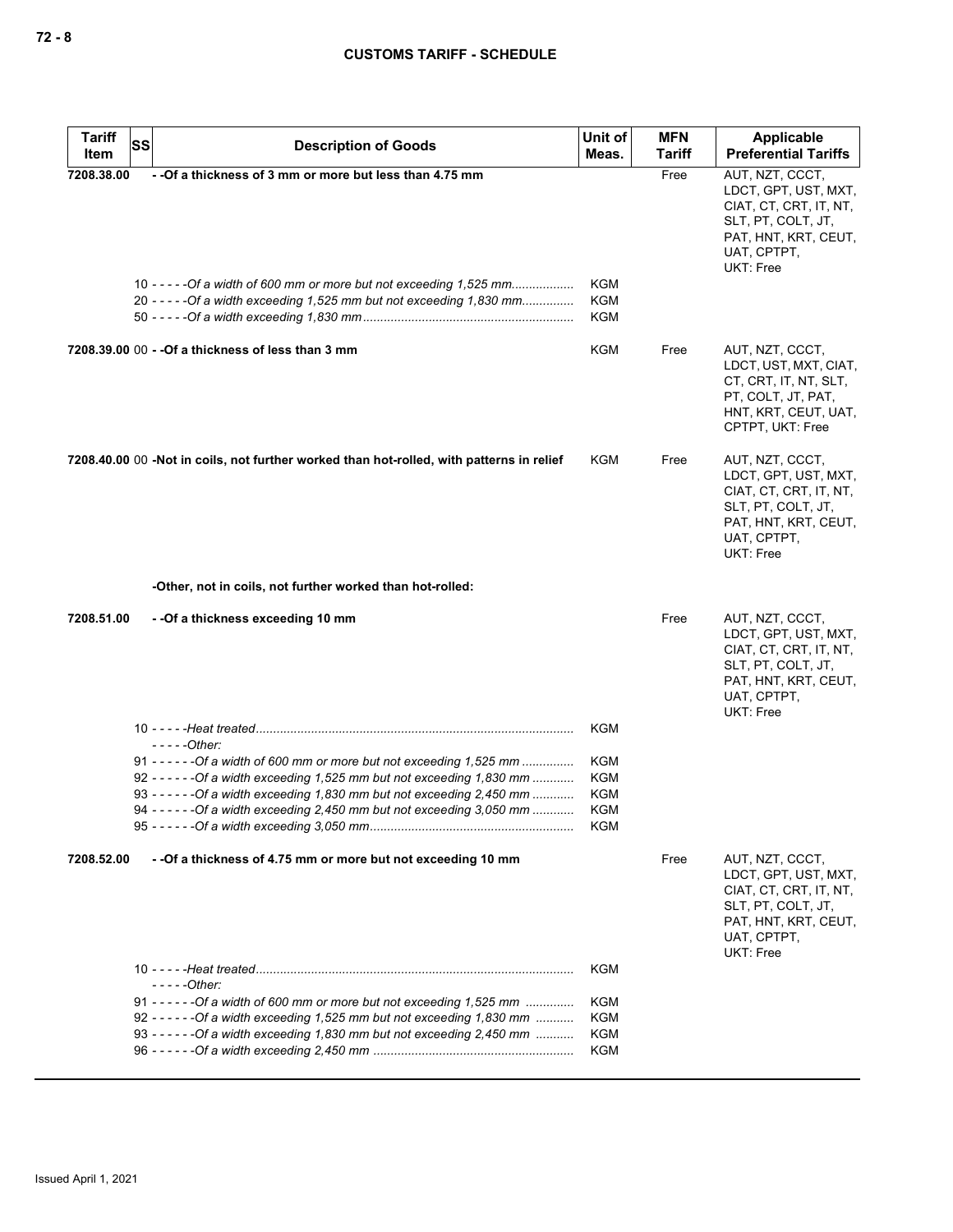| Tariff Item | SS | Description of Goods | Unit of Meas. | MFN Tariff | Applicable Preferential Tariffs |
|---|---|---|---|---|---|
| 7208.38.00 | | - -Of a thickness of 3 mm or more but less than 4.75 mm | | Free | AUT, NZT, CCCT, LDCT, GPT, UST, MXT, CIAT, CT, CRT, IT, NT, SLT, PT, COLT, JT, PAT, HNT, KRT, CEUT, UAT, CPTPT, UKT: Free |
| | 10 | - - - - -*Of a width of 600 mm or more but not exceeding 1,525 mm* | KGM | | |
| | 20 | - - - - -*Of a width exceeding 1,525 mm but not exceeding 1,830 mm* | KGM | | |
| | 50 | - - - - -*Of a width exceeding 1,830 mm* | KGM | | |
| 7208.39.00 | 00 | - -Of a thickness of less than 3 mm | KGM | Free | AUT, NZT, CCCT, LDCT, UST, MXT, CIAT, CT, CRT, IT, NT, SLT, PT, COLT, JT, PAT, HNT, KRT, CEUT, UAT, CPTPT, UKT: Free |
| 7208.40.00 | 00 | -Not in coils, not further worked than hot-rolled, with patterns in relief | KGM | Free | AUT, NZT, CCCT, LDCT, GPT, UST, MXT, CIAT, CT, CRT, IT, NT, SLT, PT, COLT, JT, PAT, HNT, KRT, CEUT, UAT, CPTPT, UKT: Free |
| | | -Other, not in coils, not further worked than hot-rolled: | | | |
| 7208.51.00 | | - -Of a thickness exceeding 10 mm | | Free | AUT, NZT, CCCT, LDCT, GPT, UST, MXT, CIAT, CT, CRT, IT, NT, SLT, PT, COLT, JT, PAT, HNT, KRT, CEUT, UAT, CPTPT, UKT: Free |
| | 10 | - - - - -*Heat treated* | KGM | | |
| | | - - - - -*Other:* | | | |
| | 91 | - - - - - -*Of a width of 600 mm or more but not exceeding 1,525 mm* | KGM | | |
| | 92 | - - - - - -*Of a width exceeding 1,525 mm but not exceeding 1,830 mm* | KGM | | |
| | 93 | - - - - - -*Of a width exceeding 1,830 mm but not exceeding 2,450 mm* | KGM | | |
| | 94 | - - - - - -*Of a width exceeding 2,450 mm but not exceeding 3,050 mm* | KGM | | |
| | 95 | - - - - - -*Of a width exceeding 3,050 mm* | KGM | | |
| 7208.52.00 | | - -Of a thickness of 4.75 mm or more but not exceeding 10 mm | | Free | AUT, NZT, CCCT, LDCT, GPT, UST, MXT, CIAT, CT, CRT, IT, NT, SLT, PT, COLT, JT, PAT, HNT, KRT, CEUT, UAT, CPTPT, UKT: Free |
| | 10 | - - - - -*Heat treated* | KGM | | |
| | | - - - - -*Other:* | | | |
| | 91 | - - - - - -*Of a width of 600 mm or more but not exceeding 1,525 mm* | KGM | | |
| | 92 | - - - - - -*Of a width exceeding 1,525 mm but not exceeding 1,830 mm* | KGM | | |
| | 93 | - - - - - -*Of a width exceeding 1,830 mm but not exceeding 2,450 mm* | KGM | | |
| | 96 | - - - - - -*Of a width exceeding 2,450 mm* | KGM | | |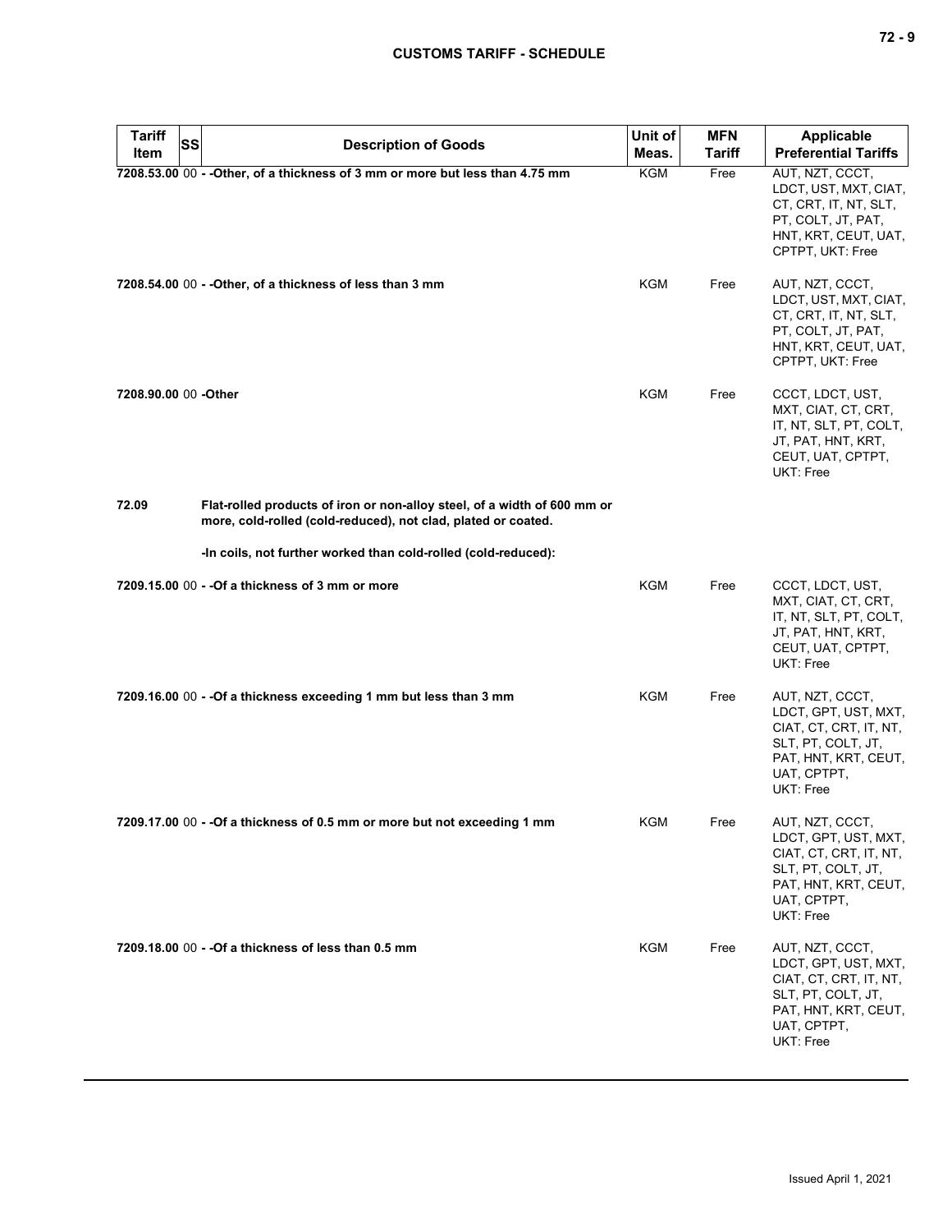| Tariff Item | SS | Description of Goods | Unit of Meas. | MFN Tariff | Applicable Preferential Tariffs |
|---|---|---|---|---|---|
| **7208.53.00** | 00 | **- -Other, of a thickness of 3 mm or more but less than 4.75 mm** | KGM | Free | AUT, NZT, CCCT, LDCT, UST, MXT, CIAT, CT, CRT, IT, NT, SLT, PT, COLT, JT, PAT, HNT, KRT, CEUT, UAT, CPTPT, UKT: Free |
| **7208.54.00** | 00 | **- -Other, of a thickness of less than 3 mm** | KGM | Free | AUT, NZT, CCCT, LDCT, UST, MXT, CIAT, CT, CRT, IT, NT, SLT, PT, COLT, JT, PAT, HNT, KRT, CEUT, UAT, CPTPT, UKT: Free |
| **7208.90.00** | 00 | **-Other** | KGM | Free | CCCT, LDCT, UST, MXT, CIAT, CT, CRT, IT, NT, SLT, PT, COLT, JT, PAT, HNT, KRT, CEUT, UAT, CPTPT, UKT: Free |
| **72.09** | | **Flat-rolled products of iron or non-alloy steel, of a width of 600 mm or more, cold-rolled (cold-reduced), not clad, plated or coated.** | | | |
| | | **-In coils, not further worked than cold-rolled (cold-reduced):** | | | |
| **7209.15.00** | 00 | **- -Of a thickness of 3 mm or more** | KGM | Free | CCCT, LDCT, UST, MXT, CIAT, CT, CRT, IT, NT, SLT, PT, COLT, JT, PAT, HNT, KRT, CEUT, UAT, CPTPT, UKT: Free |
| **7209.16.00** | 00 | **- -Of a thickness exceeding 1 mm but less than 3 mm** | KGM | Free | AUT, NZT, CCCT, LDCT, GPT, UST, MXT, CIAT, CT, CRT, IT, NT, SLT, PT, COLT, JT, PAT, HNT, KRT, CEUT, UAT, CPTPT, UKT: Free |
| **7209.17.00** | 00 | **- -Of a thickness of 0.5 mm or more but not exceeding 1 mm** | KGM | Free | AUT, NZT, CCCT, LDCT, GPT, UST, MXT, CIAT, CT, CRT, IT, NT, SLT, PT, COLT, JT, PAT, HNT, KRT, CEUT, UAT, CPTPT, UKT: Free |
| **7209.18.00** | 00 | **- -Of a thickness of less than 0.5 mm** | KGM | Free | AUT, NZT, CCCT, LDCT, GPT, UST, MXT, CIAT, CT, CRT, IT, NT, SLT, PT, COLT, JT, PAT, HNT, KRT, CEUT, UAT, CPTPT, UKT: Free |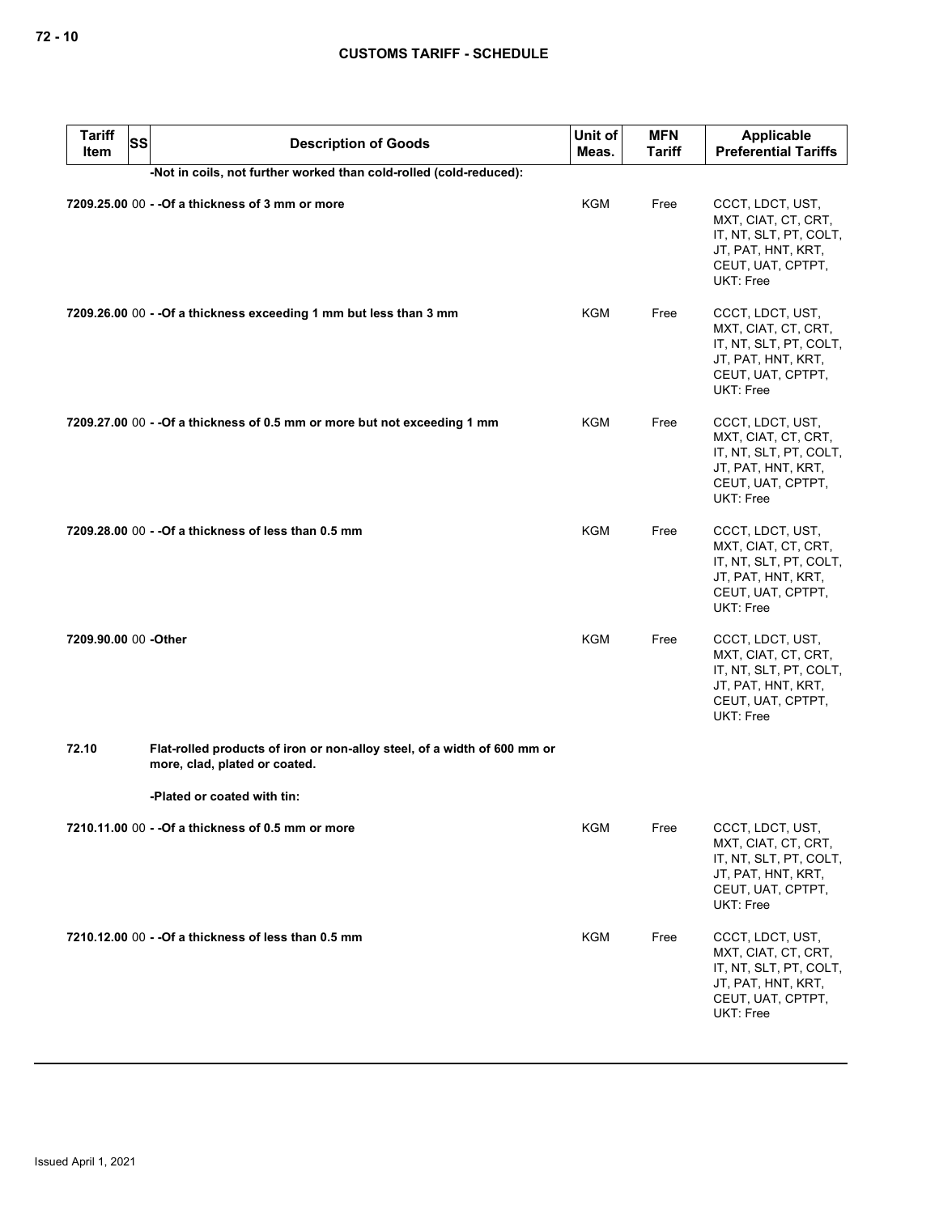| Tariff Item | SS | Description of Goods | Unit of Meas. | MFN Tariff | Applicable Preferential Tariffs |
|---|---|---|---|---|---|
| | | -Not in coils, not further worked than cold-rolled (cold-reduced): | | | |
| 7209.25.00 | 00 | - -Of a thickness of 3 mm or more | KGM | Free | CCCT, LDCT, UST, MXT, CIAT, CT, CRT, IT, NT, SLT, PT, COLT, JT, PAT, HNT, KRT, CEUT, UAT, CPTPT, UKT: Free |
| 7209.26.00 | 00 | - -Of a thickness exceeding 1 mm but less than 3 mm | KGM | Free | CCCT, LDCT, UST, MXT, CIAT, CT, CRT, IT, NT, SLT, PT, COLT, JT, PAT, HNT, KRT, CEUT, UAT, CPTPT, UKT: Free |
| 7209.27.00 | 00 | - -Of a thickness of 0.5 mm or more but not exceeding 1 mm | KGM | Free | CCCT, LDCT, UST, MXT, CIAT, CT, CRT, IT, NT, SLT, PT, COLT, JT, PAT, HNT, KRT, CEUT, UAT, CPTPT, UKT: Free |
| 7209.28.00 | 00 | - -Of a thickness of less than 0.5 mm | KGM | Free | CCCT, LDCT, UST, MXT, CIAT, CT, CRT, IT, NT, SLT, PT, COLT, JT, PAT, HNT, KRT, CEUT, UAT, CPTPT, UKT: Free |
| 7209.90.00 | 00 | -Other | KGM | Free | CCCT, LDCT, UST, MXT, CIAT, CT, CRT, IT, NT, SLT, PT, COLT, JT, PAT, HNT, KRT, CEUT, UAT, CPTPT, UKT: Free |
| 72.10 | | Flat-rolled products of iron or non-alloy steel, of a width of 600 mm or more, clad, plated or coated. | | | |
| | | -Plated or coated with tin: | | | |
| 7210.11.00 | 00 | - -Of a thickness of 0.5 mm or more | KGM | Free | CCCT, LDCT, UST, MXT, CIAT, CT, CRT, IT, NT, SLT, PT, COLT, JT, PAT, HNT, KRT, CEUT, UAT, CPTPT, UKT: Free |
| 7210.12.00 | 00 | - -Of a thickness of less than 0.5 mm | KGM | Free | CCCT, LDCT, UST, MXT, CIAT, CT, CRT, IT, NT, SLT, PT, COLT, JT, PAT, HNT, KRT, CEUT, UAT, CPTPT, UKT: Free |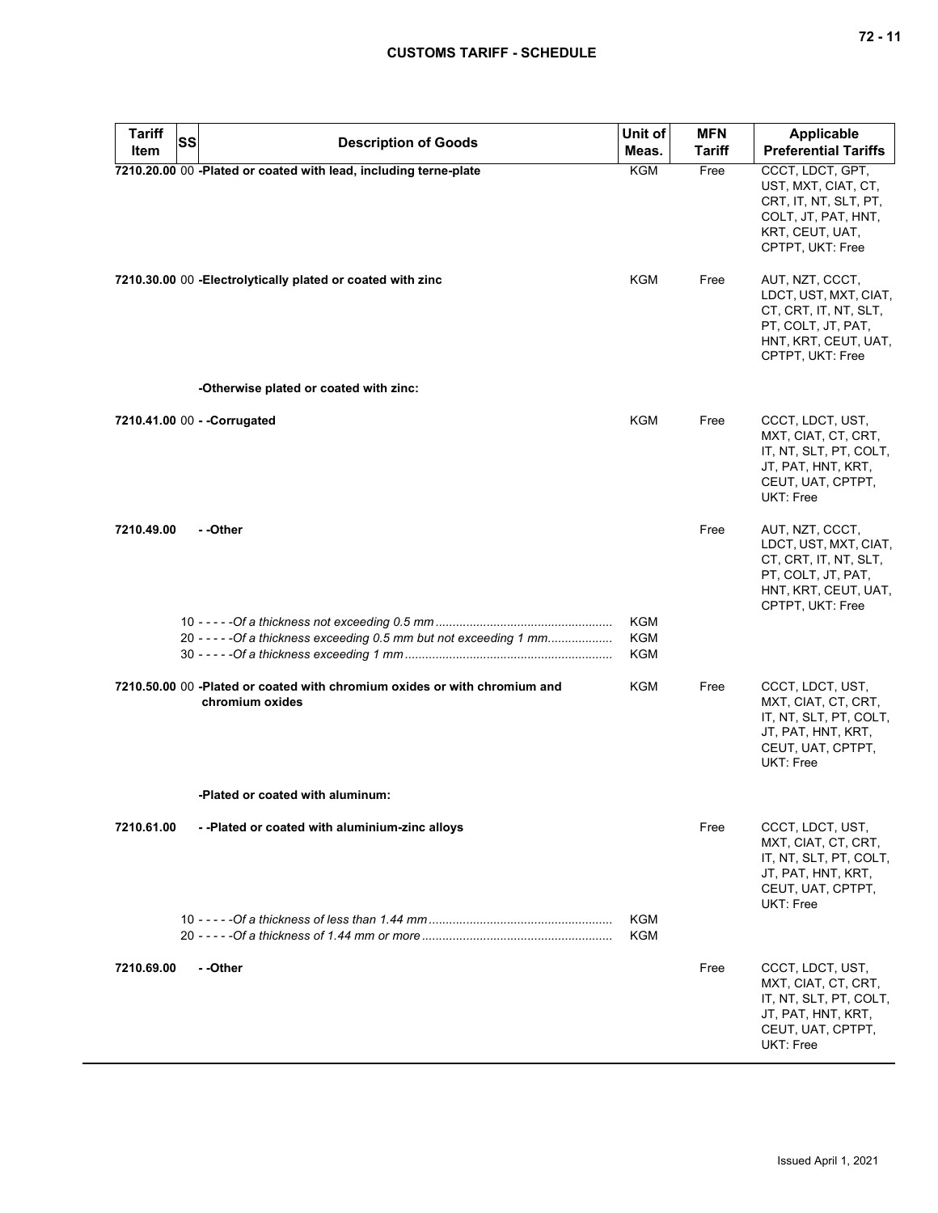| Tariff Item | SS | Description of Goods | Unit of Meas. | MFN Tariff | Applicable Preferential Tariffs |
|---|---|---|---|---|---|
| **7210.20.00** | 00 | **-Plated or coated with lead, including terne-plate** | KGM | Free | CCCT, LDCT, GPT, UST, MXT, CIAT, CT, CRT, IT, NT, SLT, PT, COLT, JT, PAT, HNT, KRT, CEUT, UAT, CPTPT, UKT: Free |
| **7210.30.00** | 00 | **-Electrolytically plated or coated with zinc** | KGM | Free | AUT, NZT, CCCT, LDCT, UST, MXT, CIAT, CT, CRT, IT, NT, SLT, PT, COLT, JT, PAT, HNT, KRT, CEUT, UAT, CPTPT, UKT: Free |
| | | **-Otherwise plated or coated with zinc:** | | | |
| **7210.41.00** | 00 | **- -Corrugated** | KGM | Free | CCCT, LDCT, UST, MXT, CIAT, CT, CRT, IT, NT, SLT, PT, COLT, JT, PAT, HNT, KRT, CEUT, UAT, CPTPT, UKT: Free |
| **7210.49.00** | | **- -Other** | | Free | AUT, NZT, CCCT, LDCT, UST, MXT, CIAT, CT, CRT, IT, NT, SLT, PT, COLT, JT, PAT, HNT, KRT, CEUT, UAT, CPTPT, UKT: Free |
| | 10 | - - - - -*Of a thickness not exceeding 0.5 mm* | KGM | | |
| | 20 | - - - - -*Of a thickness exceeding 0.5 mm but not exceeding 1 mm* | KGM | | |
| | 30 | - - - - -*Of a thickness exceeding 1 mm* | KGM | | |
| **7210.50.00** | 00 | **-Plated or coated with chromium oxides or with chromium and chromium oxides** | KGM | Free | CCCT, LDCT, UST, MXT, CIAT, CT, CRT, IT, NT, SLT, PT, COLT, JT, PAT, HNT, KRT, CEUT, UAT, CPTPT, UKT: Free |
| | | **-Plated or coated with aluminum:** | | | |
| **7210.61.00** | | **- -Plated or coated with aluminium-zinc alloys** | | Free | CCCT, LDCT, UST, MXT, CIAT, CT, CRT, IT, NT, SLT, PT, COLT, JT, PAT, HNT, KRT, CEUT, UAT, CPTPT, UKT: Free |
| | 10 | - - - - -*Of a thickness of less than 1.44 mm* | KGM | | |
| | 20 | - - - - -*Of a thickness of 1.44 mm or more* | KGM | | |
| **7210.69.00** | | **- -Other** | | Free | CCCT, LDCT, UST, MXT, CIAT, CT, CRT, IT, NT, SLT, PT, COLT, JT, PAT, HNT, KRT, CEUT, UAT, CPTPT, UKT: Free |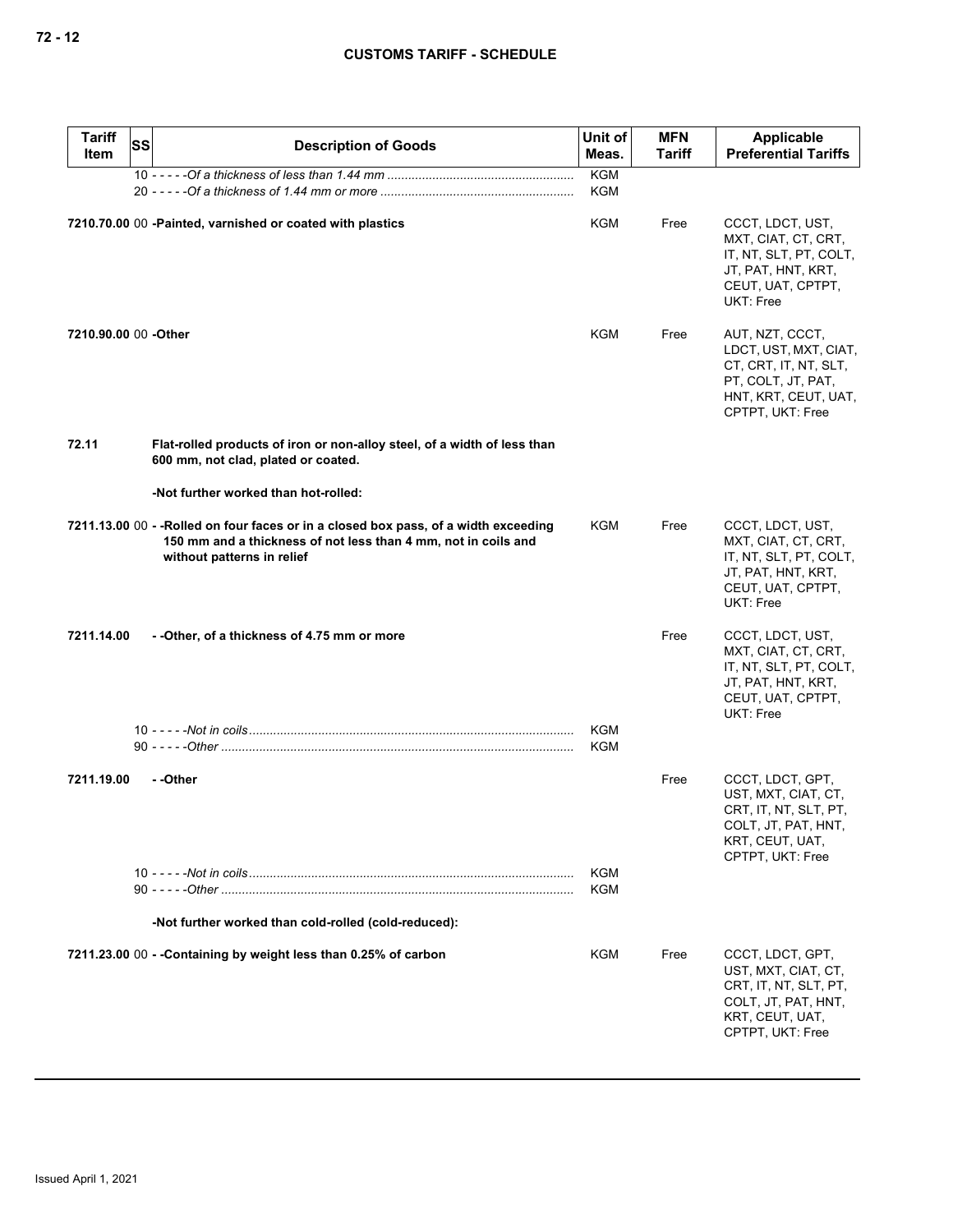| Tariff Item | SS | Description of Goods | Unit of Meas. | MFN Tariff | Applicable Preferential Tariffs |
|---|---|---|---|---|---|
| | 10 | - - - - -*Of a thickness of less than 1.44 mm* | KGM | | |
| | 20 | - - - - -*Of a thickness of 1.44 mm or more* | KGM | | |
| **7210.70.00** | 00 | **-Painted, varnished or coated with plastics** | KGM | Free | CCCT, LDCT, UST, MXT, CIAT, CT, CRT, IT, NT, SLT, PT, COLT, JT, PAT, HNT, KRT, CEUT, UAT, CPTPT, UKT: Free |
| **7210.90.00** | 00 | **-Other** | KGM | Free | AUT, NZT, CCCT, LDCT, UST, MXT, CIAT, CT, CRT, IT, NT, SLT, PT, COLT, JT, PAT, HNT, KRT, CEUT, UAT, CPTPT, UKT: Free |
| **72.11** | | **Flat-rolled products of iron or non-alloy steel, of a width of less than 600 mm, not clad, plated or coated.** | | | |
| | | **-Not further worked than hot-rolled:** | | | |
| **7211.13.00** | 00 | **- -Rolled on four faces or in a closed box pass, of a width exceeding 150 mm and a thickness of not less than 4 mm, not in coils and without patterns in relief** | KGM | Free | CCCT, LDCT, UST, MXT, CIAT, CT, CRT, IT, NT, SLT, PT, COLT, JT, PAT, HNT, KRT, CEUT, UAT, CPTPT, UKT: Free |
| **7211.14.00** | | **- -Other, of a thickness of 4.75 mm or more** | | Free | CCCT, LDCT, UST, MXT, CIAT, CT, CRT, IT, NT, SLT, PT, COLT, JT, PAT, HNT, KRT, CEUT, UAT, CPTPT, UKT: Free |
| | 10 | - - - - -*Not in coils* | KGM | | |
| | 90 | - - - - -*Other* | KGM | | |
| **7211.19.00** | | **- -Other** | | Free | CCCT, LDCT, GPT, UST, MXT, CIAT, CT, CRT, IT, NT, SLT, PT, COLT, JT, PAT, HNT, KRT, CEUT, UAT, CPTPT, UKT: Free |
| | 10 | - - - - -*Not in coils* | KGM | | |
| | 90 | - - - - -*Other* | KGM | | |
| | | **-Not further worked than cold-rolled (cold-reduced):** | | | |
| **7211.23.00** | 00 | **- -Containing by weight less than 0.25% of carbon** | KGM | Free | CCCT, LDCT, GPT, UST, MXT, CIAT, CT, CRT, IT, NT, SLT, PT, COLT, JT, PAT, HNT, KRT, CEUT, UAT, CPTPT, UKT: Free |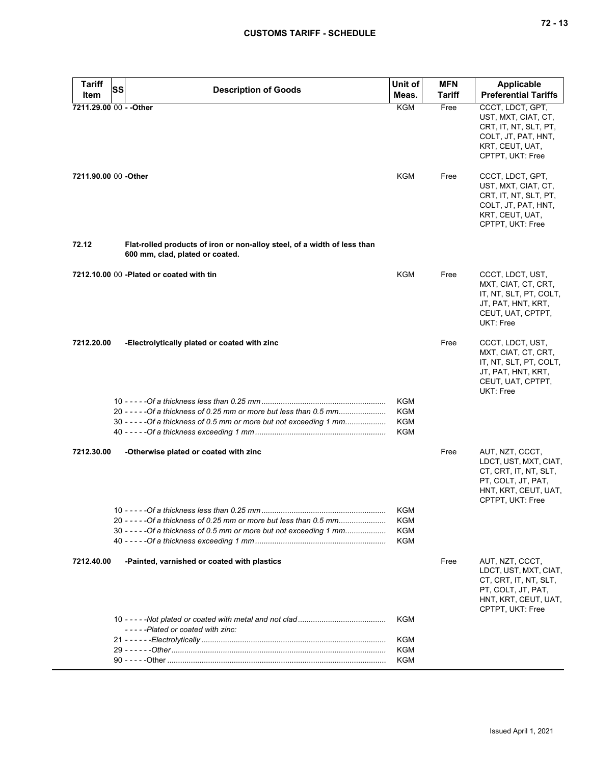| Tariff Item | SS | Description of Goods | Unit of Meas. | MFN Tariff | Applicable Preferential Tariffs |
|---|---|---|---|---|---|
| **7211.29.00** | 00 | **- -Other** | KGM | Free | CCCT, LDCT, GPT, UST, MXT, CIAT, CT, CRT, IT, NT, SLT, PT, COLT, JT, PAT, HNT, KRT, CEUT, UAT, CPTPT, UKT: Free |
| **7211.90.00** | 00 | **-Other** | KGM | Free | CCCT, LDCT, GPT, UST, MXT, CIAT, CT, CRT, IT, NT, SLT, PT, COLT, JT, PAT, HNT, KRT, CEUT, UAT, CPTPT, UKT: Free |
| **72.12** | | **Flat-rolled products of iron or non-alloy steel, of a width of less than 600 mm, clad, plated or coated.** | | | |
| **7212.10.00** | 00 | **-Plated or coated with tin** | KGM | Free | CCCT, LDCT, UST, MXT, CIAT, CT, CRT, IT, NT, SLT, PT, COLT, JT, PAT, HNT, KRT, CEUT, UAT, CPTPT, UKT: Free |
| **7212.20.00** | | **-Electrolytically plated or coated with zinc** | | Free | CCCT, LDCT, UST, MXT, CIAT, CT, CRT, IT, NT, SLT, PT, COLT, JT, PAT, HNT, KRT, CEUT, UAT, CPTPT, UKT: Free |
| | 10 | - - - - -*Of a thickness less than 0.25 mm* | KGM | | |
| | 20 | - - - - -*Of a thickness of 0.25 mm or more but less than 0.5 mm* | KGM | | |
| | 30 | - - - - -*Of a thickness of 0.5 mm or more but not exceeding 1 mm* | KGM | | |
| | 40 | - - - - -*Of a thickness exceeding 1 mm* | KGM | | |
| **7212.30.00** | | **-Otherwise plated or coated with zinc** | | Free | AUT, NZT, CCCT, LDCT, UST, MXT, CIAT, CT, CRT, IT, NT, SLT, PT, COLT, JT, PAT, HNT, KRT, CEUT, UAT, CPTPT, UKT: Free |
| | 10 | - - - - -*Of a thickness less than 0.25 mm* | KGM | | |
| | 20 | - - - - -*Of a thickness of 0.25 mm or more but less than 0.5 mm* | KGM | | |
| | 30 | - - - - -*Of a thickness of 0.5 mm or more but not exceeding 1 mm* | KGM | | |
| | 40 | - - - - -*Of a thickness exceeding 1 mm* | KGM | | |
| **7212.40.00** | | **-Painted, varnished or coated with plastics** | | Free | AUT, NZT, CCCT, LDCT, UST, MXT, CIAT, CT, CRT, IT, NT, SLT, PT, COLT, JT, PAT, HNT, KRT, CEUT, UAT, CPTPT, UKT: Free |
| | 10 | - - - - -*Not plated or coated with metal and not clad* | KGM | | |
| | | - - - - -*Plated or coated with zinc:* | | | |
| | 21 | - - - - - -*Electrolytically* | KGM | | |
| | 29 | - - - - - -*Other* | KGM | | |
| | 90 | - - - - -Other | KGM | | |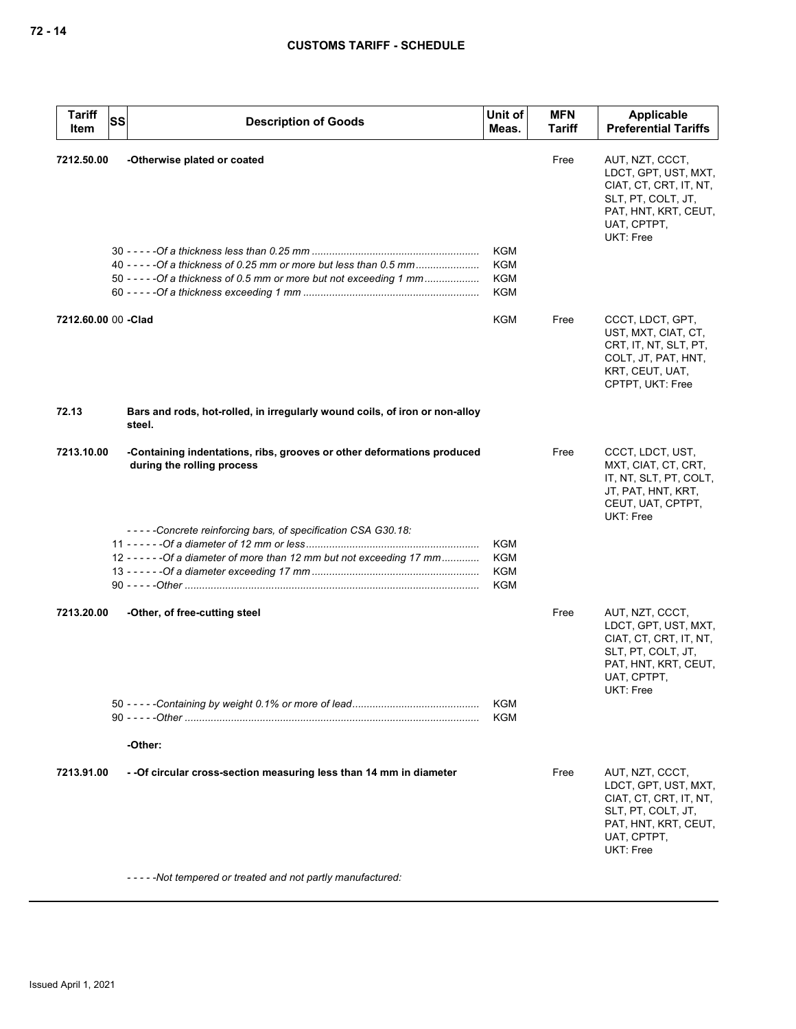| Tariff Item | SS | Description of Goods | Unit of Meas. | MFN Tariff | Applicable Preferential Tariffs |
|---|---|---|---|---|---|
| 7212.50.00 | | **-Otherwise plated or coated** | | Free | AUT, NZT, CCCT, LDCT, GPT, UST, MXT, CIAT, CT, CRT, IT, NT, SLT, PT, COLT, JT, PAT, HNT, KRT, CEUT, UAT, CPTPT, UKT: Free |
| | | 30 - - - - -*Of a thickness less than 0.25 mm* | KGM | | |
| | | 40 - - - - -*Of a thickness of 0.25 mm or more but less than 0.5 mm* | KGM | | |
| | | 50 - - - - -*Of a thickness of 0.5 mm or more but not exceeding 1 mm* | KGM | | |
| | | 60 - - - - -*Of a thickness exceeding 1 mm* | KGM | | |
| 7212.60.00 | 00 | **-Clad** | KGM | Free | CCCT, LDCT, GPT, UST, MXT, CIAT, CT, CRT, IT, NT, SLT, PT, COLT, JT, PAT, HNT, KRT, CEUT, UAT, CPTPT, UKT: Free |
| **72.13** | | **Bars and rods, hot-rolled, in irregularly wound coils, of iron or non-alloy steel.** | | | |
| 7213.10.00 | | **-Containing indentations, ribs, grooves or other deformations produced during the rolling process** | | Free | CCCT, LDCT, UST, MXT, CIAT, CT, CRT, IT, NT, SLT, PT, COLT, JT, PAT, HNT, KRT, CEUT, UAT, CPTPT, UKT: Free |
| | | - - - - -*Concrete reinforcing bars, of specification CSA G30.18:* | | | |
| | | 11 - - - - - -*Of a diameter of 12 mm or less* | KGM | | |
| | | 12 - - - - - -*Of a diameter of more than 12 mm but not exceeding 17 mm* | KGM | | |
| | | 13 - - - - - -*Of a diameter exceeding 17 mm* | KGM | | |
| | | 90 - - - - -*Other* | KGM | | |
| 7213.20.00 | | **-Other, of free-cutting steel** | | Free | AUT, NZT, CCCT, LDCT, GPT, UST, MXT, CIAT, CT, CRT, IT, NT, SLT, PT, COLT, JT, PAT, HNT, KRT, CEUT, UAT, CPTPT, UKT: Free |
| | | 50 - - - - -*Containing by weight 0.1% or more of lead* | KGM | | |
| | | 90 - - - - -*Other* | KGM | | |
| | | **-Other:** | | | |
| 7213.91.00 | | **- -Of circular cross-section measuring less than 14 mm in diameter** | | Free | AUT, NZT, CCCT, LDCT, GPT, UST, MXT, CIAT, CT, CRT, IT, NT, SLT, PT, COLT, JT, PAT, HNT, KRT, CEUT, UAT, CPTPT, UKT: Free |
| | | - - - - -*Not tempered or treated and not partly manufactured:* | | | |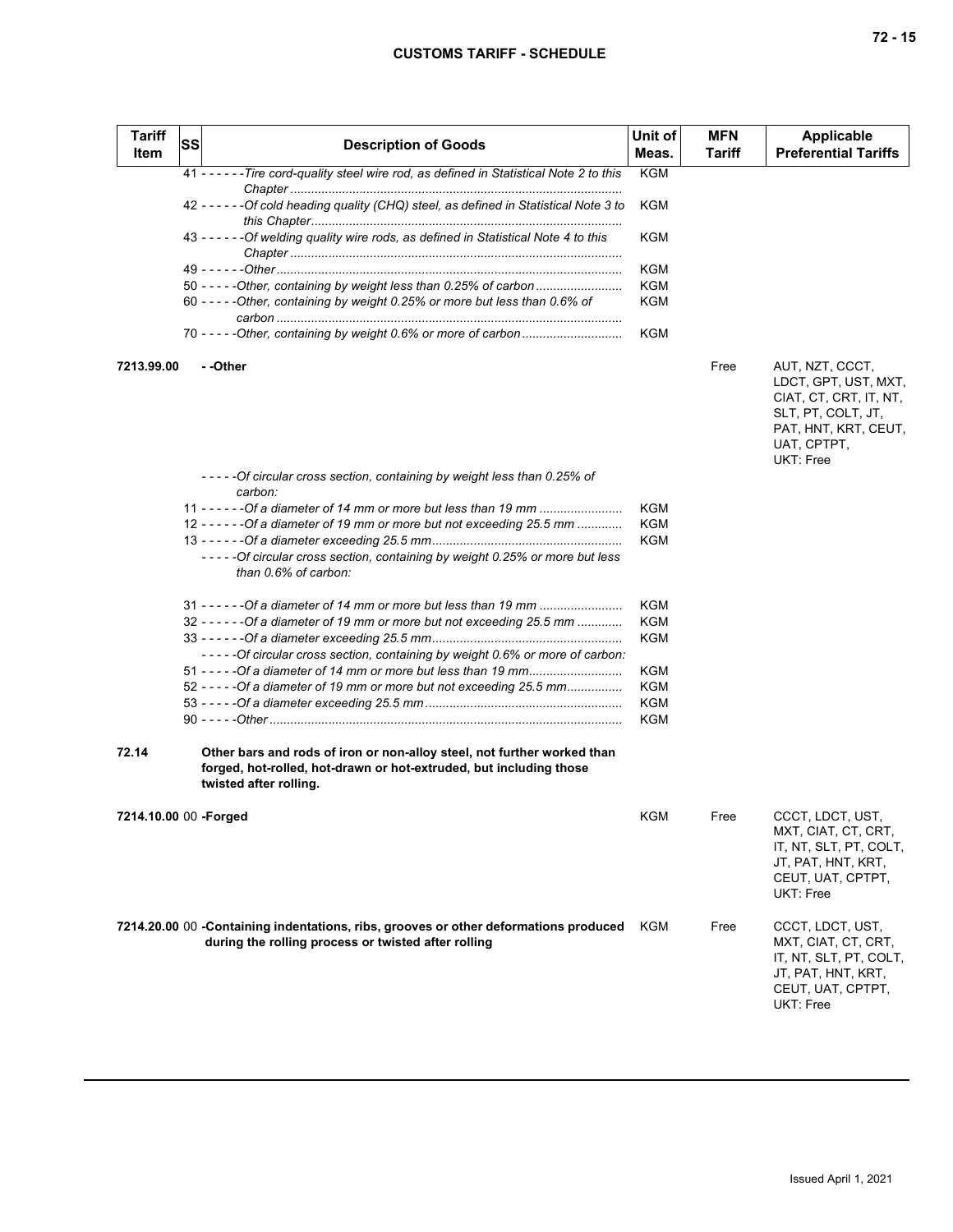| Tariff Item | SS | Description of Goods | Unit of Meas. | MFN Tariff | Applicable Preferential Tariffs |
|---|---|---|---|---|---|
| | 41 | - - - - - -*Tire cord-quality steel wire rod, as defined in Statistical Note 2 to this Chapter* | KGM | | |
| | 42 | - - - - - -*Of cold heading quality (CHQ) steel, as defined in Statistical Note 3 to this Chapter* | KGM | | |
| | 43 | - - - - - -*Of welding quality wire rods, as defined in Statistical Note 4 to this Chapter* | KGM | | |
| | 49 | - - - - - -*Other* | KGM | | |
| | 50 | - - - - -*Other, containing by weight less than 0.25% of carbon* | KGM | | |
| | 60 | - - - - -*Other, containing by weight 0.25% or more but less than 0.6% of carbon* | KGM | | |
| | 70 | - - - - -*Other, containing by weight 0.6% or more of carbon* | KGM | | |
| 7213.99.00 | | **- -Other** | | Free | AUT, NZT, CCCT, LDCT, GPT, UST, MXT, CIAT, CT, CRT, IT, NT, SLT, PT, COLT, JT, PAT, HNT, KRT, CEUT, UAT, CPTPT, UKT: Free |
| | | - - - - -*Of circular cross section, containing by weight less than 0.25% of carbon:* | | | |
| | 11 | - - - - - -*Of a diameter of 14 mm or more but less than 19 mm* | KGM | | |
| | 12 | - - - - - -*Of a diameter of 19 mm or more but not exceeding 25.5 mm* | KGM | | |
| | 13 | - - - - - -*Of a diameter exceeding 25.5 mm* | KGM | | |
| | | - - - - -*Of circular cross section, containing by weight 0.25% or more but less than 0.6% of carbon:* | | | |
| | 31 | - - - - - -*Of a diameter of 14 mm or more but less than 19 mm* | KGM | | |
| | 32 | - - - - - -*Of a diameter of 19 mm or more but not exceeding 25.5 mm* | KGM | | |
| | 33 | - - - - - -*Of a diameter exceeding 25.5 mm* | KGM | | |
| | | - - - - -*Of circular cross section, containing by weight 0.6% or more of carbon:* | | | |
| | 51 | - - - - -*Of a diameter of 14 mm or more but less than 19 mm* | KGM | | |
| | 52 | - - - - -*Of a diameter of 19 mm or more but not exceeding 25.5 mm* | KGM | | |
| | 53 | - - - - -*Of a diameter exceeding 25.5 mm* | KGM | | |
| | 90 | - - - - -*Other* | KGM | | |
| 72.14 | | **Other bars and rods of iron or non-alloy steel, not further worked than forged, hot-rolled, hot-drawn or hot-extruded, but including those twisted after rolling.** | | | |
| 7214.10.00 | 00 | **-Forged** | KGM | Free | CCCT, LDCT, UST, MXT, CIAT, CT, CRT, IT, NT, SLT, PT, COLT, JT, PAT, HNT, KRT, CEUT, UAT, CPTPT, UKT: Free |
| 7214.20.00 | 00 | **-Containing indentations, ribs, grooves or other deformations produced during the rolling process or twisted after rolling** | KGM | Free | CCCT, LDCT, UST, MXT, CIAT, CT, CRT, IT, NT, SLT, PT, COLT, JT, PAT, HNT, KRT, CEUT, UAT, CPTPT, UKT: Free |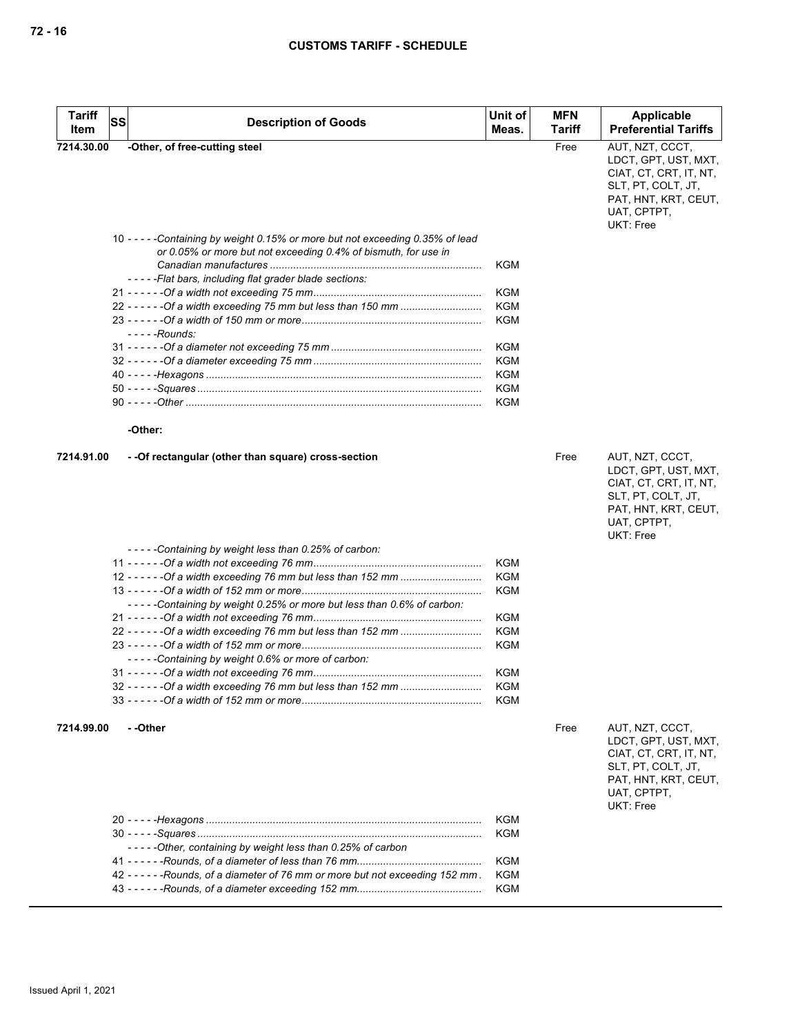| Tariff Item | SS | Description of Goods | Unit of Meas. | MFN Tariff | Applicable Preferential Tariffs |
|---|---|---|---|---|---|
| 7214.30.00 | | -Other, of free-cutting steel | | Free | AUT, NZT, CCCT, LDCT, GPT, UST, MXT, CIAT, CT, CRT, IT, NT, SLT, PT, COLT, JT, PAT, HNT, KRT, CEUT, UAT, CPTPT, UKT: Free |
| | | 10 - - - - -Containing by weight 0.15% or more but not exceeding 0.35% of lead or 0.05% or more but not exceeding 0.4% of bismuth, for use in Canadian manufactures | KGM | | |
| | | - - - - -Flat bars, including flat grader blade sections: | | | |
| | | 21 - - - - - -Of a width not exceeding 75 mm | KGM | | |
| | | 22 - - - - - -Of a width exceeding 75 mm but less than 150 mm | KGM | | |
| | | 23 - - - - - -Of a width of 150 mm or more | KGM | | |
| | | - - - - -Rounds: | | | |
| | | 31 - - - - - -Of a diameter not exceeding 75 mm | KGM | | |
| | | 32 - - - - - -Of a diameter exceeding 75 mm | KGM | | |
| | | 40 - - - - -Hexagons | KGM | | |
| | | 50 - - - - -Squares | KGM | | |
| | | 90 - - - - -Other | KGM | | |
| | | -Other: | | | |
| 7214.91.00 | | - -Of rectangular (other than square) cross-section | | Free | AUT, NZT, CCCT, LDCT, GPT, UST, MXT, CIAT, CT, CRT, IT, NT, SLT, PT, COLT, JT, PAT, HNT, KRT, CEUT, UAT, CPTPT, UKT: Free |
| | | - - - - -Containing by weight less than 0.25% of carbon: | | | |
| | | 11 - - - - - -Of a width not exceeding 76 mm | KGM | | |
| | | 12 - - - - - -Of a width exceeding 76 mm but less than 152 mm | KGM | | |
| | | 13 - - - - - -Of a width of 152 mm or more | KGM | | |
| | | - - - - -Containing by weight 0.25% or more but less than 0.6% of carbon: | | | |
| | | 21 - - - - - -Of a width not exceeding 76 mm | KGM | | |
| | | 22 - - - - - -Of a width exceeding 76 mm but less than 152 mm | KGM | | |
| | | 23 - - - - - -Of a width of 152 mm or more | KGM | | |
| | | - - - - -Containing by weight 0.6% or more of carbon: | | | |
| | | 31 - - - - - -Of a width not exceeding 76 mm | KGM | | |
| | | 32 - - - - - -Of a width exceeding 76 mm but less than 152 mm | KGM | | |
| | | 33 - - - - - -Of a width of 152 mm or more | KGM | | |
| 7214.99.00 | | - -Other | | Free | AUT, NZT, CCCT, LDCT, GPT, UST, MXT, CIAT, CT, CRT, IT, NT, SLT, PT, COLT, JT, PAT, HNT, KRT, CEUT, UAT, CPTPT, UKT: Free |
| | | 20 - - - - -Hexagons | KGM | | |
| | | 30 - - - - -Squares | KGM | | |
| | | - - - - -Other, containing by weight less than 0.25% of carbon | | | |
| | | 41 - - - - - -Rounds, of a diameter of less than 76 mm | KGM | | |
| | | 42 - - - - - -Rounds, of a diameter of 76 mm or more but not exceeding 152 mm | KGM | | |
| | | 43 - - - - - -Rounds, of a diameter exceeding 152 mm | KGM | | |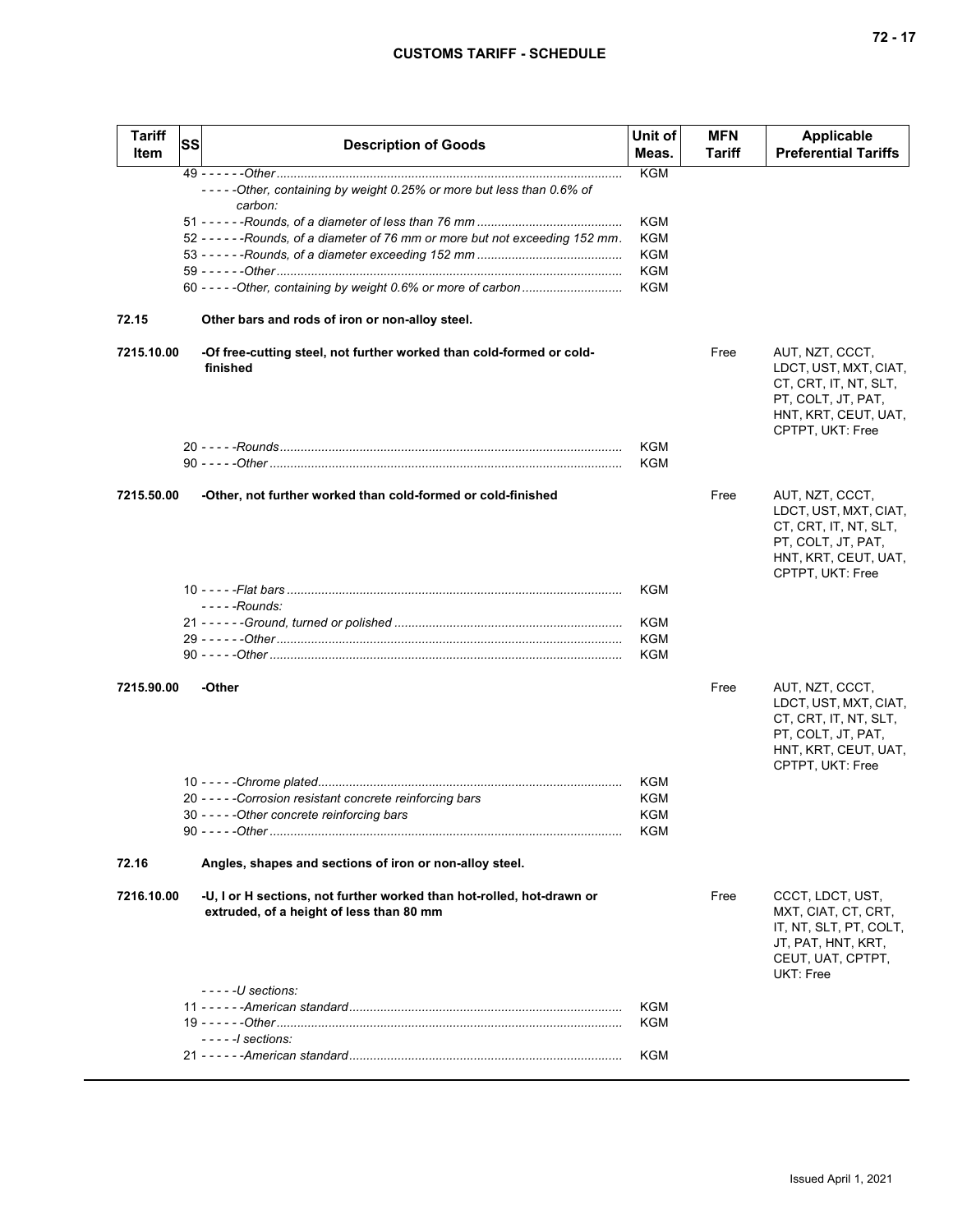| Tariff Item | SS | Description of Goods | Unit of Meas. | MFN Tariff | Applicable Preferential Tariffs |
|---|---|---|---|---|---|
| | | 49 - - - - - -*Other* | KGM | | |
| | | - - - - -*Other, containing by weight 0.25% or more but less than 0.6% of carbon:* | | | |
| | | 51 - - - - - -*Rounds, of a diameter of less than 76 mm* | KGM | | |
| | | 52 - - - - - -*Rounds, of a diameter of 76 mm or more but not exceeding 152 mm* | KGM | | |
| | | 53 - - - - - -*Rounds, of a diameter exceeding 152 mm* | KGM | | |
| | | 59 - - - - - -*Other* | KGM | | |
| | | 60 - - - - -*Other, containing by weight 0.6% or more of carbon* | KGM | | |
| **72.15** | | **Other bars and rods of iron or non-alloy steel.** | | | |
| **7215.10.00** | | **-Of free-cutting steel, not further worked than cold-formed or cold-finished** | | Free | AUT, NZT, CCCT, LDCT, UST, MXT, CIAT, CT, CRT, IT, NT, SLT, PT, COLT, JT, PAT, HNT, KRT, CEUT, UAT, CPTPT, UKT: Free |
| | | 20 - - - - -*Rounds* | KGM | | |
| | | 90 - - - - -*Other* | KGM | | |
| **7215.50.00** | | **-Other, not further worked than cold-formed or cold-finished** | | Free | AUT, NZT, CCCT, LDCT, UST, MXT, CIAT, CT, CRT, IT, NT, SLT, PT, COLT, JT, PAT, HNT, KRT, CEUT, UAT, CPTPT, UKT: Free |
| | | 10 - - - - -*Flat bars* | KGM | | |
| | | - - - - -*Rounds:* | | | |
| | | 21 - - - - - -*Ground, turned or polished* | KGM | | |
| | | 29 - - - - - -*Other* | KGM | | |
| | | 90 - - - - -*Other* | KGM | | |
| **7215.90.00** | | **-Other** | | Free | AUT, NZT, CCCT, LDCT, UST, MXT, CIAT, CT, CRT, IT, NT, SLT, PT, COLT, JT, PAT, HNT, KRT, CEUT, UAT, CPTPT, UKT: Free |
| | | 10 - - - - -*Chrome plated* | KGM | | |
| | | 20 - - - - -*Corrosion resistant concrete reinforcing bars* | KGM | | |
| | | 30 - - - - -*Other concrete reinforcing bars* | KGM | | |
| | | 90 - - - - -*Other* | KGM | | |
| **72.16** | | **Angles, shapes and sections of iron or non-alloy steel.** | | | |
| **7216.10.00** | | **-U, I or H sections, not further worked than hot-rolled, hot-drawn or extruded, of a height of less than 80 mm** | | Free | CCCT, LDCT, UST, MXT, CIAT, CT, CRT, IT, NT, SLT, PT, COLT, JT, PAT, HNT, KRT, CEUT, UAT, CPTPT, UKT: Free |
| | | - - - - -*U sections:* | | | |
| | | 11 - - - - - -*American standard* | KGM | | |
| | | 19 - - - - - -*Other* | KGM | | |
| | | - - - - -*I sections:* | | | |
| | | 21 - - - - - -*American standard* | KGM | | |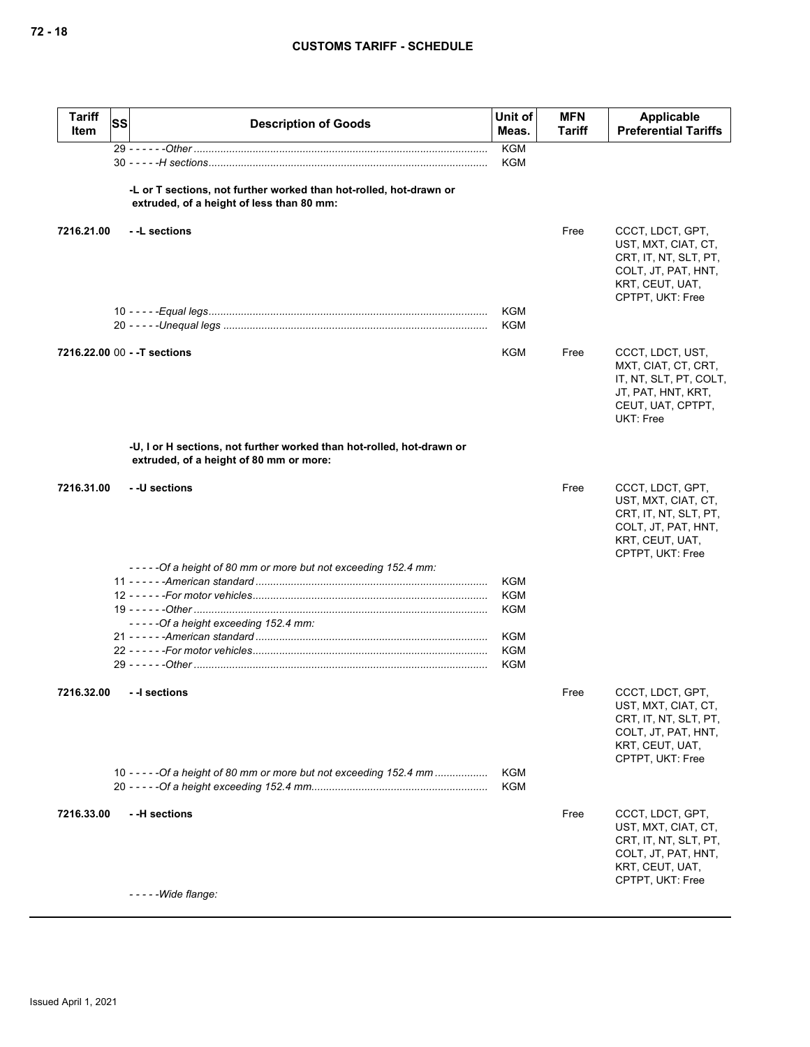| Tariff Item | SS | Description of Goods | Unit of Meas. | MFN Tariff | Applicable Preferential Tariffs |
|---|---|---|---|---|---|
| | | 29 - - - - - -*Other* | KGM | | |
| | | 30 - - - - -*H sections* | KGM | | |
| | | **-L or T sections, not further worked than hot-rolled, hot-drawn or extruded, of a height of less than 80 mm:** | | | |
| 7216.21.00 | | **- -L sections** | | Free | CCCT, LDCT, GPT, UST, MXT, CIAT, CT, CRT, IT, NT, SLT, PT, COLT, JT, PAT, HNT, KRT, CEUT, UAT, CPTPT, UKT: Free |
| | | 10 - - - - -*Equal legs* | KGM | | |
| | | 20 - - - - -*Unequal legs* | KGM | | |
| 7216.22.00 | 00 | **- -T sections** | KGM | Free | CCCT, LDCT, UST, MXT, CIAT, CT, CRT, IT, NT, SLT, PT, COLT, JT, PAT, HNT, KRT, CEUT, UAT, CPTPT, UKT: Free |
| | | **-U, I or H sections, not further worked than hot-rolled, hot-drawn or extruded, of a height of 80 mm or more:** | | | |
| 7216.31.00 | | **- -U sections** | | Free | CCCT, LDCT, GPT, UST, MXT, CIAT, CT, CRT, IT, NT, SLT, PT, COLT, JT, PAT, HNT, KRT, CEUT, UAT, CPTPT, UKT: Free |
| | | - - - - -*Of a height of 80 mm or more but not exceeding 152.4 mm:* | | | |
| | | 11 - - - - - -*American standard* | KGM | | |
| | | 12 - - - - - -*For motor vehicles* | KGM | | |
| | | 19 - - - - - -*Other* | KGM | | |
| | | - - - - -*Of a height exceeding 152.4 mm:* | | | |
| | | 21 - - - - - -*American standard* | KGM | | |
| | | 22 - - - - - -*For motor vehicles* | KGM | | |
| | | 29 - - - - - -*Other* | KGM | | |
| 7216.32.00 | | **- -I sections** | | Free | CCCT, LDCT, GPT, UST, MXT, CIAT, CT, CRT, IT, NT, SLT, PT, COLT, JT, PAT, HNT, KRT, CEUT, UAT, CPTPT, UKT: Free |
| | | 10 - - - - -*Of a height of 80 mm or more but not exceeding 152.4 mm* | KGM | | |
| | | 20 - - - - -*Of a height exceeding 152.4 mm* | KGM | | |
| 7216.33.00 | | **- -H sections** | | Free | CCCT, LDCT, GPT, UST, MXT, CIAT, CT, CRT, IT, NT, SLT, PT, COLT, JT, PAT, HNT, KRT, CEUT, UAT, CPTPT, UKT: Free |
| | | - - - - -*Wide flange:* | | | |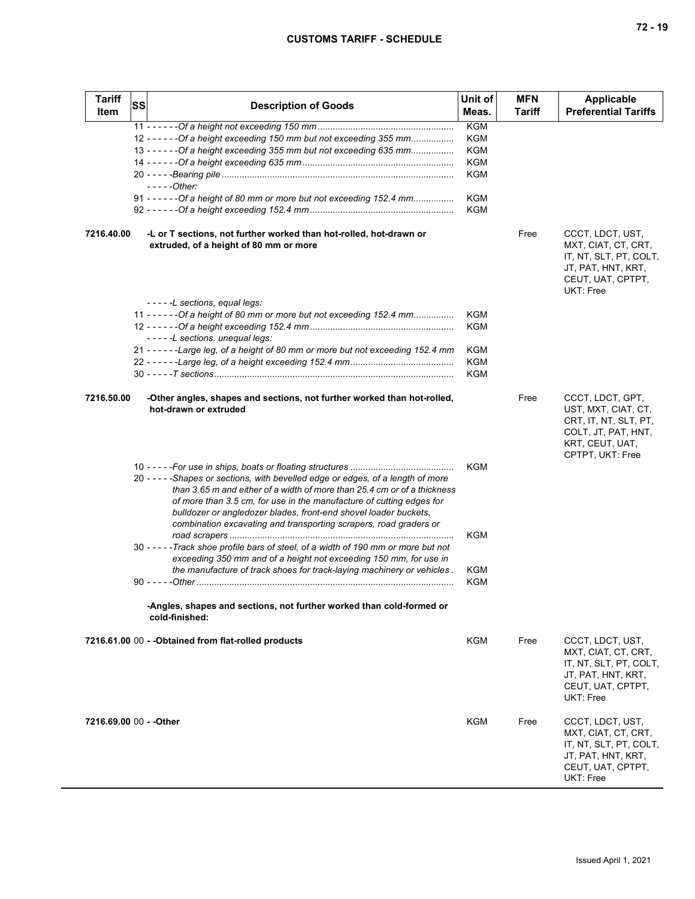| Tariff Item | SS | Description of Goods | Unit of Meas. | MFN Tariff | Applicable Preferential Tariffs |
|---|---|---|---|---|---|
| | | 11 - - - - - -*Of a height not exceeding 150 mm* | KGM | | |
| | | 12 - - - - - -*Of a height exceeding 150 mm but not exceeding 355 mm* | KGM | | |
| | | 13 - - - - - -*Of a height exceeding 355 mm but not exceeding 635 mm* | KGM | | |
| | | 14 - - - - - -*Of a height exceeding 635 mm* | KGM | | |
| | | 20 - - - - -*Bearing pile* | KGM | | |
| | | - - - - -*Other:* | | | |
| | | 91 - - - - - -*Of a height of 80 mm or more but not exceeding 152.4 mm* | KGM | | |
| | | 92 - - - - - -*Of a height exceeding 152.4 mm* | KGM | | |
| **7216.40.00** | | **-L or T sections, not further worked than hot-rolled, hot-drawn or extruded, of a height of 80 mm or more** | | Free | CCCT, LDCT, UST, MXT, CIAT, CT, CRT, IT, NT, SLT, PT, COLT, JT, PAT, HNT, KRT, CEUT, UAT, CPTPT, UKT: Free |
| | | - - - - -*L sections, equal legs:* | | | |
| | | 11 - - - - - -*Of a height of 80 mm or more but not exceeding 152.4 mm* | KGM | | |
| | | 12 - - - - - -*Of a height exceeding 152.4 mm* | KGM | | |
| | | - - - - -*L sections, unequal legs:* | | | |
| | | 21 - - - - - -*Large leg, of a height of 80 mm or more but not exceeding 152.4 mm* | KGM | | |
| | | 22 - - - - - -*Large leg, of a height exceeding 152.4 mm* | KGM | | |
| | | 30 - - - - -*T sections* | KGM | | |
| **7216.50.00** | | **-Other angles, shapes and sections, not further worked than hot-rolled, hot-drawn or extruded** | | Free | CCCT, LDCT, GPT, UST, MXT, CIAT, CT, CRT, IT, NT, SLT, PT, COLT, JT, PAT, HNT, KRT, CEUT, UAT, CPTPT, UKT: Free |
| | | 10 - - - - -*For use in ships, boats or floating structures* | KGM | | |
| | | 20 - - - - -*Shapes or sections, with bevelled edge or edges, of a length of more than 3.65 m and either of a width of more than 25.4 cm or of a thickness of more than 3.5 cm, for use in the manufacture of cutting edges for bulldozer or angledozer blades, front-end shovel loader buckets, combination excavating and transporting scrapers, road graders or road scrapers* | KGM | | |
| | | 30 - - - - -*Track shoe profile bars of steel, of a width of 190 mm or more but not exceeding 350 mm and of a height not exceeding 150 mm, for use in the manufacture of track shoes for track-laying machinery or vehicles* | KGM | | |
| | | 90 - - - - -*Other* | KGM | | |
| | | **-Angles, shapes and sections, not further worked than cold-formed or cold-finished:** | | | |
| **7216.61.00** | 00 | **- -Obtained from flat-rolled products** | KGM | Free | CCCT, LDCT, UST, MXT, CIAT, CT, CRT, IT, NT, SLT, PT, COLT, JT, PAT, HNT, KRT, CEUT, UAT, CPTPT, UKT: Free |
| **7216.69.00** | 00 | **- -Other** | KGM | Free | CCCT, LDCT, UST, MXT, CIAT, CT, CRT, IT, NT, SLT, PT, COLT, JT, PAT, HNT, KRT, CEUT, UAT, CPTPT, UKT: Free |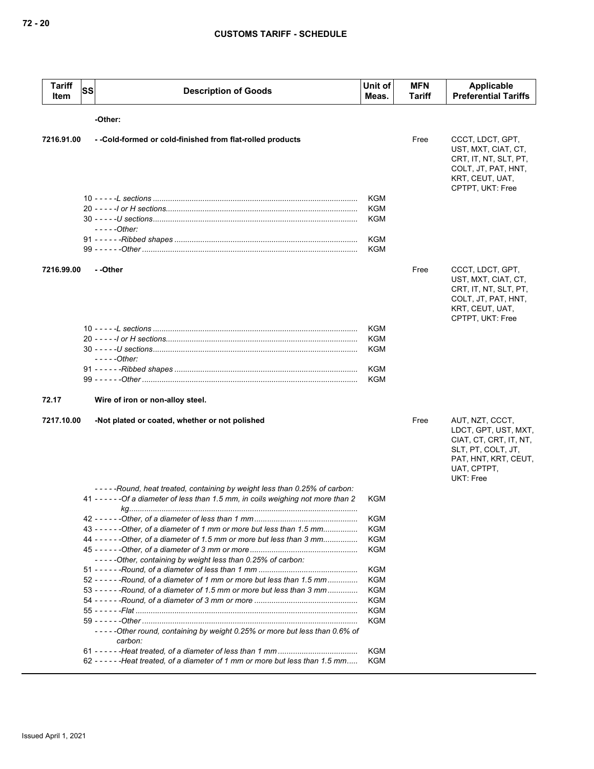| Tariff Item | SS | Description of Goods | Unit of Meas. | MFN Tariff | Applicable Preferential Tariffs |
|---|---|---|---|---|---|
| | | **-Other:** | | | |
| **7216.91.00** | | **- -Cold-formed or cold-finished from flat-rolled products** | | Free | CCCT, LDCT, GPT, UST, MXT, CIAT, CT, CRT, IT, NT, SLT, PT, COLT, JT, PAT, HNT, KRT, CEUT, UAT, CPTPT, UKT: Free |
| | | 10 - - - - -*L sections* | KGM | | |
| | | 20 - - - - -*I or H sections* | KGM | | |
| | | 30 - - - - -*U sections* | KGM | | |
| | | - - - - -*Other:* | | | |
| | | 91 - - - - - -*Ribbed shapes* | KGM | | |
| | | 99 - - - - - -*Other* | KGM | | |
| **7216.99.00** | | **- -Other** | | Free | CCCT, LDCT, GPT, UST, MXT, CIAT, CT, CRT, IT, NT, SLT, PT, COLT, JT, PAT, HNT, KRT, CEUT, UAT, CPTPT, UKT: Free |
| | | 10 - - - - -*L sections* | KGM | | |
| | | 20 - - - - -*I or H sections* | KGM | | |
| | | 30 - - - - -*U sections* | KGM | | |
| | | - - - - -*Other:* | | | |
| | | 91 - - - - - -*Ribbed shapes* | KGM | | |
| | | 99 - - - - - -*Other* | KGM | | |
| **72.17** | | **Wire of iron or non-alloy steel.** | | | |
| **7217.10.00** | | **-Not plated or coated, whether or not polished** | | Free | AUT, NZT, CCCT, LDCT, GPT, UST, MXT, CIAT, CT, CRT, IT, NT, SLT, PT, COLT, JT, PAT, HNT, KRT, CEUT, UAT, CPTPT, UKT: Free |
| | | - - - - -*Round, heat treated, containing by weight less than 0.25% of carbon:* | | | |
| | | 41 - - - - - -*Of a diameter of less than 1.5 mm, in coils weighing not more than 2 kg* | KGM | | |
| | | 42 - - - - - -*Other, of a diameter of less than 1 mm* | KGM | | |
| | | 43 - - - - - -*Other, of a diameter of 1 mm or more but less than 1.5 mm* | KGM | | |
| | | 44 - - - - - -*Other, of a diameter of 1.5 mm or more but less than 3 mm* | KGM | | |
| | | 45 - - - - - -*Other, of a diameter of 3 mm or more* | KGM | | |
| | | - - - - -*Other, containing by weight less than 0.25% of carbon:* | | | |
| | | 51 - - - - - -*Round, of a diameter of less than 1 mm* | KGM | | |
| | | 52 - - - - - -*Round, of a diameter of 1 mm or more but less than 1.5 mm* | KGM | | |
| | | 53 - - - - - -*Round, of a diameter of 1.5 mm or more but less than 3 mm* | KGM | | |
| | | 54 - - - - - -*Round, of a diameter of 3 mm or more* | KGM | | |
| | | 55 - - - - - -*Flat* | KGM | | |
| | | 59 - - - - - -*Other* | KGM | | |
| | | - - - - -*Other round, containing by weight 0.25% or more but less than 0.6% of carbon:* | | | |
| | | 61 - - - - - -*Heat treated, of a diameter of less than 1 mm* | KGM | | |
| | | 62 - - - - - -*Heat treated, of a diameter of 1 mm or more but less than 1.5 mm* | KGM | | |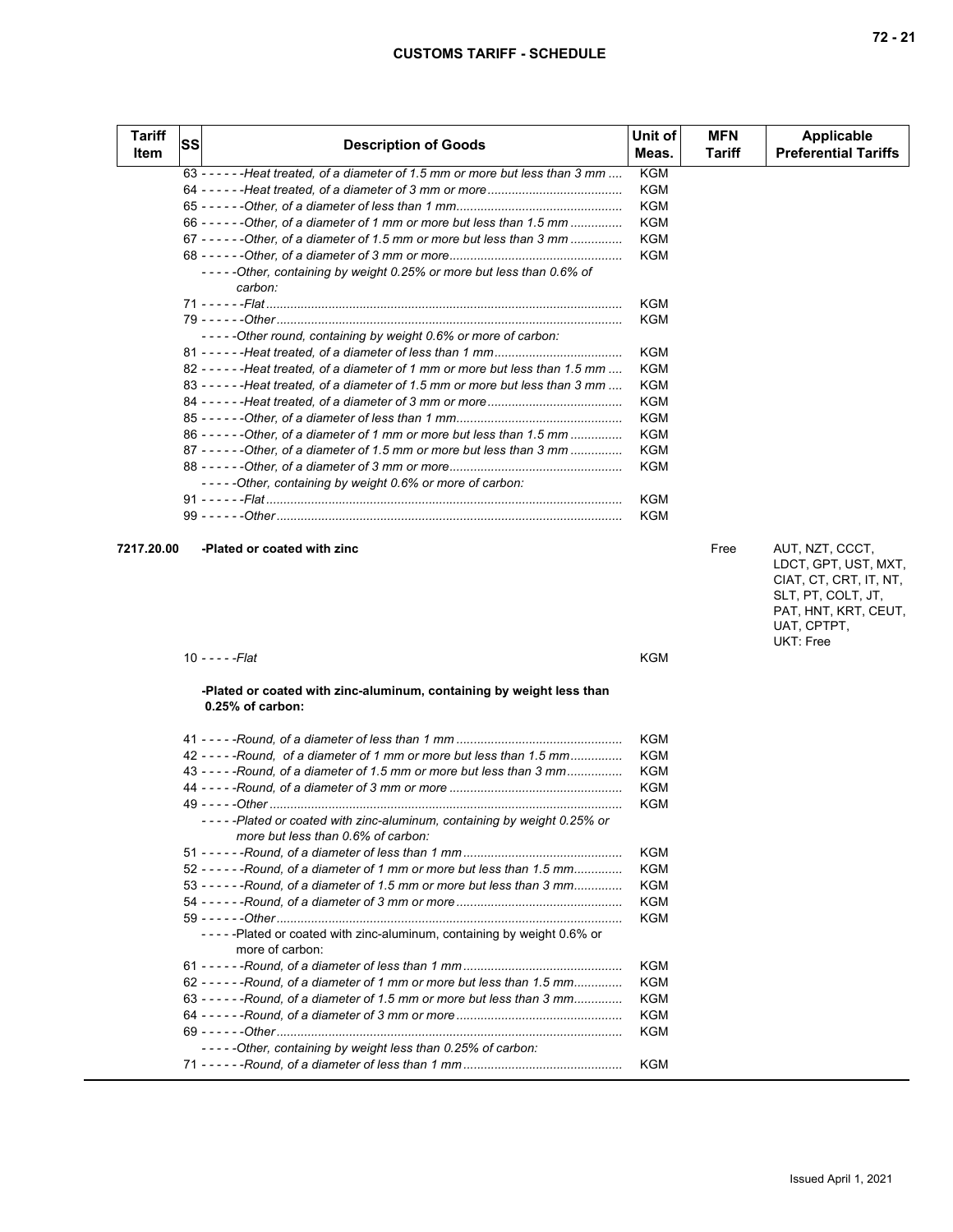| Tariff Item | SS | Description of Goods | Unit of Meas. | MFN Tariff | Applicable Preferential Tariffs |
|---|---|---|---|---|---|
| | | 63 - - - - - -*Heat treated, of a diameter of 1.5 mm or more but less than 3 mm* | KGM | | |
| | | 64 - - - - - -*Heat treated, of a diameter of 3 mm or more* | KGM | | |
| | | 65 - - - - - -*Other, of a diameter of less than 1 mm* | KGM | | |
| | | 66 - - - - - -*Other, of a diameter of 1 mm or more but less than 1.5 mm* | KGM | | |
| | | 67 - - - - - -*Other, of a diameter of 1.5 mm or more but less than 3 mm* | KGM | | |
| | | 68 - - - - - -*Other, of a diameter of 3 mm or more* | KGM | | |
| | | - - - - -*Other, containing by weight 0.25% or more but less than 0.6% of carbon:* | | | |
| | | 71 - - - - - -*Flat* | KGM | | |
| | | 79 - - - - - -*Other* | KGM | | |
| | | - - - - -*Other round, containing by weight 0.6% or more of carbon:* | | | |
| | | 81 - - - - - -*Heat treated, of a diameter of less than 1 mm* | KGM | | |
| | | 82 - - - - - -*Heat treated, of a diameter of 1 mm or more but less than 1.5 mm* | KGM | | |
| | | 83 - - - - - -*Heat treated, of a diameter of 1.5 mm or more but less than 3 mm* | KGM | | |
| | | 84 - - - - - -*Heat treated, of a diameter of 3 mm or more* | KGM | | |
| | | 85 - - - - - -*Other, of a diameter of less than 1 mm* | KGM | | |
| | | 86 - - - - - -*Other, of a diameter of 1 mm or more but less than 1.5 mm* | KGM | | |
| | | 87 - - - - - -*Other, of a diameter of 1.5 mm or more but less than 3 mm* | KGM | | |
| | | 88 - - - - - -*Other, of a diameter of 3 mm or more* | KGM | | |
| | | - - - - -*Other, containing by weight 0.6% or more of carbon:* | | | |
| | | 91 - - - - - -*Flat* | KGM | | |
| | | 99 - - - - - -*Other* | KGM | | |
| **7217.20.00** | | **-Plated or coated with zinc** | | Free | AUT, NZT, CCCT, LDCT, GPT, UST, MXT, CIAT, CT, CRT, IT, NT, SLT, PT, COLT, JT, PAT, HNT, KRT, CEUT, UAT, CPTPT, UKT: Free |
| | | 10 - - - - -*Flat* | KGM | | |
| | | **-Plated or coated with zinc-aluminum, containing by weight less than 0.25% of carbon:** | | | |
| | | 41 - - - - -*Round, of a diameter of less than 1 mm* | KGM | | |
| | | 42 - - - - -*Round, of a diameter of 1 mm or more but less than 1.5 mm* | KGM | | |
| | | 43 - - - - -*Round, of a diameter of 1.5 mm or more but less than 3 mm* | KGM | | |
| | | 44 - - - - -*Round, of a diameter of 3 mm or more* | KGM | | |
| | | 49 - - - - -*Other* | KGM | | |
| | | - - - - -*Plated or coated with zinc-aluminum, containing by weight 0.25% or more but less than 0.6% of carbon:* | | | |
| | | 51 - - - - - -*Round, of a diameter of less than 1 mm* | KGM | | |
| | | 52 - - - - - -*Round, of a diameter of 1 mm or more but less than 1.5 mm* | KGM | | |
| | | 53 - - - - - -*Round, of a diameter of 1.5 mm or more but less than 3 mm* | KGM | | |
| | | 54 - - - - - -*Round, of a diameter of 3 mm or more* | KGM | | |
| | | 59 - - - - - -*Other* | KGM | | |
| | | - - - - -Plated or coated with zinc-aluminum, containing by weight 0.6% or more of carbon: | | | |
| | | 61 - - - - - -*Round, of a diameter of less than 1 mm* | KGM | | |
| | | 62 - - - - - -*Round, of a diameter of 1 mm or more but less than 1.5 mm* | KGM | | |
| | | 63 - - - - - -*Round, of a diameter of 1.5 mm or more but less than 3 mm* | KGM | | |
| | | 64 - - - - - -*Round, of a diameter of 3 mm or more* | KGM | | |
| | | 69 - - - - - -*Other* | KGM | | |
| | | - - - - -*Other, containing by weight less than 0.25% of carbon:* | | | |
| | | 71 - - - - - -*Round, of a diameter of less than 1 mm* | KGM | | |

Issued April 1, 2021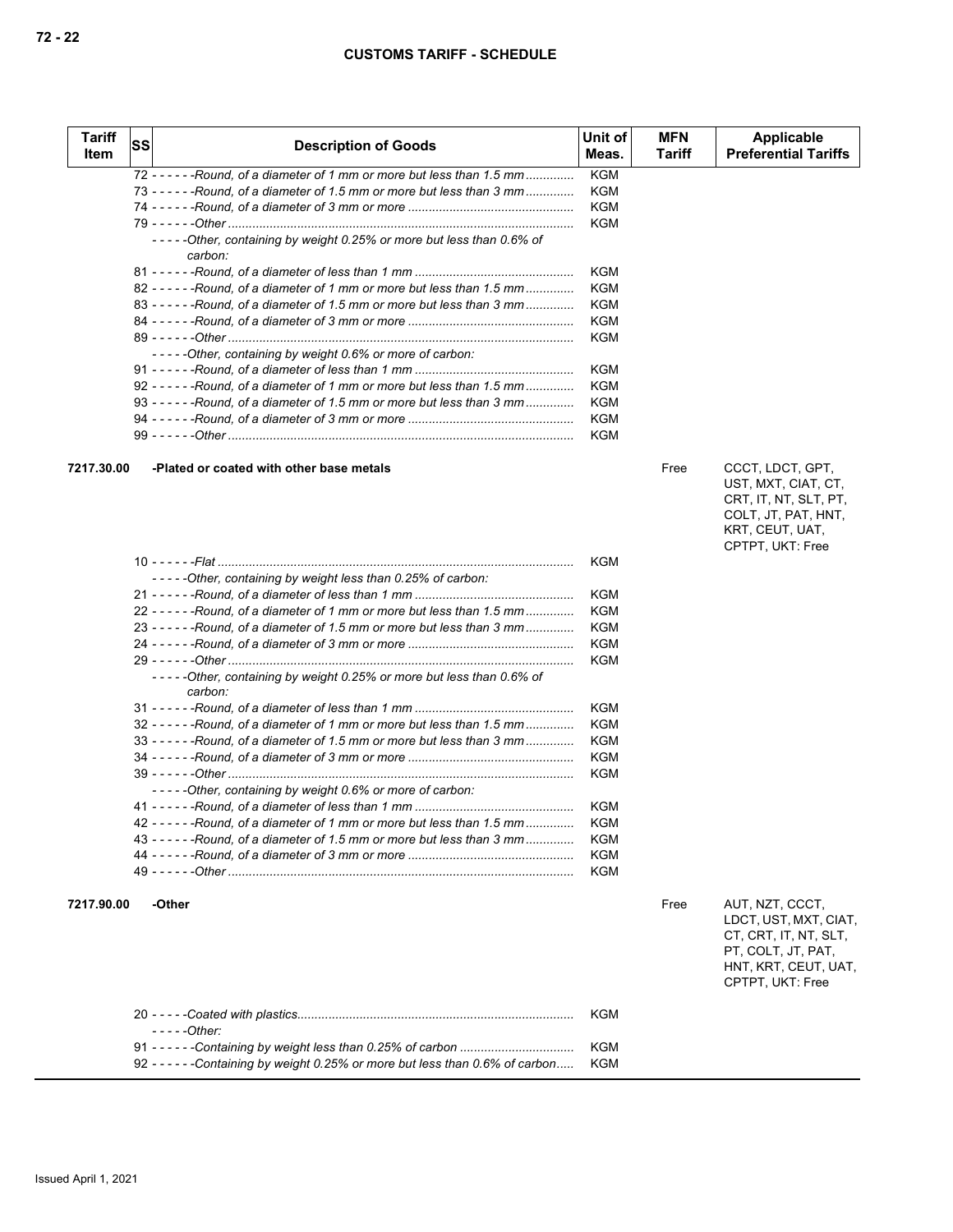| Tariff Item | SS | Description of Goods | Unit of Meas. | MFN Tariff | Applicable Preferential Tariffs |
|---|---|---|---|---|---|
| | 72 | - - - - - -*Round, of a diameter of 1 mm or more but less than 1.5 mm* | KGM | | |
| | 73 | - - - - - -*Round, of a diameter of 1.5 mm or more but less than 3 mm* | KGM | | |
| | 74 | - - - - - -*Round, of a diameter of 3 mm or more* | KGM | | |
| | 79 | - - - - - -*Other* | KGM | | |
| | | - - - - -*Other, containing by weight 0.25% or more but less than 0.6% of carbon:* | | | |
| | 81 | - - - - - -*Round, of a diameter of less than 1 mm* | KGM | | |
| | 82 | - - - - - -*Round, of a diameter of 1 mm or more but less than 1.5 mm* | KGM | | |
| | 83 | - - - - - -*Round, of a diameter of 1.5 mm or more but less than 3 mm* | KGM | | |
| | 84 | - - - - - -*Round, of a diameter of 3 mm or more* | KGM | | |
| | 89 | - - - - - -*Other* | KGM | | |
| | | - - - - -*Other, containing by weight 0.6% or more of carbon:* | | | |
| | 91 | - - - - - -*Round, of a diameter of less than 1 mm* | KGM | | |
| | 92 | - - - - - -*Round, of a diameter of 1 mm or more but less than 1.5 mm* | KGM | | |
| | 93 | - - - - - -*Round, of a diameter of 1.5 mm or more but less than 3 mm* | KGM | | |
| | 94 | - - - - - -*Round, of a diameter of 3 mm or more* | KGM | | |
| | 99 | - - - - - -*Other* | KGM | | |
| **7217.30.00** | | **-Plated or coated with other base metals** | | Free | CCCT, LDCT, GPT, UST, MXT, CIAT, CT, CRT, IT, NT, SLT, PT, COLT, JT, PAT, HNT, KRT, CEUT, UAT, CPTPT, UKT: Free |
| | 10 | - - - - - -*Flat* | KGM | | |
| | | - - - - -*Other, containing by weight less than 0.25% of carbon:* | | | |
| | 21 | - - - - - -*Round, of a diameter of less than 1 mm* | KGM | | |
| | 22 | - - - - - -*Round, of a diameter of 1 mm or more but less than 1.5 mm* | KGM | | |
| | 23 | - - - - - -*Round, of a diameter of 1.5 mm or more but less than 3 mm* | KGM | | |
| | 24 | - - - - - -*Round, of a diameter of 3 mm or more* | KGM | | |
| | 29 | - - - - - -*Other* | KGM | | |
| | | - - - - -*Other, containing by weight 0.25% or more but less than 0.6% of carbon:* | | | |
| | 31 | - - - - - -*Round, of a diameter of less than 1 mm* | KGM | | |
| | 32 | - - - - - -*Round, of a diameter of 1 mm or more but less than 1.5 mm* | KGM | | |
| | 33 | - - - - - -*Round, of a diameter of 1.5 mm or more but less than 3 mm* | KGM | | |
| | 34 | - - - - - -*Round, of a diameter of 3 mm or more* | KGM | | |
| | 39 | - - - - - -*Other* | KGM | | |
| | | - - - - -*Other, containing by weight 0.6% or more of carbon:* | | | |
| | 41 | - - - - - -*Round, of a diameter of less than 1 mm* | KGM | | |
| | 42 | - - - - - -*Round, of a diameter of 1 mm or more but less than 1.5 mm* | KGM | | |
| | 43 | - - - - - -*Round, of a diameter of 1.5 mm or more but less than 3 mm* | KGM | | |
| | 44 | - - - - - -*Round, of a diameter of 3 mm or more* | KGM | | |
| | 49 | - - - - - -*Other* | KGM | | |
| **7217.90.00** | | **-Other** | | Free | AUT, NZT, CCCT, LDCT, UST, MXT, CIAT, CT, CRT, IT, NT, SLT, PT, COLT, JT, PAT, HNT, KRT, CEUT, UAT, CPTPT, UKT: Free |
| | 20 | - - - - -*Coated with plastics* | KGM | | |
| | | - - - - -*Other:* | | | |
| | 91 | - - - - - -*Containing by weight less than 0.25% of carbon* | KGM | | |
| | 92 | - - - - - -*Containing by weight 0.25% or more but less than 0.6% of carbon* | KGM | | |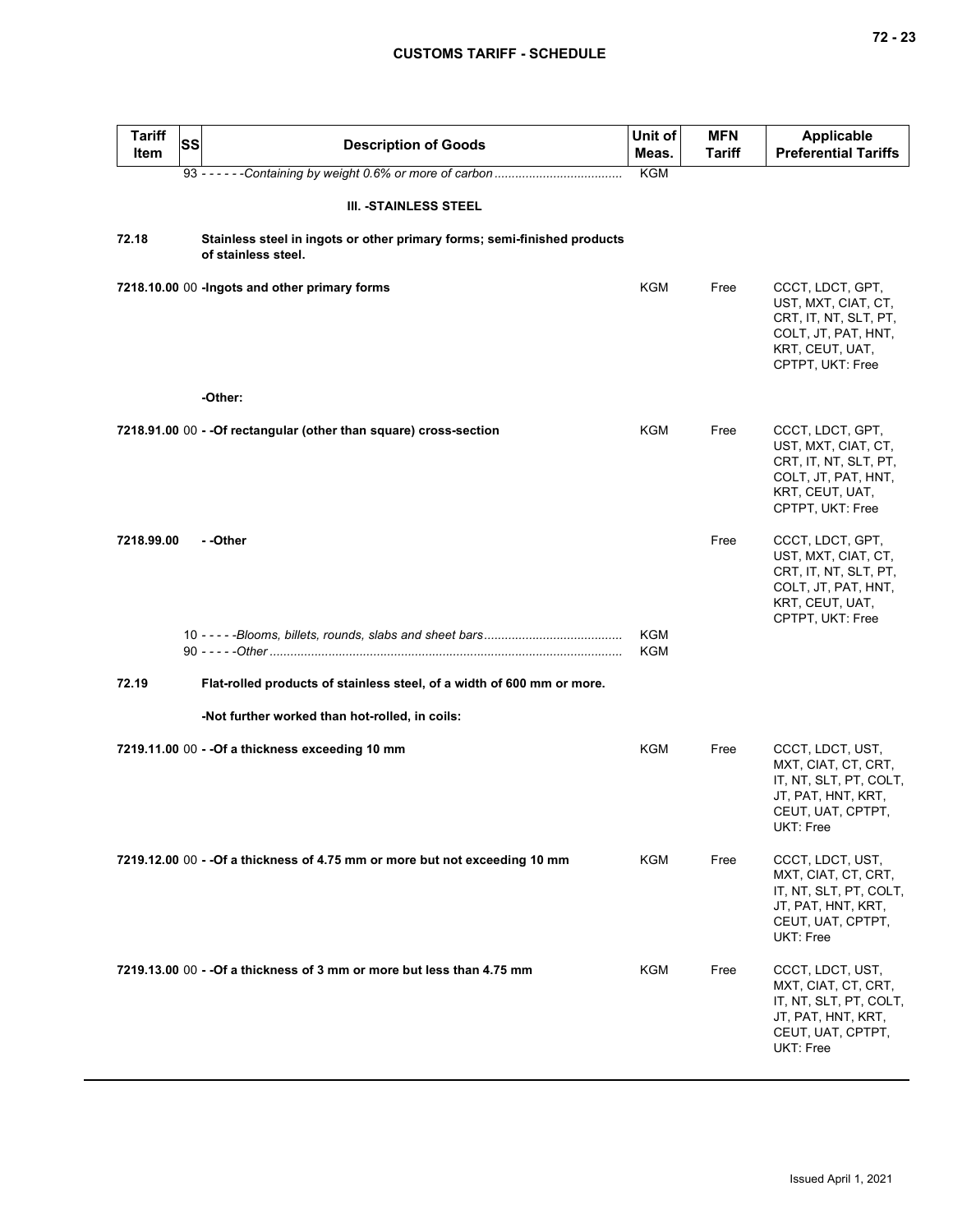| Tariff Item | SS | Description of Goods | Unit of Meas. | MFN Tariff | Applicable Preferential Tariffs |
|---|---|---|---|---|---|
| | 93 | - - - - - -*Containing by weight 0.6% or more of carbon* | KGM | | |
| | | **III. -STAINLESS STEEL** | | | |
| **72.18** | | **Stainless steel in ingots or other primary forms; semi-finished products of stainless steel.** | | | |
| **7218.10.00** | 00 | **-Ingots and other primary forms** | KGM | Free | CCCT, LDCT, GPT, UST, MXT, CIAT, CT, CRT, IT, NT, SLT, PT, COLT, JT, PAT, HNT, KRT, CEUT, UAT, CPTPT, UKT: Free |
| | | **-Other:** | | | |
| **7218.91.00** | 00 | **- -Of rectangular (other than square) cross-section** | KGM | Free | CCCT, LDCT, GPT, UST, MXT, CIAT, CT, CRT, IT, NT, SLT, PT, COLT, JT, PAT, HNT, KRT, CEUT, UAT, CPTPT, UKT: Free |
| **7218.99.00** | | **- -Other** | | Free | CCCT, LDCT, GPT, UST, MXT, CIAT, CT, CRT, IT, NT, SLT, PT, COLT, JT, PAT, HNT, KRT, CEUT, UAT, CPTPT, UKT: Free |
| | 10 | - - - - -*Blooms, billets, rounds, slabs and sheet bars* | KGM | | |
| | 90 | - - - - -*Other* | KGM | | |
| **72.19** | | **Flat-rolled products of stainless steel, of a width of 600 mm or more.** | | | |
| | | **-Not further worked than hot-rolled, in coils:** | | | |
| **7219.11.00** | 00 | **- -Of a thickness exceeding 10 mm** | KGM | Free | CCCT, LDCT, UST, MXT, CIAT, CT, CRT, IT, NT, SLT, PT, COLT, JT, PAT, HNT, KRT, CEUT, UAT, CPTPT, UKT: Free |
| **7219.12.00** | 00 | **- -Of a thickness of 4.75 mm or more but not exceeding 10 mm** | KGM | Free | CCCT, LDCT, UST, MXT, CIAT, CT, CRT, IT, NT, SLT, PT, COLT, JT, PAT, HNT, KRT, CEUT, UAT, CPTPT, UKT: Free |
| **7219.13.00** | 00 | **- -Of a thickness of 3 mm or more but less than 4.75 mm** | KGM | Free | CCCT, LDCT, UST, MXT, CIAT, CT, CRT, IT, NT, SLT, PT, COLT, JT, PAT, HNT, KRT, CEUT, UAT, CPTPT, UKT: Free |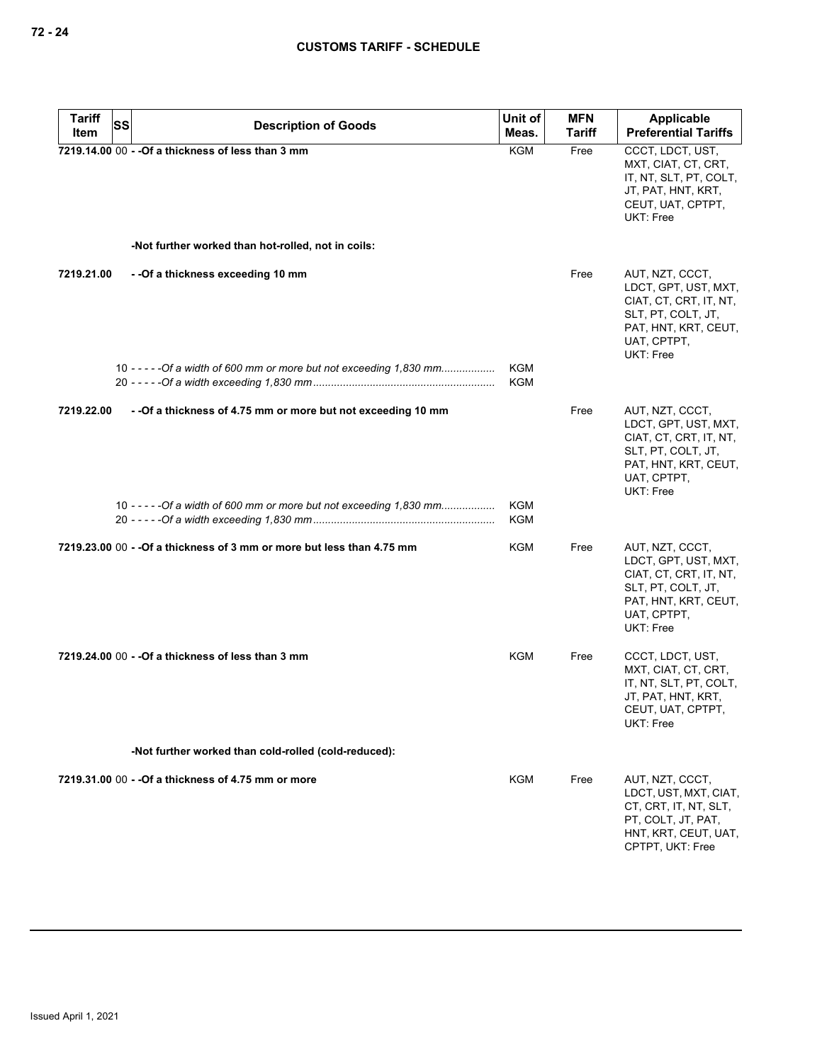| Tariff Item | SS | Description of Goods | Unit of Meas. | MFN Tariff | Applicable Preferential Tariffs |
|---|---|---|---|---|---|
| 7219.14.00 | 00 | - -Of a thickness of less than 3 mm | KGM | Free | CCCT, LDCT, UST, MXT, CIAT, CT, CRT, IT, NT, SLT, PT, COLT, JT, PAT, HNT, KRT, CEUT, UAT, CPTPT, UKT: Free |
| | | -Not further worked than hot-rolled, not in coils: | | | |
| 7219.21.00 | | - -Of a thickness exceeding 10 mm | | Free | AUT, NZT, CCCT, LDCT, GPT, UST, MXT, CIAT, CT, CRT, IT, NT, SLT, PT, COLT, JT, PAT, HNT, KRT, CEUT, UAT, CPTPT, UKT: Free |
| | 10 | - - - - -*Of a width of 600 mm or more but not exceeding 1,830 mm* | KGM | | |
| | 20 | - - - - -*Of a width exceeding 1,830 mm* | KGM | | |
| 7219.22.00 | | - -Of a thickness of 4.75 mm or more but not exceeding 10 mm | | Free | AUT, NZT, CCCT, LDCT, GPT, UST, MXT, CIAT, CT, CRT, IT, NT, SLT, PT, COLT, JT, PAT, HNT, KRT, CEUT, UAT, CPTPT, UKT: Free |
| | 10 | - - - - -*Of a width of 600 mm or more but not exceeding 1,830 mm* | KGM | | |
| | 20 | - - - - -*Of a width exceeding 1,830 mm* | KGM | | |
| 7219.23.00 | 00 | - -Of a thickness of 3 mm or more but less than 4.75 mm | KGM | Free | AUT, NZT, CCCT, LDCT, GPT, UST, MXT, CIAT, CT, CRT, IT, NT, SLT, PT, COLT, JT, PAT, HNT, KRT, CEUT, UAT, CPTPT, UKT: Free |
| 7219.24.00 | 00 | - -Of a thickness of less than 3 mm | KGM | Free | CCCT, LDCT, UST, MXT, CIAT, CT, CRT, IT, NT, SLT, PT, COLT, JT, PAT, HNT, KRT, CEUT, UAT, CPTPT, UKT: Free |
| | | -Not further worked than cold-rolled (cold-reduced): | | | |
| 7219.31.00 | 00 | - -Of a thickness of 4.75 mm or more | KGM | Free | AUT, NZT, CCCT, LDCT, UST, MXT, CIAT, CT, CRT, IT, NT, SLT, PT, COLT, JT, PAT, HNT, KRT, CEUT, UAT, CPTPT, UKT: Free |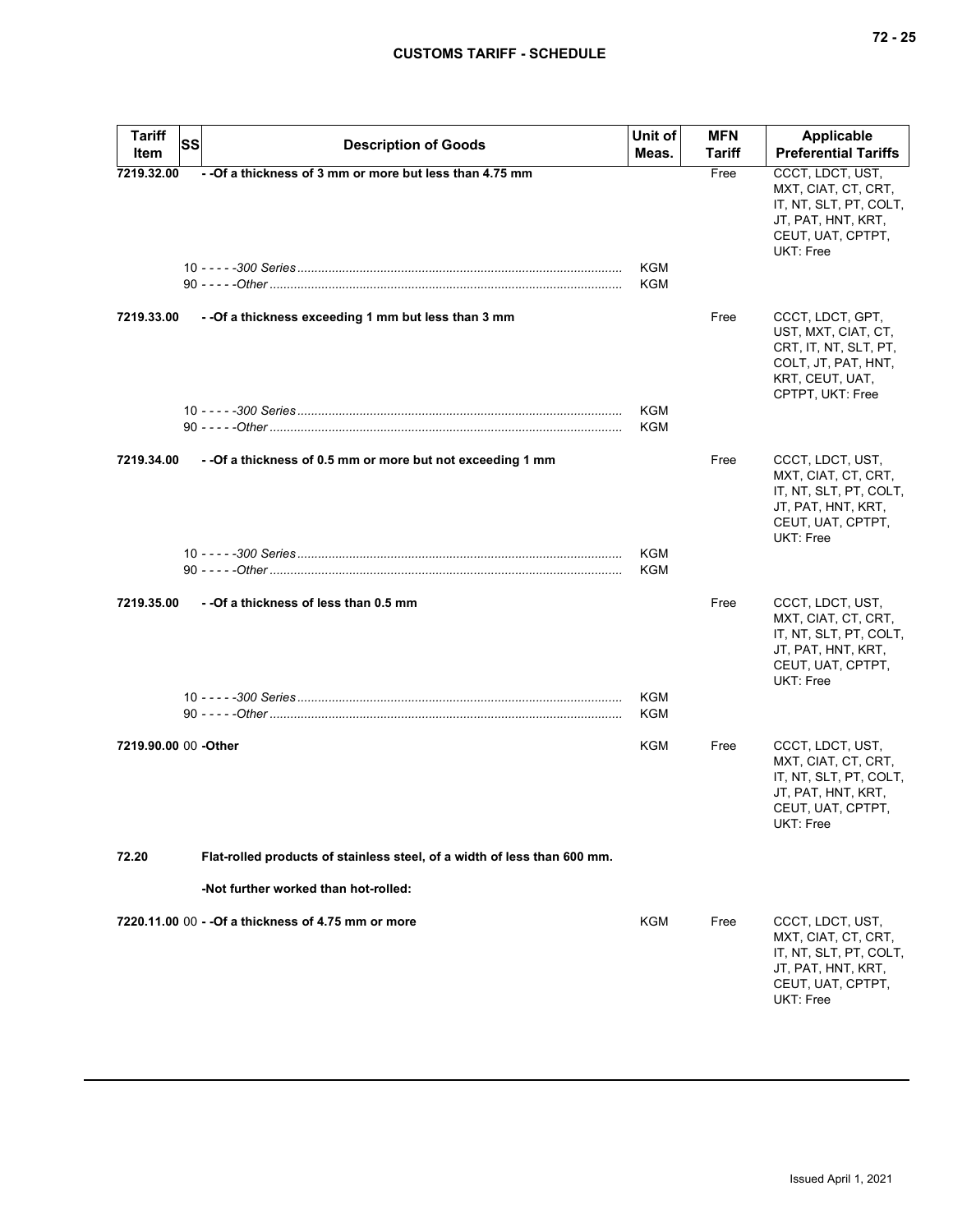| Tariff Item | SS | Description of Goods | Unit of Meas. | MFN Tariff | Applicable Preferential Tariffs |
|---|---|---|---|---|---|
| 7219.32.00 | | **- -Of a thickness of 3 mm or more but less than 4.75 mm** | | Free | CCCT, LDCT, UST, MXT, CIAT, CT, CRT, IT, NT, SLT, PT, COLT, JT, PAT, HNT, KRT, CEUT, UAT, CPTPT, UKT: Free |
| | 10 | - - - - -*300 Series* | KGM | | |
| | 90 | - - - - -*Other* | KGM | | |
| 7219.33.00 | | **- -Of a thickness exceeding 1 mm but less than 3 mm** | | Free | CCCT, LDCT, GPT, UST, MXT, CIAT, CT, CRT, IT, NT, SLT, PT, COLT, JT, PAT, HNT, KRT, CEUT, UAT, CPTPT, UKT: Free |
| | 10 | - - - - -*300 Series* | KGM | | |
| | 90 | - - - - -*Other* | KGM | | |
| 7219.34.00 | | **- -Of a thickness of 0.5 mm or more but not exceeding 1 mm** | | Free | CCCT, LDCT, UST, MXT, CIAT, CT, CRT, IT, NT, SLT, PT, COLT, JT, PAT, HNT, KRT, CEUT, UAT, CPTPT, UKT: Free |
| | 10 | - - - - -*300 Series* | KGM | | |
| | 90 | - - - - -*Other* | KGM | | |
| 7219.35.00 | | **- -Of a thickness of less than 0.5 mm** | | Free | CCCT, LDCT, UST, MXT, CIAT, CT, CRT, IT, NT, SLT, PT, COLT, JT, PAT, HNT, KRT, CEUT, UAT, CPTPT, UKT: Free |
| | 10 | - - - - -*300 Series* | KGM | | |
| | 90 | - - - - -*Other* | KGM | | |
| 7219.90.00 | 00 | **-Other** | KGM | Free | CCCT, LDCT, UST, MXT, CIAT, CT, CRT, IT, NT, SLT, PT, COLT, JT, PAT, HNT, KRT, CEUT, UAT, CPTPT, UKT: Free |
| 72.20 | | **Flat-rolled products of stainless steel, of a width of less than 600 mm.** | | | |
| | | **-Not further worked than hot-rolled:** | | | |
| 7220.11.00 | 00 | **- -Of a thickness of 4.75 mm or more** | KGM | Free | CCCT, LDCT, UST, MXT, CIAT, CT, CRT, IT, NT, SLT, PT, COLT, JT, PAT, HNT, KRT, CEUT, UAT, CPTPT, UKT: Free |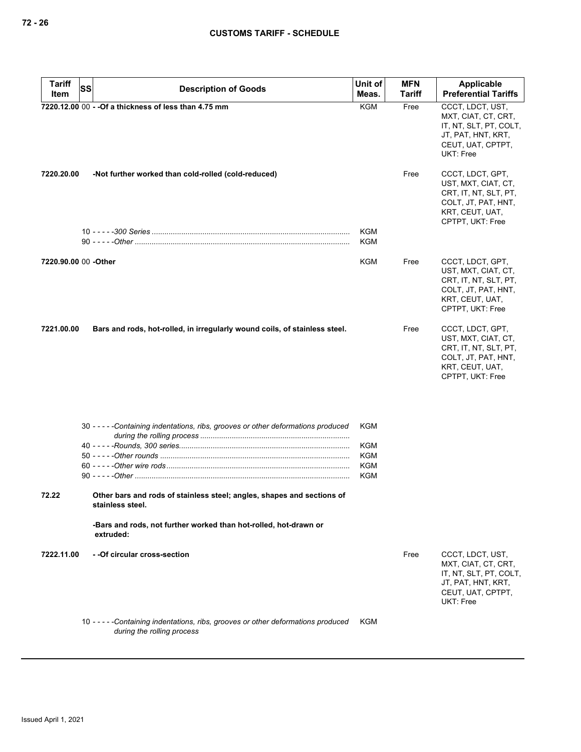| Tariff Item | SS | Description of Goods | Unit of Meas. | MFN Tariff | Applicable Preferential Tariffs |
|---|---|---|---|---|---|
| 7220.12.00 | 00 | - -Of a thickness of less than 4.75 mm | KGM | Free | CCCT, LDCT, UST, MXT, CIAT, CT, CRT, IT, NT, SLT, PT, COLT, JT, PAT, HNT, KRT, CEUT, UAT, CPTPT, UKT: Free |
| 7220.20.00 | | -Not further worked than cold-rolled (cold-reduced) | | Free | CCCT, LDCT, GPT, UST, MXT, CIAT, CT, CRT, IT, NT, SLT, PT, COLT, JT, PAT, HNT, KRT, CEUT, UAT, CPTPT, UKT: Free |
| | 10 | - - - - -*300 Series* | KGM | | |
| | 90 | - - - - -*Other* | KGM | | |
| 7220.90.00 | 00 | -Other | KGM | Free | CCCT, LDCT, GPT, UST, MXT, CIAT, CT, CRT, IT, NT, SLT, PT, COLT, JT, PAT, HNT, KRT, CEUT, UAT, CPTPT, UKT: Free |
| 7221.00.00 | | Bars and rods, hot-rolled, in irregularly wound coils, of stainless steel. | | Free | CCCT, LDCT, GPT, UST, MXT, CIAT, CT, CRT, IT, NT, SLT, PT, COLT, JT, PAT, HNT, KRT, CEUT, UAT, CPTPT, UKT: Free |
| | 30 | - - - - -*Containing indentations, ribs, grooves or other deformations produced during the rolling process* | KGM | | |
| | 40 | - - - - -*Rounds, 300 series* | KGM | | |
| | 50 | - - - - -*Other rounds* | KGM | | |
| | 60 | - - - - -*Other wire rods* | KGM | | |
| | 90 | - - - - -*Other* | KGM | | |
| 72.22 | | Other bars and rods of stainless steel; angles, shapes and sections of stainless steel. | | | |
| | | -Bars and rods, not further worked than hot-rolled, hot-drawn or extruded: | | | |
| 7222.11.00 | | - -Of circular cross-section | | Free | CCCT, LDCT, UST, MXT, CIAT, CT, CRT, IT, NT, SLT, PT, COLT, JT, PAT, HNT, KRT, CEUT, UAT, CPTPT, UKT: Free |
| | 10 | - - - - -*Containing indentations, ribs, grooves or other deformations produced during the rolling process* | KGM | | |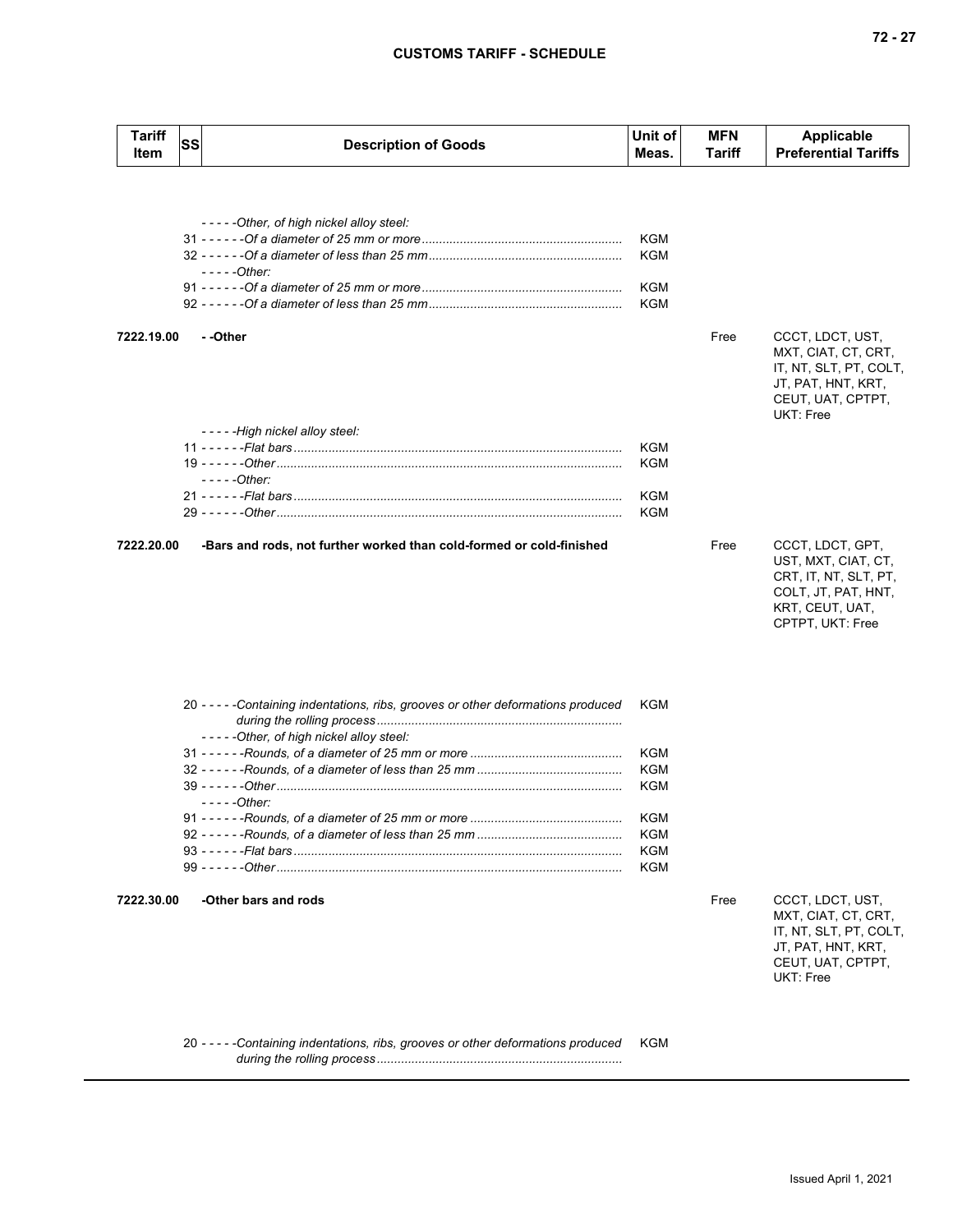| Tariff Item | SS | Description of Goods | Unit of Meas. | MFN Tariff | Applicable Preferential Tariffs |
|---|---|---|---|---|---|
| | | - - - - -*Other, of high nickel alloy steel:* | | | |
| | 31 | - - - - - -*Of a diameter of 25 mm or more* | KGM | | |
| | 32 | - - - - - -*Of a diameter of less than 25 mm* | KGM | | |
| | | - - - - -*Other:* | | | |
| | 91 | - - - - - -*Of a diameter of 25 mm or more* | KGM | | |
| | 92 | - - - - - -*Of a diameter of less than 25 mm* | KGM | | |
| **7222.19.00** | | **- -Other** | | Free | CCCT, LDCT, UST, MXT, CIAT, CT, CRT, IT, NT, SLT, PT, COLT, JT, PAT, HNT, KRT, CEUT, UAT, CPTPT, UKT: Free |
| | | - - - - -*High nickel alloy steel:* | | | |
| | 11 | - - - - - -*Flat bars* | KGM | | |
| | 19 | - - - - - -*Other* | KGM | | |
| | | - - - - -*Other:* | | | |
| | 21 | - - - - - -*Flat bars* | KGM | | |
| | 29 | - - - - - -*Other* | KGM | | |
| **7222.20.00** | | **-Bars and rods, not further worked than cold-formed or cold-finished** | | Free | CCCT, LDCT, GPT, UST, MXT, CIAT, CT, CRT, IT, NT, SLT, PT, COLT, JT, PAT, HNT, KRT, CEUT, UAT, CPTPT, UKT: Free |
| | 20 | - - - - -*Containing indentations, ribs, grooves or other deformations produced during the rolling process* | KGM | | |
| | | - - - - -*Other, of high nickel alloy steel:* | | | |
| | 31 | - - - - - -*Rounds, of a diameter of 25 mm or more* | KGM | | |
| | 32 | - - - - - -*Rounds, of a diameter of less than 25 mm* | KGM | | |
| | 39 | - - - - - -*Other* | KGM | | |
| | | - - - - -*Other:* | | | |
| | 91 | - - - - - -*Rounds, of a diameter of 25 mm or more* | KGM | | |
| | 92 | - - - - - -*Rounds, of a diameter of less than 25 mm* | KGM | | |
| | 93 | - - - - - -*Flat bars* | KGM | | |
| | 99 | - - - - - -*Other* | KGM | | |
| **7222.30.00** | | **-Other bars and rods** | | Free | CCCT, LDCT, UST, MXT, CIAT, CT, CRT, IT, NT, SLT, PT, COLT, JT, PAT, HNT, KRT, CEUT, UAT, CPTPT, UKT: Free |
| | 20 | - - - - -*Containing indentations, ribs, grooves or other deformations produced during the rolling process* | KGM | | |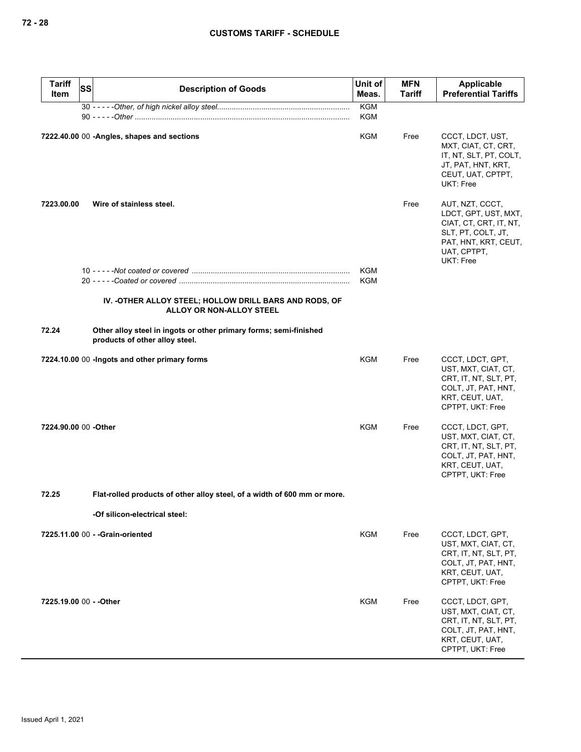| Tariff Item | SS | Description of Goods | Unit of Meas. | MFN Tariff | Applicable Preferential Tariffs |
|---|---|---|---|---|---|
| | 30 | - - - - -*Other, of high nickel alloy steel* | KGM | | |
| | 90 | - - - - -*Other* | KGM | | |
| 7222.40.00 | 00 | **-Angles, shapes and sections** | KGM | Free | CCCT, LDCT, UST, MXT, CIAT, CT, CRT, IT, NT, SLT, PT, COLT, JT, PAT, HNT, KRT, CEUT, UAT, CPTPT, UKT: Free |
| **7223.00.00** | | **Wire of stainless steel.** | | Free | AUT, NZT, CCCT, LDCT, GPT, UST, MXT, CIAT, CT, CRT, IT, NT, SLT, PT, COLT, JT, PAT, HNT, KRT, CEUT, UAT, CPTPT, UKT: Free |
| | 10 | - - - - -*Not coated or covered* | KGM | | |
| | 20 | - - - - -*Coated or covered* | KGM | | |
| | | **IV. -OTHER ALLOY STEEL; HOLLOW DRILL BARS AND RODS, OF ALLOY OR NON-ALLOY STEEL** | | | |
| **72.24** | | **Other alloy steel in ingots or other primary forms; semi-finished products of other alloy steel.** | | | |
| 7224.10.00 | 00 | **-Ingots and other primary forms** | KGM | Free | CCCT, LDCT, GPT, UST, MXT, CIAT, CT, CRT, IT, NT, SLT, PT, COLT, JT, PAT, HNT, KRT, CEUT, UAT, CPTPT, UKT: Free |
| 7224.90.00 | 00 | **-Other** | KGM | Free | CCCT, LDCT, GPT, UST, MXT, CIAT, CT, CRT, IT, NT, SLT, PT, COLT, JT, PAT, HNT, KRT, CEUT, UAT, CPTPT, UKT: Free |
| **72.25** | | **Flat-rolled products of other alloy steel, of a width of 600 mm or more.** | | | |
| | | **-Of silicon-electrical steel:** | | | |
| 7225.11.00 | 00 | **- -Grain-oriented** | KGM | Free | CCCT, LDCT, GPT, UST, MXT, CIAT, CT, CRT, IT, NT, SLT, PT, COLT, JT, PAT, HNT, KRT, CEUT, UAT, CPTPT, UKT: Free |
| 7225.19.00 | 00 | **- -Other** | KGM | Free | CCCT, LDCT, GPT, UST, MXT, CIAT, CT, CRT, IT, NT, SLT, PT, COLT, JT, PAT, HNT, KRT, CEUT, UAT, CPTPT, UKT: Free |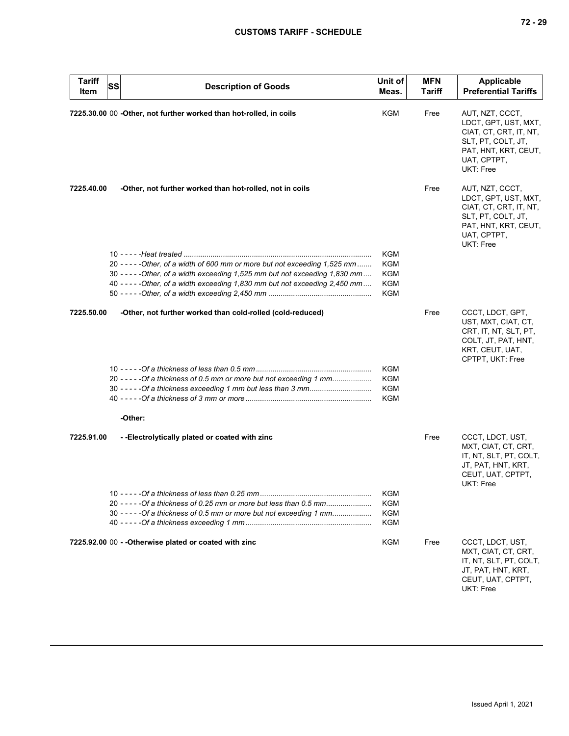| Tariff Item | SS | Description of Goods | Unit of Meas. | MFN Tariff | Applicable Preferential Tariffs |
|---|---|---|---|---|---|
| 7225.30.00 | 00 | **-Other, not further worked than hot-rolled, in coils** | KGM | Free | AUT, NZT, CCCT, LDCT, GPT, UST, MXT, CIAT, CT, CRT, IT, NT, SLT, PT, COLT, JT, PAT, HNT, KRT, CEUT, UAT, CPTPT, UKT: Free |
| 7225.40.00 | | **-Other, not further worked than hot-rolled, not in coils** | | Free | AUT, NZT, CCCT, LDCT, GPT, UST, MXT, CIAT, CT, CRT, IT, NT, SLT, PT, COLT, JT, PAT, HNT, KRT, CEUT, UAT, CPTPT, UKT: Free |
| | 10 | - - - - -*Heat treated* | KGM | | |
| | 20 | - - - - -*Other, of a width of 600 mm or more but not exceeding 1,525 mm* | KGM | | |
| | 30 | - - - - -*Other, of a width exceeding 1,525 mm but not exceeding 1,830 mm* | KGM | | |
| | 40 | - - - - -*Other, of a width exceeding 1,830 mm but not exceeding 2,450 mm* | KGM | | |
| | 50 | - - - - -*Other, of a width exceeding 2,450 mm* | KGM | | |
| 7225.50.00 | | **-Other, not further worked than cold-rolled (cold-reduced)** | | Free | CCCT, LDCT, GPT, UST, MXT, CIAT, CT, CRT, IT, NT, SLT, PT, COLT, JT, PAT, HNT, KRT, CEUT, UAT, CPTPT, UKT: Free |
| | 10 | - - - - -*Of a thickness of less than 0.5 mm* | KGM | | |
| | 20 | - - - - -*Of a thickness of 0.5 mm or more but not exceeding 1 mm* | KGM | | |
| | 30 | - - - - -*Of a thickness exceeding 1 mm but less than 3 mm* | KGM | | |
| | 40 | - - - - -*Of a thickness of 3 mm or more* | KGM | | |
| | | **-Other:** | | | |
| 7225.91.00 | | **- -Electrolytically plated or coated with zinc** | | Free | CCCT, LDCT, UST, MXT, CIAT, CT, CRT, IT, NT, SLT, PT, COLT, JT, PAT, HNT, KRT, CEUT, UAT, CPTPT, UKT: Free |
| | 10 | - - - - -*Of a thickness of less than 0.25 mm* | KGM | | |
| | 20 | - - - - -*Of a thickness of 0.25 mm or more but less than 0.5 mm* | KGM | | |
| | 30 | - - - - -*Of a thickness of 0.5 mm or more but not exceeding 1 mm* | KGM | | |
| | 40 | - - - - -*Of a thickness exceeding 1 mm* | KGM | | |
| 7225.92.00 | 00 | **- -Otherwise plated or coated with zinc** | KGM | Free | CCCT, LDCT, UST, MXT, CIAT, CT, CRT, IT, NT, SLT, PT, COLT, JT, PAT, HNT, KRT, CEUT, UAT, CPTPT, UKT: Free |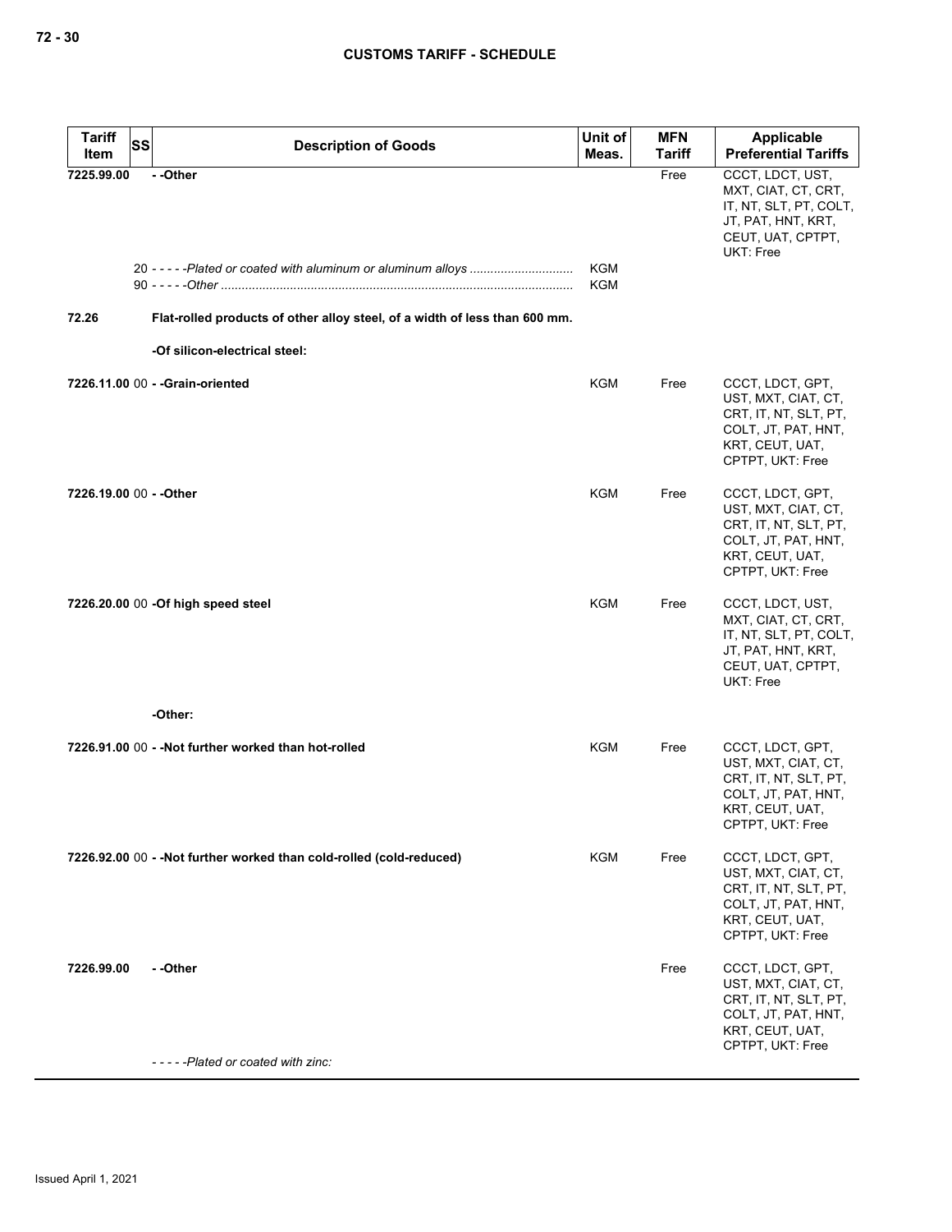| Tariff Item | SS | Description of Goods | Unit of Meas. | MFN Tariff | Applicable Preferential Tariffs |
|---|---|---|---|---|---|
| 7225.99.00 | | - -Other | | Free | CCCT, LDCT, UST, MXT, CIAT, CT, CRT, IT, NT, SLT, PT, COLT, JT, PAT, HNT, KRT, CEUT, UAT, CPTPT, UKT: Free |
| | | 20 - - - - -*Plated or coated with aluminum or aluminum alloys* | KGM | | |
| | | 90 - - - - -*Other* | KGM | | |
| **72.26** | | **Flat-rolled products of other alloy steel, of a width of less than 600 mm.** | | | |
| | | **-Of silicon-electrical steel:** | | | |
| **7226.11.00** | 00 | **- -Grain-oriented** | KGM | Free | CCCT, LDCT, GPT, UST, MXT, CIAT, CT, CRT, IT, NT, SLT, PT, COLT, JT, PAT, HNT, KRT, CEUT, UAT, CPTPT, UKT: Free |
| **7226.19.00** | 00 | **- -Other** | KGM | Free | CCCT, LDCT, GPT, UST, MXT, CIAT, CT, CRT, IT, NT, SLT, PT, COLT, JT, PAT, HNT, KRT, CEUT, UAT, CPTPT, UKT: Free |
| **7226.20.00** | 00 | **-Of high speed steel** | KGM | Free | CCCT, LDCT, UST, MXT, CIAT, CT, CRT, IT, NT, SLT, PT, COLT, JT, PAT, HNT, KRT, CEUT, UAT, CPTPT, UKT: Free |
| | | **-Other:** | | | |
| **7226.91.00** | 00 | **- -Not further worked than hot-rolled** | KGM | Free | CCCT, LDCT, GPT, UST, MXT, CIAT, CT, CRT, IT, NT, SLT, PT, COLT, JT, PAT, HNT, KRT, CEUT, UAT, CPTPT, UKT: Free |
| **7226.92.00** | 00 | **- -Not further worked than cold-rolled (cold-reduced)** | KGM | Free | CCCT, LDCT, GPT, UST, MXT, CIAT, CT, CRT, IT, NT, SLT, PT, COLT, JT, PAT, HNT, KRT, CEUT, UAT, CPTPT, UKT: Free |
| **7226.99.00** | | **- -Other** | | Free | CCCT, LDCT, GPT, UST, MXT, CIAT, CT, CRT, IT, NT, SLT, PT, COLT, JT, PAT, HNT, KRT, CEUT, UAT, CPTPT, UKT: Free |
| | | - - - - -*Plated or coated with zinc:* | | | |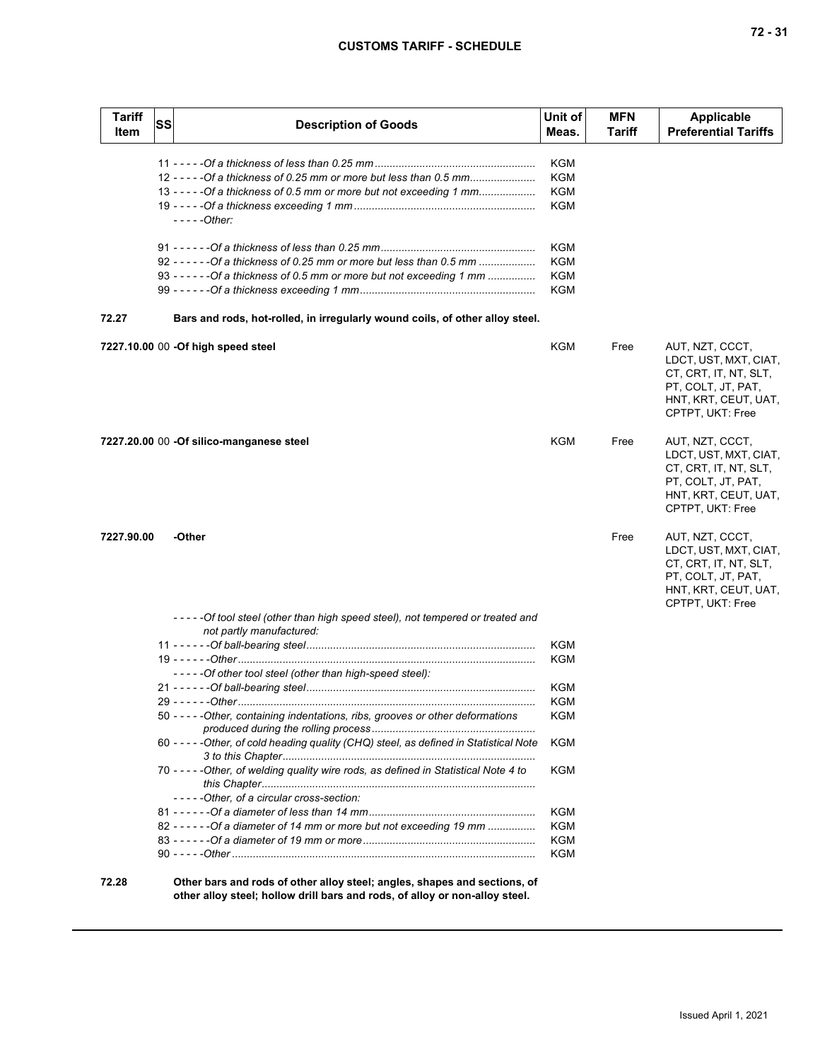| Tariff Item | SS | Description of Goods | Unit of Meas. | MFN Tariff | Applicable Preferential Tariffs |
|---|---|---|---|---|---|
| | | 11 - - - - -*Of a thickness of less than 0.25 mm* | KGM | | |
| | | 12 - - - - -*Of a thickness of 0.25 mm or more but less than 0.5 mm* | KGM | | |
| | | 13 - - - - -*Of a thickness of 0.5 mm or more but not exceeding 1 mm* | KGM | | |
| | | 19 - - - - -*Of a thickness exceeding 1 mm* | KGM | | |
| | | - - - - -*Other:* | | | |
| | | 91 - - - - - -*Of a thickness of less than 0.25 mm* | KGM | | |
| | | 92 - - - - - -*Of a thickness of 0.25 mm or more but less than 0.5 mm* | KGM | | |
| | | 93 - - - - - -*Of a thickness of 0.5 mm or more but not exceeding 1 mm* | KGM | | |
| | | 99 - - - - - -*Of a thickness exceeding 1 mm* | KGM | | |
| **72.27** | | **Bars and rods, hot-rolled, in irregularly wound coils, of other alloy steel.** | | | |
| **7227.10.00** | 00 | **-Of high speed steel** | KGM | Free | AUT, NZT, CCCT, LDCT, UST, MXT, CIAT, CT, CRT, IT, NT, SLT, PT, COLT, JT, PAT, HNT, KRT, CEUT, UAT, CPTPT, UKT: Free |
| **7227.20.00** | 00 | **-Of silico-manganese steel** | KGM | Free | AUT, NZT, CCCT, LDCT, UST, MXT, CIAT, CT, CRT, IT, NT, SLT, PT, COLT, JT, PAT, HNT, KRT, CEUT, UAT, CPTPT, UKT: Free |
| **7227.90.00** | | **-Other** | | Free | AUT, NZT, CCCT, LDCT, UST, MXT, CIAT, CT, CRT, IT, NT, SLT, PT, COLT, JT, PAT, HNT, KRT, CEUT, UAT, CPTPT, UKT: Free |
| | | - - - - -*Of tool steel (other than high speed steel), not tempered or treated and not partly manufactured:* | | | |
| | | 11 - - - - - -*Of ball-bearing steel* | KGM | | |
| | | 19 - - - - - -*Other* | KGM | | |
| | | - - - - -*Of other tool steel (other than high-speed steel):* | | | |
| | | 21 - - - - - -*Of ball-bearing steel* | KGM | | |
| | | 29 - - - - - -*Other* | KGM | | |
| | | 50 - - - - -*Other, containing indentations, ribs, grooves or other deformations produced during the rolling process* | KGM | | |
| | | 60 - - - - -*Other, of cold heading quality (CHQ) steel, as defined in Statistical Note 3 to this Chapter* | KGM | | |
| | | 70 - - - - -*Other, of welding quality wire rods, as defined in Statistical Note 4 to this Chapter* | KGM | | |
| | | - - - - -*Other, of a circular cross-section:* | | | |
| | | 81 - - - - - -*Of a diameter of less than 14 mm* | KGM | | |
| | | 82 - - - - - -*Of a diameter of 14 mm or more but not exceeding 19 mm* | KGM | | |
| | | 83 - - - - - -*Of a diameter of 19 mm or more* | KGM | | |
| | | 90 - - - - -*Other* | KGM | | |
| **72.28** | | **Other bars and rods of other alloy steel; angles, shapes and sections, of other alloy steel; hollow drill bars and rods, of alloy or non-alloy steel.** | | | |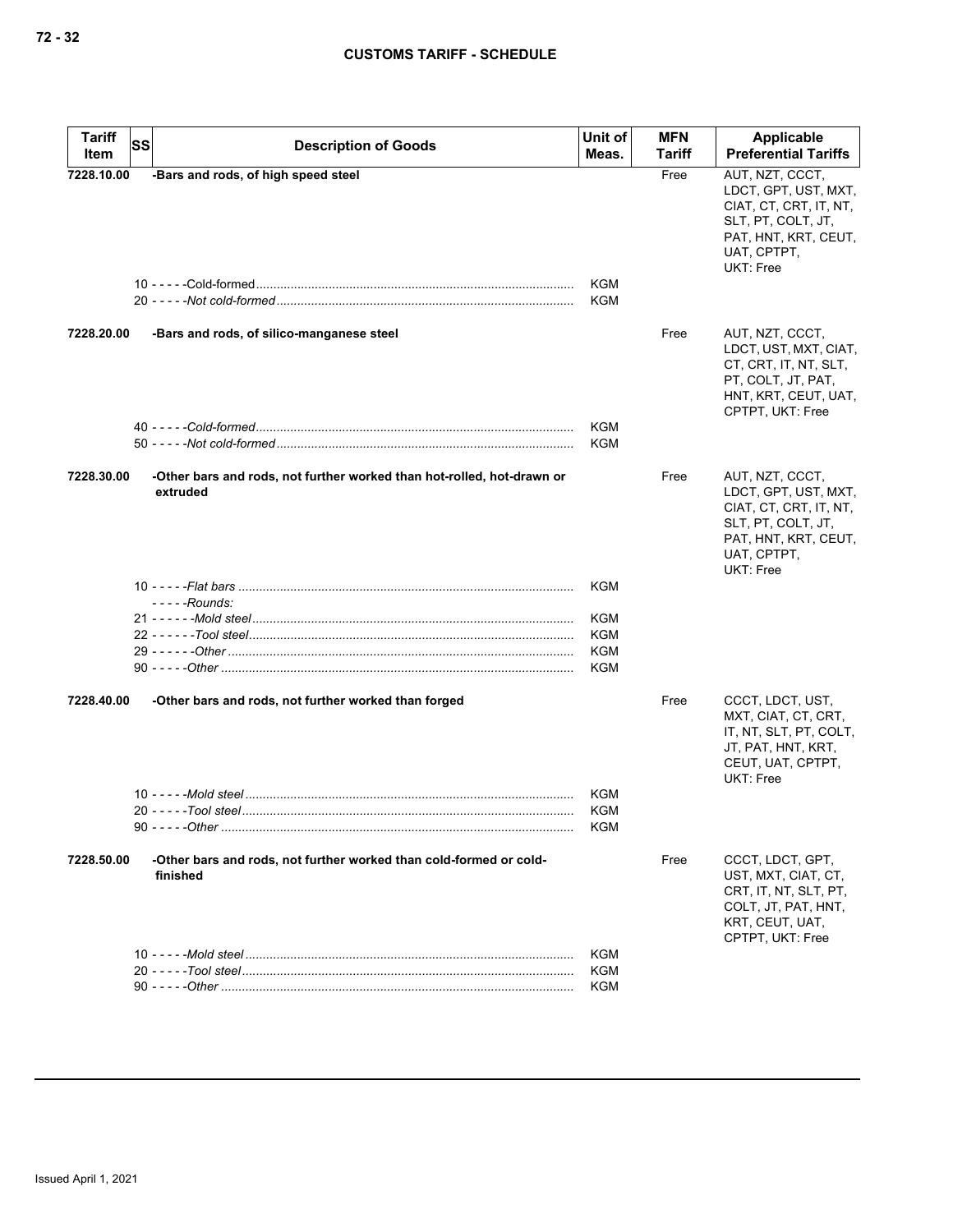| Tariff Item | SS | Description of Goods | Unit of Meas. | MFN Tariff | Applicable Preferential Tariffs |
|---|---|---|---|---|---|
| **7228.10.00** | | **-Bars and rods, of high speed steel** | | Free | AUT, NZT, CCCT, LDCT, GPT, UST, MXT, CIAT, CT, CRT, IT, NT, SLT, PT, COLT, JT, PAT, HNT, KRT, CEUT, UAT, CPTPT, UKT: Free |
| | | 10 - - - - -Cold-formed | KGM | | |
| | | 20 - - - - -*Not cold-formed* | KGM | | |
| **7228.20.00** | | **-Bars and rods, of silico-manganese steel** | | Free | AUT, NZT, CCCT, LDCT, UST, MXT, CIAT, CT, CRT, IT, NT, SLT, PT, COLT, JT, PAT, HNT, KRT, CEUT, UAT, CPTPT, UKT: Free |
| | | 40 - - - - -*Cold-formed* | KGM | | |
| | | 50 - - - - -*Not cold-formed* | KGM | | |
| **7228.30.00** | | **-Other bars and rods, not further worked than hot-rolled, hot-drawn or extruded** | | Free | AUT, NZT, CCCT, LDCT, GPT, UST, MXT, CIAT, CT, CRT, IT, NT, SLT, PT, COLT, JT, PAT, HNT, KRT, CEUT, UAT, CPTPT, UKT: Free |
| | | 10 - - - - -*Flat bars* | KGM | | |
| | | - - - - -*Rounds:* | | | |
| | | 21 - - - - - -*Mold steel* | KGM | | |
| | | 22 - - - - - -*Tool steel* | KGM | | |
| | | 29 - - - - - -*Other* | KGM | | |
| | | 90 - - - - -*Other* | KGM | | |
| **7228.40.00** | | **-Other bars and rods, not further worked than forged** | | Free | CCCT, LDCT, UST, MXT, CIAT, CT, CRT, IT, NT, SLT, PT, COLT, JT, PAT, HNT, KRT, CEUT, UAT, CPTPT, UKT: Free |
| | | 10 - - - - -*Mold steel* | KGM | | |
| | | 20 - - - - -*Tool steel* | KGM | | |
| | | 90 - - - - -*Other* | KGM | | |
| **7228.50.00** | | **-Other bars and rods, not further worked than cold-formed or cold-finished** | | Free | CCCT, LDCT, GPT, UST, MXT, CIAT, CT, CRT, IT, NT, SLT, PT, COLT, JT, PAT, HNT, KRT, CEUT, UAT, CPTPT, UKT: Free |
| | | 10 - - - - -*Mold steel* | KGM | | |
| | | 20 - - - - -*Tool steel* | KGM | | |
| | | 90 - - - - -*Other* | KGM | | |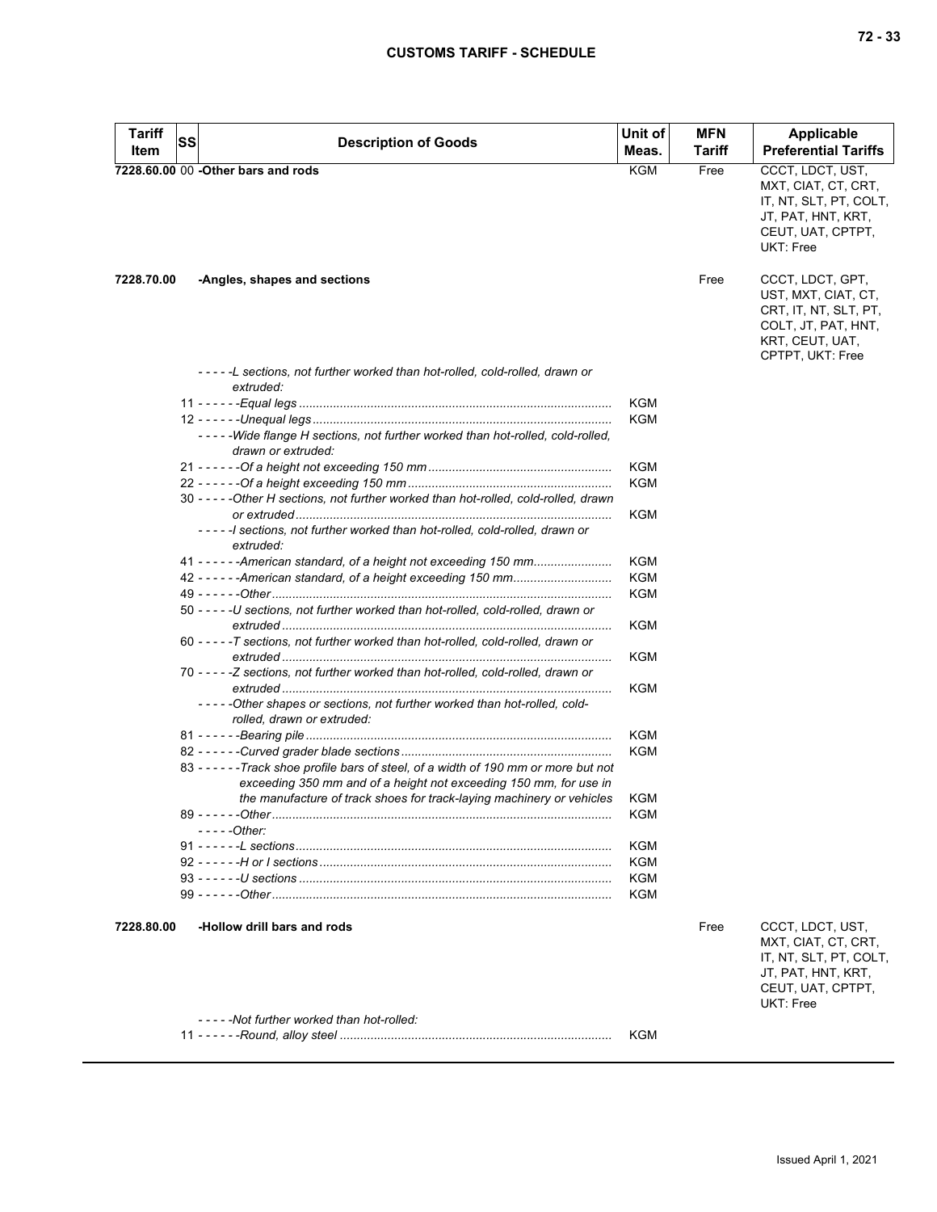| Tariff Item | SS | Description of Goods | Unit of Meas. | MFN Tariff | Applicable Preferential Tariffs |
|---|---|---|---|---|---|
| 7228.60.00 | 00 | **-Other bars and rods** | KGM | Free | CCCT, LDCT, UST, MXT, CIAT, CT, CRT, IT, NT, SLT, PT, COLT, JT, PAT, HNT, KRT, CEUT, UAT, CPTPT, UKT: Free |
| 7228.70.00 | | **-Angles, shapes and sections** | | Free | CCCT, LDCT, GPT, UST, MXT, CIAT, CT, CRT, IT, NT, SLT, PT, COLT, JT, PAT, HNT, KRT, CEUT, UAT, CPTPT, UKT: Free |
| | | *-----L sections, not further worked than hot-rolled, cold-rolled, drawn or extruded:* | | | |
| | 11 | *------Equal legs* | KGM | | |
| | 12 | *------Unequal legs* | KGM | | |
| | | *-----Wide flange H sections, not further worked than hot-rolled, cold-rolled, drawn or extruded:* | | | |
| | 21 | *------Of a height not exceeding 150 mm* | KGM | | |
| | 22 | *------Of a height exceeding 150 mm* | KGM | | |
| | 30 | *-----Other H sections, not further worked than hot-rolled, cold-rolled, drawn or extruded* | KGM | | |
| | | *-----I sections, not further worked than hot-rolled, cold-rolled, drawn or extruded:* | | | |
| | 41 | *------American standard, of a height not exceeding 150 mm* | KGM | | |
| | 42 | *------American standard, of a height exceeding 150 mm* | KGM | | |
| | 49 | *------Other* | KGM | | |
| | 50 | *-----U sections, not further worked than hot-rolled, cold-rolled, drawn or extruded* | KGM | | |
| | 60 | *-----T sections, not further worked than hot-rolled, cold-rolled, drawn or extruded* | KGM | | |
| | 70 | *-----Z sections, not further worked than hot-rolled, cold-rolled, drawn or extruded* | KGM | | |
| | | *-----Other shapes or sections, not further worked than hot-rolled, cold-rolled, drawn or extruded:* | | | |
| | 81 | *------Bearing pile* | KGM | | |
| | 82 | *------Curved grader blade sections* | KGM | | |
| | 83 | *------Track shoe profile bars of steel, of a width of 190 mm or more but not exceeding 350 mm and of a height not exceeding 150 mm, for use in the manufacture of track shoes for track-laying machinery or vehicles* | KGM | | |
| | 89 | *------Other* | KGM | | |
| | | *-----Other:* | | | |
| | 91 | *------L sections* | KGM | | |
| | 92 | *------H or I sections* | KGM | | |
| | 93 | *------U sections* | KGM | | |
| | 99 | *------Other* | KGM | | |
| 7228.80.00 | | **-Hollow drill bars and rods** | | Free | CCCT, LDCT, UST, MXT, CIAT, CT, CRT, IT, NT, SLT, PT, COLT, JT, PAT, HNT, KRT, CEUT, UAT, CPTPT, UKT: Free |
| | | *-----Not further worked than hot-rolled:* | | | |
| | 11 | *------Round, alloy steel* | KGM | | |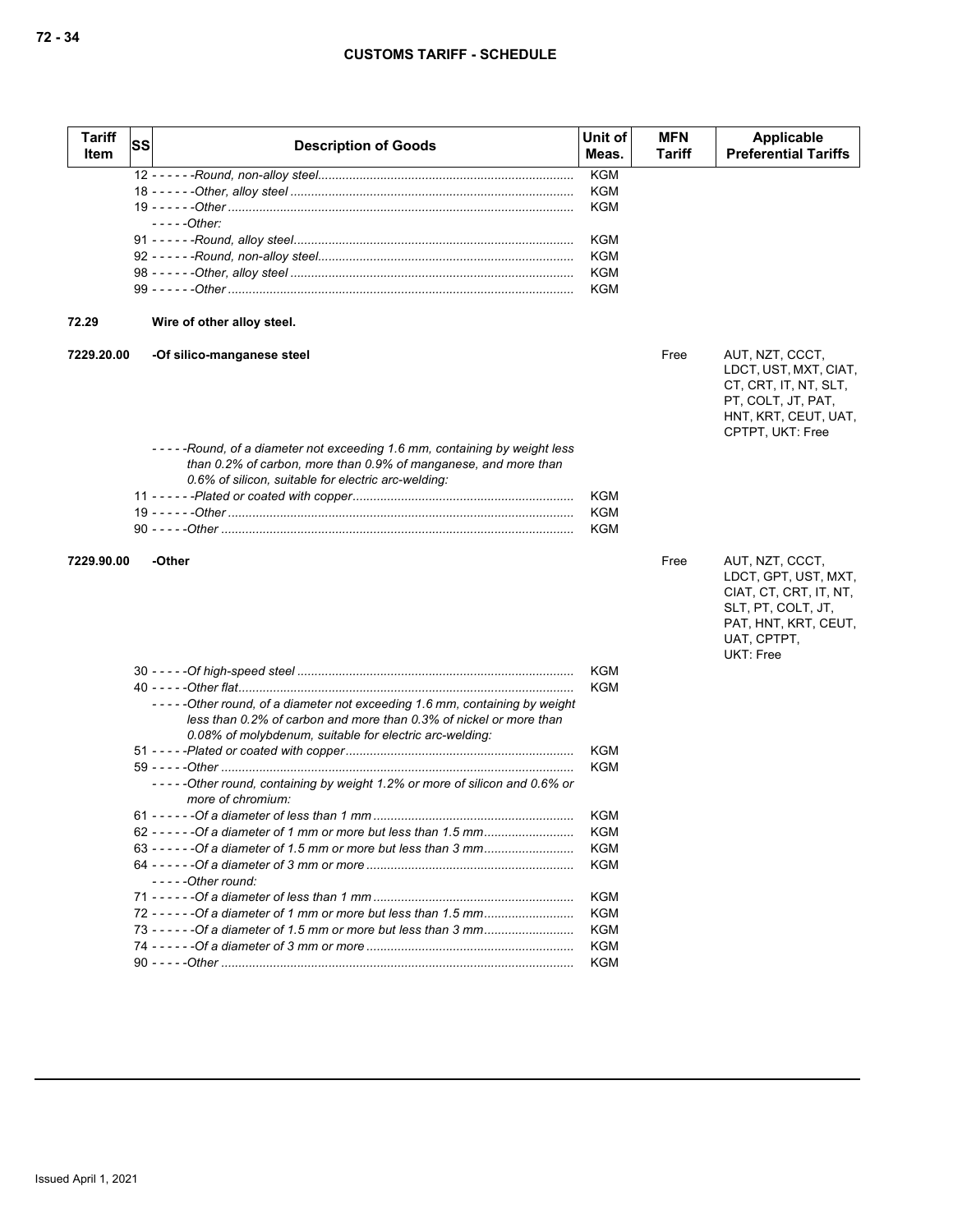| Tariff Item | SS | Description of Goods | Unit of Meas. | MFN Tariff | Applicable Preferential Tariffs |
|---|---|---|---|---|---|
| | | 12 - - - - - -*Round, non-alloy steel* | KGM | | |
| | | 18 - - - - - -*Other, alloy steel* | KGM | | |
| | | 19 - - - - - -*Other* | KGM | | |
| | | - - - - -*Other:* | | | |
| | | 91 - - - - - -*Round, alloy steel* | KGM | | |
| | | 92 - - - - - -*Round, non-alloy steel* | KGM | | |
| | | 98 - - - - - -*Other, alloy steel* | KGM | | |
| | | 99 - - - - - -*Other* | KGM | | |
| **72.29** | | **Wire of other alloy steel.** | | | |
| **7229.20.00** | | **-Of silico-manganese steel** | | Free | AUT, NZT, CCCT, LDCT, UST, MXT, CIAT, CT, CRT, IT, NT, SLT, PT, COLT, JT, PAT, HNT, KRT, CEUT, UAT, CPTPT, UKT: Free |
| | | - - - - -*Round, of a diameter not exceeding 1.6 mm, containing by weight less than 0.2% of carbon, more than 0.9% of manganese, and more than 0.6% of silicon, suitable for electric arc-welding:* | | | |
| | | 11 - - - - - -*Plated or coated with copper* | KGM | | |
| | | 19 - - - - - -*Other* | KGM | | |
| | | 90 - - - - -*Other* | KGM | | |
| **7229.90.00** | | **-Other** | | Free | AUT, NZT, CCCT, LDCT, GPT, UST, MXT, CIAT, CT, CRT, IT, NT, SLT, PT, COLT, JT, PAT, HNT, KRT, CEUT, UAT, CPTPT, UKT: Free |
| | | 30 - - - - -*Of high-speed steel* | KGM | | |
| | | 40 - - - - -*Other flat* | KGM | | |
| | | - - - - -*Other round, of a diameter not exceeding 1.6 mm, containing by weight less than 0.2% of carbon and more than 0.3% of nickel or more than 0.08% of molybdenum, suitable for electric arc-welding:* | | | |
| | | 51 - - - - -*Plated or coated with copper* | KGM | | |
| | | 59 - - - - -*Other* | KGM | | |
| | | - - - - -*Other round, containing by weight 1.2% or more of silicon and 0.6% or more of chromium:* | | | |
| | | 61 - - - - - -*Of a diameter of less than 1 mm* | KGM | | |
| | | 62 - - - - - -*Of a diameter of 1 mm or more but less than 1.5 mm* | KGM | | |
| | | 63 - - - - - -*Of a diameter of 1.5 mm or more but less than 3 mm* | KGM | | |
| | | 64 - - - - - -*Of a diameter of 3 mm or more* | KGM | | |
| | | - - - - -*Other round:* | | | |
| | | 71 - - - - - -*Of a diameter of less than 1 mm* | KGM | | |
| | | 72 - - - - - -*Of a diameter of 1 mm or more but less than 1.5 mm* | KGM | | |
| | | 73 - - - - - -*Of a diameter of 1.5 mm or more but less than 3 mm* | KGM | | |
| | | 74 - - - - - -*Of a diameter of 3 mm or more* | KGM | | |
| | | 90 - - - - -*Other* | KGM | | |